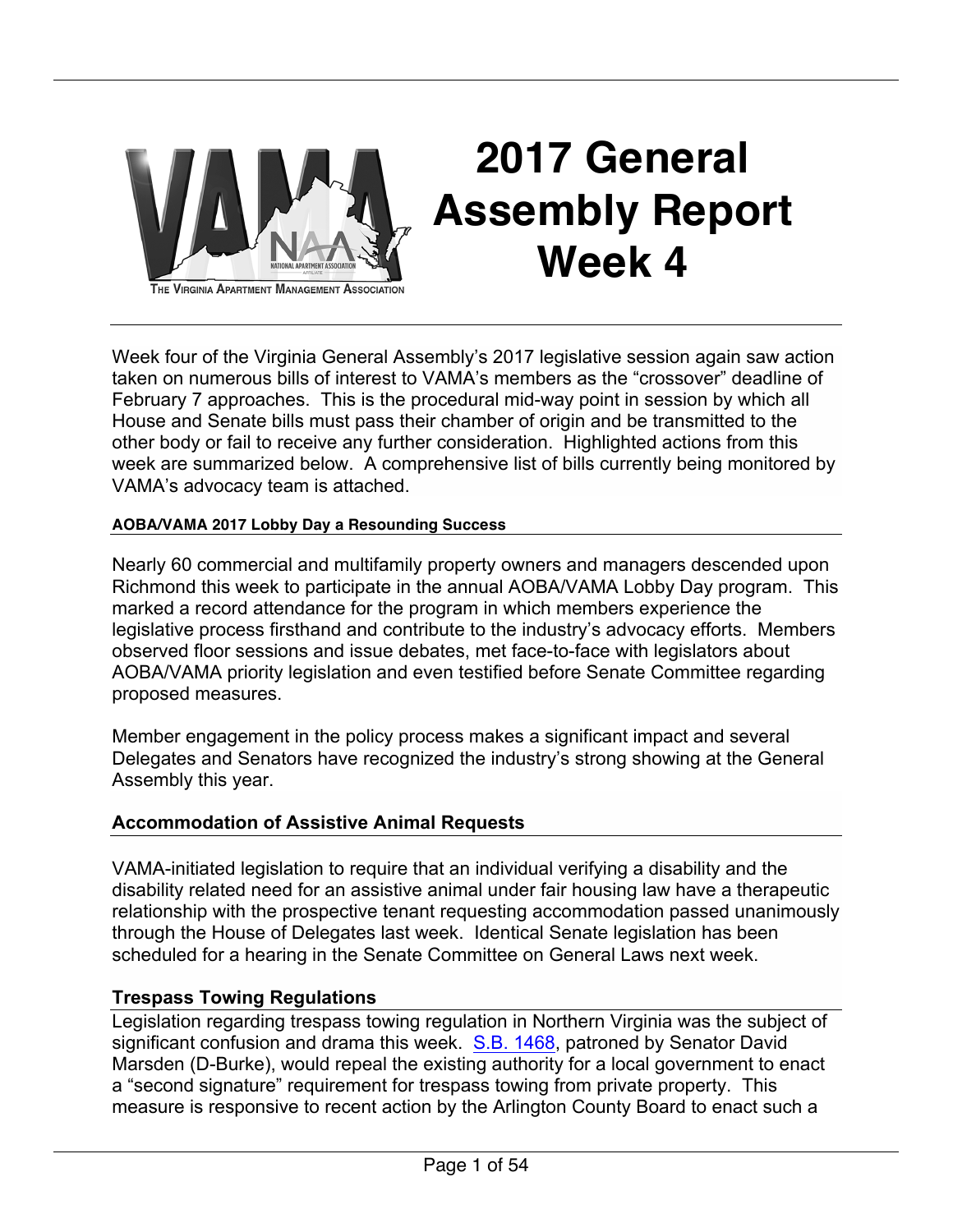# 2017 General Assembly Report Week 4

Week four of the Virginia General Assembly's 2017 legislative session again saw action taken on numerous bills of interest to VAMA's members as the "crossover" deadline of February 7 approaches. This is the procedural mid-way point in session by which all House and Senate bills must pass their chamber of origin and be transmitted to the other body or fail to receive any further consideration. Highlighted actions from this week are summarized below. A comprehensive list of bills currently being monitored by VAMA's advocacy team is attached.

#### AOBA/VAMA 2017 Lobby Day a Resounding Success

Nearly 60 commercial and multifamily property owners and managers descended upon Richmond this week to participate in the annual AOBA/VAMA Lobby Day program. This marked a record attendance for the program in which members experience the legislative process firsthand and contribute to the industry's advocacy efforts. Members observed floor sessions and issue debates, met face-to-face with legislators about AOBA/VAMA priority legislation and even testified before Senate Committee regarding proposed measures.

Member engagement in the policy process makes a significant impact and several Delegates and Senators have recognized the industry's strong showing at the General Assembly this year.

### Accommodation of Assistive Animal Requests

VAMA-initiated legislation to require that an individual verifying a disability and the disability related need for an assistive animal under fair housing law have a therapeutic relationship with the prospective tenant requesting accommodation passed unanimously through the House of Delegates last week. Identical Senate legislation has been scheduled for a hearing in the Senate Committee on General Laws next week.

### Trespass Towing Regulations

Legislation regarding trespass towing regulation in Northern Virginia was the subject of significant confusion and drama this week. S.B. 1468, patroned by Senator David Marsden (D-Burke), would repeal the existing authority for a local government to enact a "second signature" requirement for trespass towing from private property. This measure is responsive to recent action by the Arlington County Board to enact such a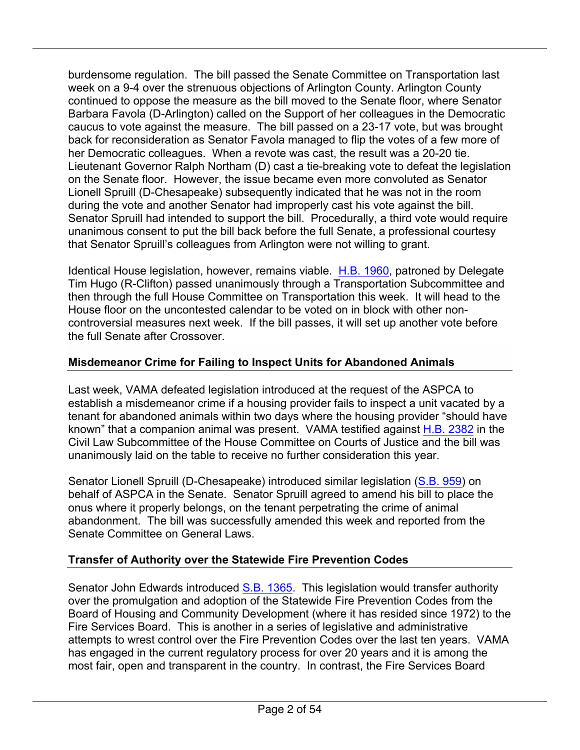burdensome regulation. The bill passed the Senate Committee on Transportation last week on a 9-4 over the strenuous objections of Arlington County. Arlington County continued to oppose the measure as the bill moved to the Senate floor, where Senator Barbara Favola (D-Arlington) called on the Support of her colleagues in the Democratic caucus to vote against the measure. The bill passed on a 23-17 vote, but was brought back for reconsideration as Senator Favola managed to flip the votes of a few more of her Democratic colleagues. When a revote was cast, the result was a 20-20 tie. Lieutenant Governor Ralph Northam (D) cast a tie-breaking vote to defeat the legislation on the Senate floor. However, the issue became even more convoluted as Senator Lionell Spruill (D-Chesapeake) subsequently indicated that he was not in the room during the vote and another Senator had improperly cast his vote against the bill. Senator Spruill had intended to support the bill. Procedurally, a third vote would require unanimous consent to put the bill back before the full Senate, a professional courtesy that Senator Spruill's colleagues from Arlington were not willing to grant.

Identical House legislation, however, remains viable. H.B. 1960, patroned by Delegate Tim Hugo (R-Clifton) passed unanimously through a Transportation Subcommittee and then through the full House Committee on Transportation this week. It will head to the House floor on the uncontested calendar to be voted on in block with other non-controversial measures next week. If the bill passes, it will set up another vote before the full Senate after Crossover.

**Misdemeanor Crime for Failing to Inspect Units for Abandoned Animals**

Last week, VAMA defeated legislation introduced at the request of the ASPCA to establish a misdemeanor crime if a housing provider fails to inspect a unit vacated by a tenant for abandoned animals within two days where the housing provider "should have known" that a companion animal was present. VAMA testified against H.B. 2382 in the Civil Law Subcommittee of the House Committee on Courts of Justice and the bill was unanimously laid on the table to receive no further consideration this year.

Senator Lionell Spruill (D-Chesapeake) introduced similar legislation (S.B. 959) on behalf of ASPCA in the Senate. Senator Spruill agreed to amend his bill to place the onus where it properly belongs, on the tenant perpetrating the crime of animal abandonment. The bill was successfully amended this week and reported from the Senate Committee on General Laws.

**Transfer of Authority over the Statewide Fire Prevention Codes**

Senator John Edwards introduced S.B. 1365. This legislation would transfer authority over the promulgation and adoption of the Statewide Fire Prevention Codes from the Board of Housing and Community Development (where it has resided since 1972) to the Fire Services Board. This is another in a series of legislative and administrative attempts to wrest control over the Fire Prevention Codes over the last ten years. VAMA has engaged in the current regulatory process for over 20 years and it is among the most fair, open and transparent in the country. In contrast, the Fire Services Board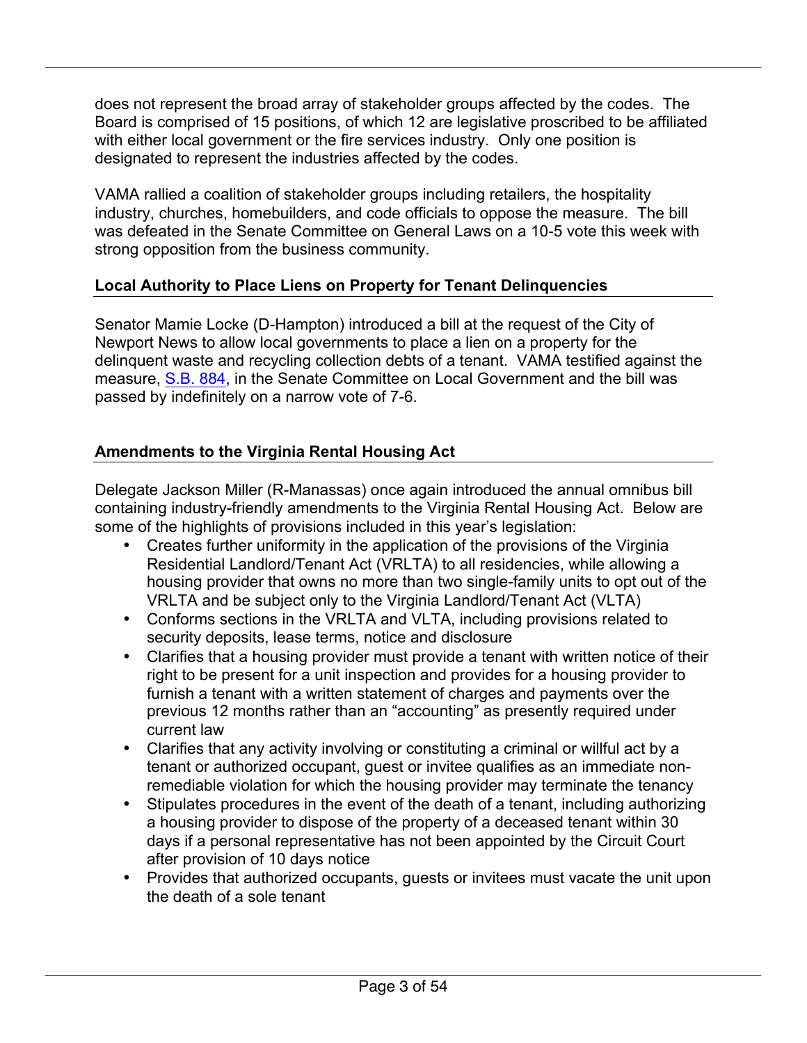does not represent the broad array of stakeholder groups affected by the codes. The Board is comprised of 15 positions, of which 12 are legislative proscribed to be affiliated with either local government or the fire services industry. Only one position is designated to represent the industries affected by the codes.

VAMA rallied a coalition of stakeholder groups including retailers, the hospitality industry, churches, homebuilders, and code officials to oppose the measure. The bill was defeated in the Senate Committee on General Laws on a 10-5 vote this week with strong opposition from the business community.

**Local Authority to Place Liens on Property for Tenant Delinquencies**

Senator Mamie Locke (D-Hampton) introduced a bill at the request of the City of Newport News to allow local governments to place a lien on a property for the delinquent waste and recycling collection debts of a tenant. VAMA testified against the measure, S.B. 884, in the Senate Committee on Local Government and the bill was passed by indefinitely on a narrow vote of 7-6.

**Amendments to the Virginia Rental Housing Act**

Delegate Jackson Miller (R-Manassas) once again introduced the annual omnibus bill containing industry-friendly amendments to the Virginia Rental Housing Act. Below are some of the highlights of provisions included in this year's legislation:

- Creates further uniformity in the application of the provisions of the Virginia Residential Landlord/Tenant Act (VRLTA) to all residencies, while allowing a housing provider that owns no more than two single-family units to opt out of the VRLTA and be subject only to the Virginia Landlord/Tenant Act (VLTA)
- Conforms sections in the VRLTA and VLTA, including provisions related to security deposits, lease terms, notice and disclosure
- Clarifies that a housing provider must provide a tenant with written notice of their right to be present for a unit inspection and provides for a housing provider to furnish a tenant with a written statement of charges and payments over the previous 12 months rather than an "accounting" as presently required under current law
- Clarifies that any activity involving or constituting a criminal or willful act by a tenant or authorized occupant, guest or invitee qualifies as an immediate non-remediable violation for which the housing provider may terminate the tenancy
- Stipulates procedures in the event of the death of a tenant, including authorizing a housing provider to dispose of the property of a deceased tenant within 30 days if a personal representative has not been appointed by the Circuit Court after provision of 10 days notice
- Provides that authorized occupants, guests or invitees must vacate the unit upon the death of a sole tenant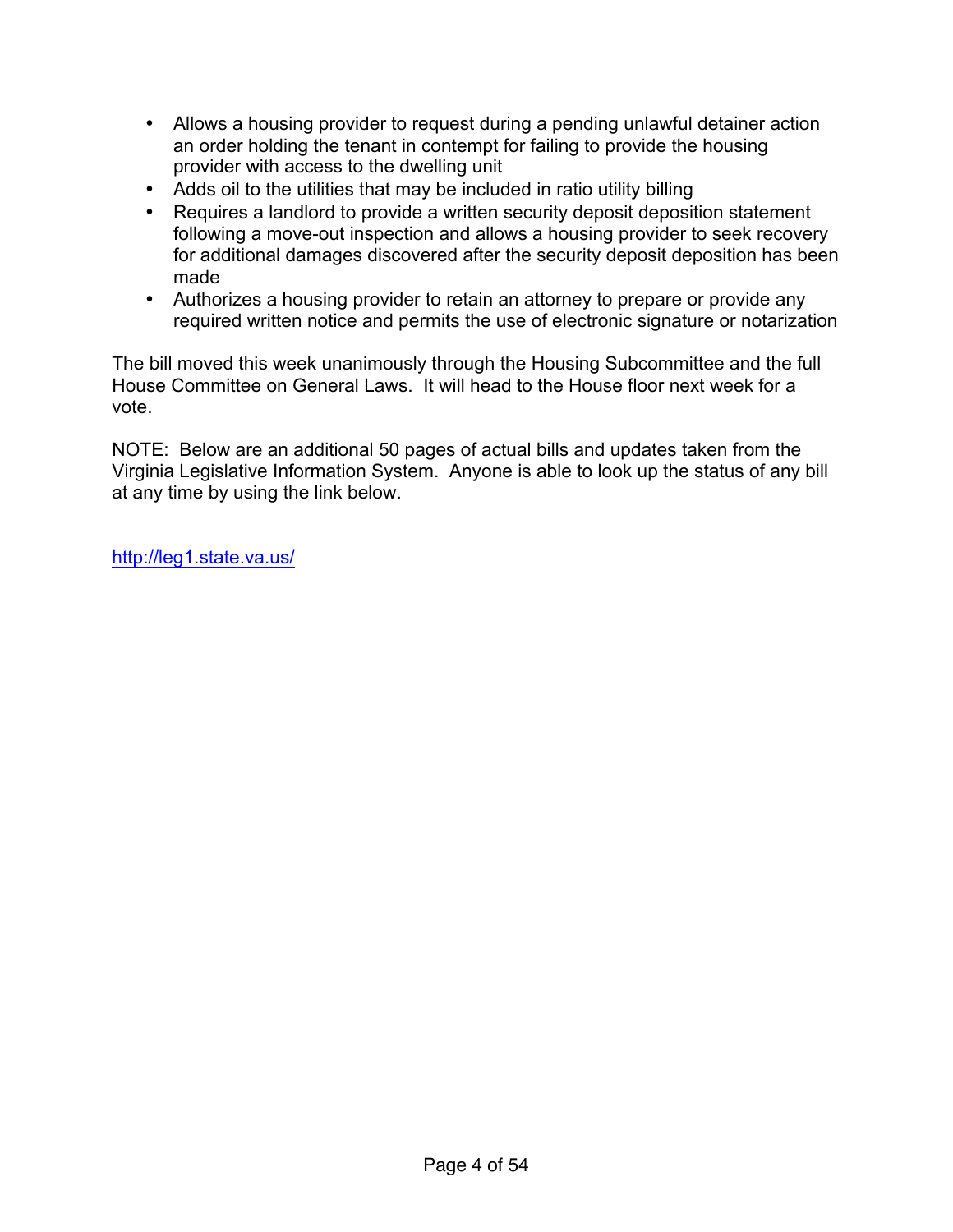- Allows a housing provider to request during a pending unlawful detainer action an order holding the tenant in contempt for failing to provide the housing provider with access to the dwelling unit
- Adds oil to the utilities that may be included in ratio utility billing
- Requires a landlord to provide a written security deposit deposition statement following a move-out inspection and allows a housing provider to seek recovery for additional damages discovered after the security deposit deposition has been made
- Authorizes a housing provider to retain an attorney to prepare or provide any required written notice and permits the use of electronic signature or notarization

The bill moved this week unanimously through the Housing Subcommittee and the full House Committee on General Laws. It will head to the House floor next week for a vote.

NOTE: Below are an additional 50 pages of actual bills and updates taken from the Virginia Legislative Information System. Anyone is able to look up the status of any bill at any time by using the link below.

http://leg1.state.va.us/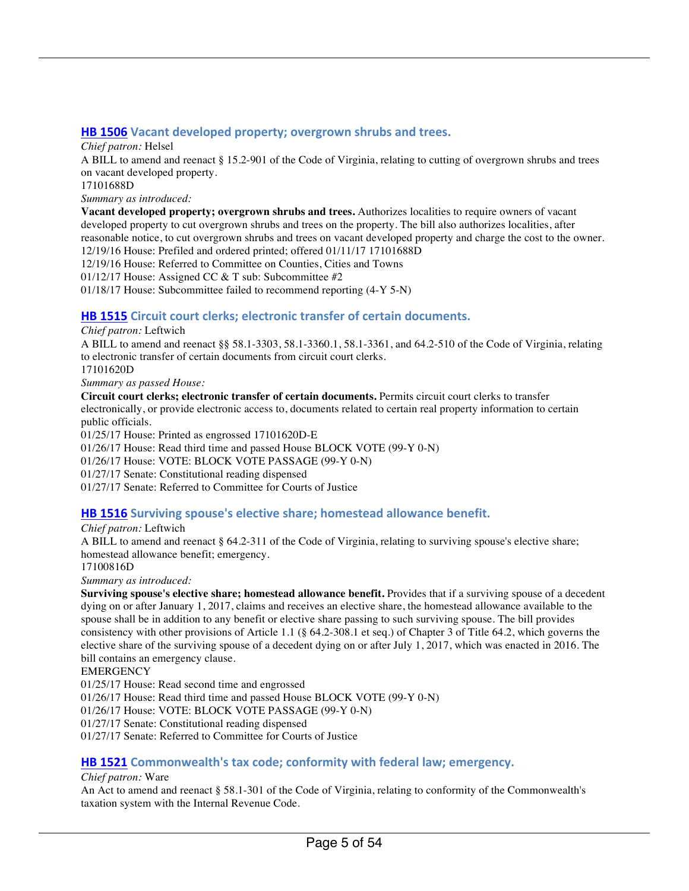### HB 1506 Vacant developed property; overgrown shrubs and trees.

*Chief patron:* Helsel

A BILL to amend and reenact § 15.2-901 of the Code of Virginia, relating to cutting of overgrown shrubs and trees on vacant developed property.

17101688D

*Summary as introduced:*

**Vacant developed property; overgrown shrubs and trees.** Authorizes localities to require owners of vacant developed property to cut overgrown shrubs and trees on the property. The bill also authorizes localities, after reasonable notice, to cut overgrown shrubs and trees on vacant developed property and charge the cost to the owner.

12/19/16 House: Prefiled and ordered printed; offered 01/11/17 17101688D
12/19/16 House: Referred to Committee on Counties, Cities and Towns
01/12/17 House: Assigned CC & T sub: Subcommittee #2
01/18/17 House: Subcommittee failed to recommend reporting (4-Y 5-N)

### HB 1515 Circuit court clerks; electronic transfer of certain documents.

*Chief patron:* Leftwich

A BILL to amend and reenact §§ 58.1-3303, 58.1-3360.1, 58.1-3361, and 64.2-510 of the Code of Virginia, relating to electronic transfer of certain documents from circuit court clerks.

17101620D

*Summary as passed House:*

**Circuit court clerks; electronic transfer of certain documents.** Permits circuit court clerks to transfer electronically, or provide electronic access to, documents related to certain real property information to certain public officials.

01/25/17 House: Printed as engrossed 17101620D-E
01/26/17 House: Read third time and passed House BLOCK VOTE (99-Y 0-N)
01/26/17 House: VOTE: BLOCK VOTE PASSAGE (99-Y 0-N)
01/27/17 Senate: Constitutional reading dispensed
01/27/17 Senate: Referred to Committee for Courts of Justice

### HB 1516 Surviving spouse's elective share; homestead allowance benefit.

*Chief patron:* Leftwich

A BILL to amend and reenact § 64.2-311 of the Code of Virginia, relating to surviving spouse's elective share; homestead allowance benefit; emergency.

17100816D

*Summary as introduced:*

**Surviving spouse's elective share; homestead allowance benefit.** Provides that if a surviving spouse of a decedent dying on or after January 1, 2017, claims and receives an elective share, the homestead allowance available to the spouse shall be in addition to any benefit or elective share passing to such surviving spouse. The bill provides consistency with other provisions of Article 1.1 (§ 64.2-308.1 et seq.) of Chapter 3 of Title 64.2, which governs the elective share of the surviving spouse of a decedent dying on or after July 1, 2017, which was enacted in 2016. The bill contains an emergency clause.

EMERGENCY

01/25/17 House: Read second time and engrossed
01/26/17 House: Read third time and passed House BLOCK VOTE (99-Y 0-N)
01/26/17 House: VOTE: BLOCK VOTE PASSAGE (99-Y 0-N)
01/27/17 Senate: Constitutional reading dispensed
01/27/17 Senate: Referred to Committee for Courts of Justice

### HB 1521 Commonwealth's tax code; conformity with federal law; emergency.

*Chief patron:* Ware

An Act to amend and reenact § 58.1-301 of the Code of Virginia, relating to conformity of the Commonwealth's taxation system with the Internal Revenue Code.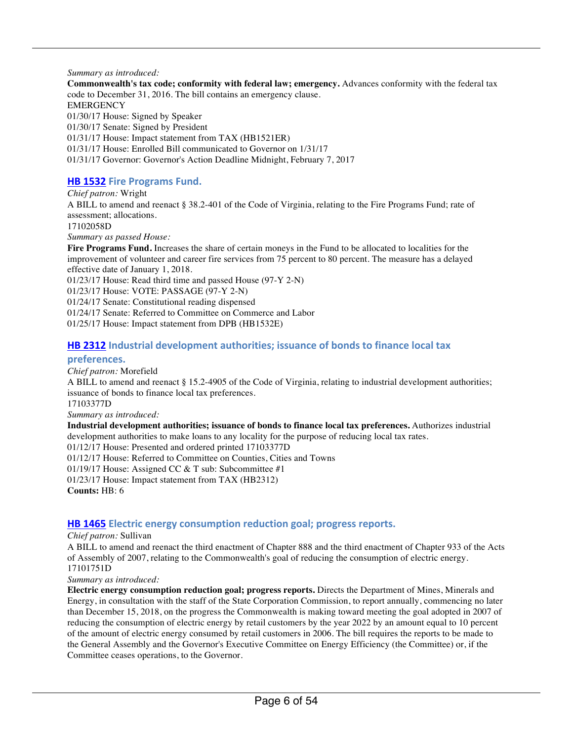*Summary as introduced:*

**Commonwealth's tax code; conformity with federal law; emergency.** Advances conformity with the federal tax code to December 31, 2016. The bill contains an emergency clause.

EMERGENCY

01/30/17 House: Signed by Speaker
01/30/17 Senate: Signed by President
01/31/17 House: Impact statement from TAX (HB1521ER)
01/31/17 House: Enrolled Bill communicated to Governor on 1/31/17
01/31/17 Governor: Governor's Action Deadline Midnight, February 7, 2017

### HB 1532 Fire Programs Fund.

*Chief patron:* Wright

A BILL to amend and reenact § 38.2-401 of the Code of Virginia, relating to the Fire Programs Fund; rate of assessment; allocations.

17102058D

*Summary as passed House:*

**Fire Programs Fund.** Increases the share of certain moneys in the Fund to be allocated to localities for the improvement of volunteer and career fire services from 75 percent to 80 percent. The measure has a delayed effective date of January 1, 2018.

01/23/17 House: Read third time and passed House (97-Y 2-N)
01/23/17 House: VOTE: PASSAGE (97-Y 2-N)
01/24/17 Senate: Constitutional reading dispensed
01/24/17 Senate: Referred to Committee on Commerce and Labor
01/25/17 House: Impact statement from DPB (HB1532E)

### HB 2312 Industrial development authorities; issuance of bonds to finance local tax preferences.

*Chief patron:* Morefield

A BILL to amend and reenact § 15.2-4905 of the Code of Virginia, relating to industrial development authorities; issuance of bonds to finance local tax preferences.

17103377D

*Summary as introduced:*

**Industrial development authorities; issuance of bonds to finance local tax preferences.** Authorizes industrial development authorities to make loans to any locality for the purpose of reducing local tax rates.

01/12/17 House: Presented and ordered printed 17103377D
01/12/17 House: Referred to Committee on Counties, Cities and Towns
01/19/17 House: Assigned CC & T sub: Subcommittee #1
01/23/17 House: Impact statement from TAX (HB2312)

**Counts:** HB: 6

### HB 1465 Electric energy consumption reduction goal; progress reports.

*Chief patron:* Sullivan

A BILL to amend and reenact the third enactment of Chapter 888 and the third enactment of Chapter 933 of the Acts of Assembly of 2007, relating to the Commonwealth's goal of reducing the consumption of electric energy.

17101751D

*Summary as introduced:*

**Electric energy consumption reduction goal; progress reports.** Directs the Department of Mines, Minerals and Energy, in consultation with the staff of the State Corporation Commission, to report annually, commencing no later than December 15, 2018, on the progress the Commonwealth is making toward meeting the goal adopted in 2007 of reducing the consumption of electric energy by retail customers by the year 2022 by an amount equal to 10 percent of the amount of electric energy consumed by retail customers in 2006. The bill requires the reports to be made to the General Assembly and the Governor's Executive Committee on Energy Efficiency (the Committee) or, if the Committee ceases operations, to the Governor.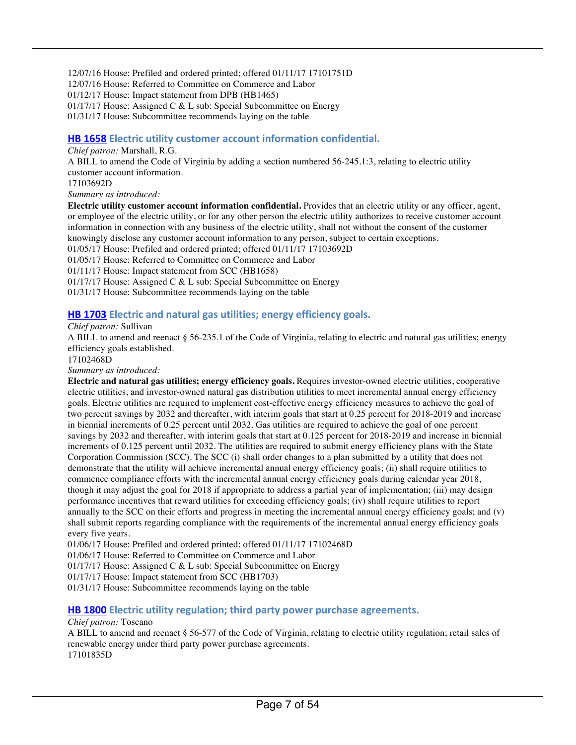12/07/16 House: Prefiled and ordered printed; offered 01/11/17 17101751D
12/07/16 House: Referred to Committee on Commerce and Labor
01/12/17 House: Impact statement from DPB (HB1465)
01/17/17 House: Assigned C & L sub: Special Subcommittee on Energy
01/31/17 House: Subcommittee recommends laying on the table

### HB 1658 Electric utility customer account information confidential.

*Chief patron:* Marshall, R.G.

A BILL to amend the Code of Virginia by adding a section numbered 56-245.1:3, relating to electric utility customer account information.

17103692D

*Summary as introduced:*

**Electric utility customer account information confidential.** Provides that an electric utility or any officer, agent, or employee of the electric utility, or for any other person the electric utility authorizes to receive customer account information in connection with any business of the electric utility, shall not without the consent of the customer knowingly disclose any customer account information to any person, subject to certain exceptions.

01/05/17 House: Prefiled and ordered printed; offered 01/11/17 17103692D
01/05/17 House: Referred to Committee on Commerce and Labor
01/11/17 House: Impact statement from SCC (HB1658)
01/17/17 House: Assigned C & L sub: Special Subcommittee on Energy
01/31/17 House: Subcommittee recommends laying on the table

### HB 1703 Electric and natural gas utilities; energy efficiency goals.

*Chief patron:* Sullivan

A BILL to amend and reenact § 56-235.1 of the Code of Virginia, relating to electric and natural gas utilities; energy efficiency goals established.

17102468D

*Summary as introduced:*

**Electric and natural gas utilities; energy efficiency goals.** Requires investor-owned electric utilities, cooperative electric utilities, and investor-owned natural gas distribution utilities to meet incremental annual energy efficiency goals. Electric utilities are required to implement cost-effective energy efficiency measures to achieve the goal of two percent savings by 2032 and thereafter, with interim goals that start at 0.25 percent for 2018-2019 and increase in biennial increments of 0.25 percent until 2032. Gas utilities are required to achieve the goal of one percent savings by 2032 and thereafter, with interim goals that start at 0.125 percent for 2018-2019 and increase in biennial increments of 0.125 percent until 2032. The utilities are required to submit energy efficiency plans with the State Corporation Commission (SCC). The SCC (i) shall order changes to a plan submitted by a utility that does not demonstrate that the utility will achieve incremental annual energy efficiency goals; (ii) shall require utilities to commence compliance efforts with the incremental annual energy efficiency goals during calendar year 2018, though it may adjust the goal for 2018 if appropriate to address a partial year of implementation; (iii) may design performance incentives that reward utilities for exceeding efficiency goals; (iv) shall require utilities to report annually to the SCC on their efforts and progress in meeting the incremental annual energy efficiency goals; and (v) shall submit reports regarding compliance with the requirements of the incremental annual energy efficiency goals every five years.

01/06/17 House: Prefiled and ordered printed; offered 01/11/17 17102468D
01/06/17 House: Referred to Committee on Commerce and Labor
01/17/17 House: Assigned C & L sub: Special Subcommittee on Energy
01/17/17 House: Impact statement from SCC (HB1703)
01/31/17 House: Subcommittee recommends laying on the table

### HB 1800 Electric utility regulation; third party power purchase agreements.

*Chief patron:* Toscano

A BILL to amend and reenact § 56-577 of the Code of Virginia, relating to electric utility regulation; retail sales of renewable energy under third party power purchase agreements.

17101835D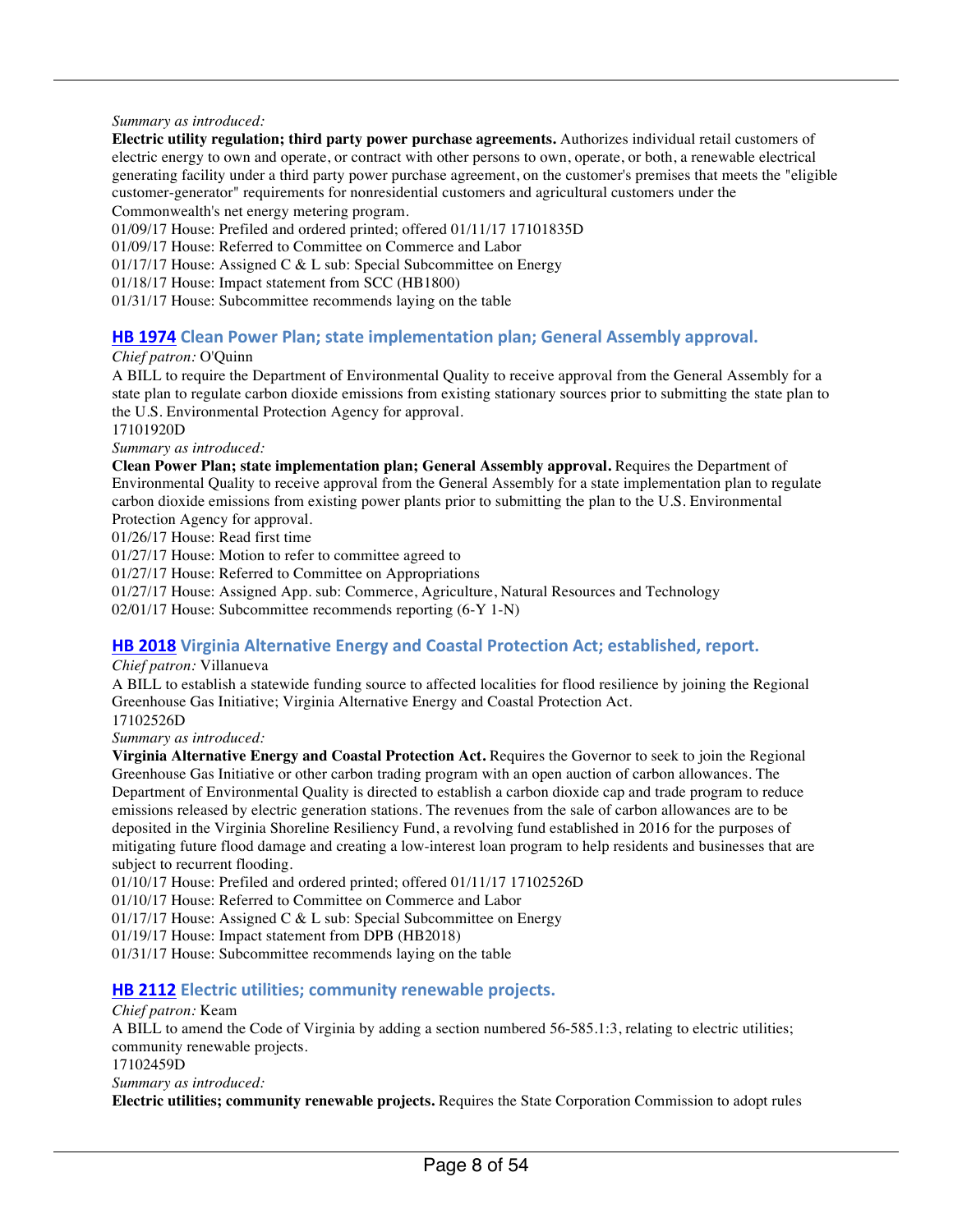*Summary as introduced:*

**Electric utility regulation; third party power purchase agreements.** Authorizes individual retail customers of electric energy to own and operate, or contract with other persons to own, operate, or both, a renewable electrical generating facility under a third party power purchase agreement, on the customer's premises that meets the "eligible customer-generator" requirements for nonresidential customers and agricultural customers under the Commonwealth's net energy metering program.

01/09/17 House: Prefiled and ordered printed; offered 01/11/17 17101835D
01/09/17 House: Referred to Committee on Commerce and Labor
01/17/17 House: Assigned C & L sub: Special Subcommittee on Energy
01/18/17 House: Impact statement from SCC (HB1800)
01/31/17 House: Subcommittee recommends laying on the table

### HB 1974 Clean Power Plan; state implementation plan; General Assembly approval.

*Chief patron:* O'Quinn

A BILL to require the Department of Environmental Quality to receive approval from the General Assembly for a state plan to regulate carbon dioxide emissions from existing stationary sources prior to submitting the state plan to the U.S. Environmental Protection Agency for approval.

17101920D

*Summary as introduced:*

**Clean Power Plan; state implementation plan; General Assembly approval.** Requires the Department of Environmental Quality to receive approval from the General Assembly for a state implementation plan to regulate carbon dioxide emissions from existing power plants prior to submitting the plan to the U.S. Environmental Protection Agency for approval.

01/26/17 House: Read first time
01/27/17 House: Motion to refer to committee agreed to
01/27/17 House: Referred to Committee on Appropriations
01/27/17 House: Assigned App. sub: Commerce, Agriculture, Natural Resources and Technology
02/01/17 House: Subcommittee recommends reporting (6-Y 1-N)

### HB 2018 Virginia Alternative Energy and Coastal Protection Act; established, report.

*Chief patron:* Villanueva

A BILL to establish a statewide funding source to affected localities for flood resilience by joining the Regional Greenhouse Gas Initiative; Virginia Alternative Energy and Coastal Protection Act.

17102526D

*Summary as introduced:*

**Virginia Alternative Energy and Coastal Protection Act.** Requires the Governor to seek to join the Regional Greenhouse Gas Initiative or other carbon trading program with an open auction of carbon allowances. The Department of Environmental Quality is directed to establish a carbon dioxide cap and trade program to reduce emissions released by electric generation stations. The revenues from the sale of carbon allowances are to be deposited in the Virginia Shoreline Resiliency Fund, a revolving fund established in 2016 for the purposes of mitigating future flood damage and creating a low-interest loan program to help residents and businesses that are subject to recurrent flooding.

01/10/17 House: Prefiled and ordered printed; offered 01/11/17 17102526D
01/10/17 House: Referred to Committee on Commerce and Labor
01/17/17 House: Assigned C & L sub: Special Subcommittee on Energy
01/19/17 House: Impact statement from DPB (HB2018)
01/31/17 House: Subcommittee recommends laying on the table

### HB 2112 Electric utilities; community renewable projects.

*Chief patron:* Keam

A BILL to amend the Code of Virginia by adding a section numbered 56-585.1:3, relating to electric utilities; community renewable projects.

17102459D

*Summary as introduced:*

**Electric utilities; community renewable projects.** Requires the State Corporation Commission to adopt rules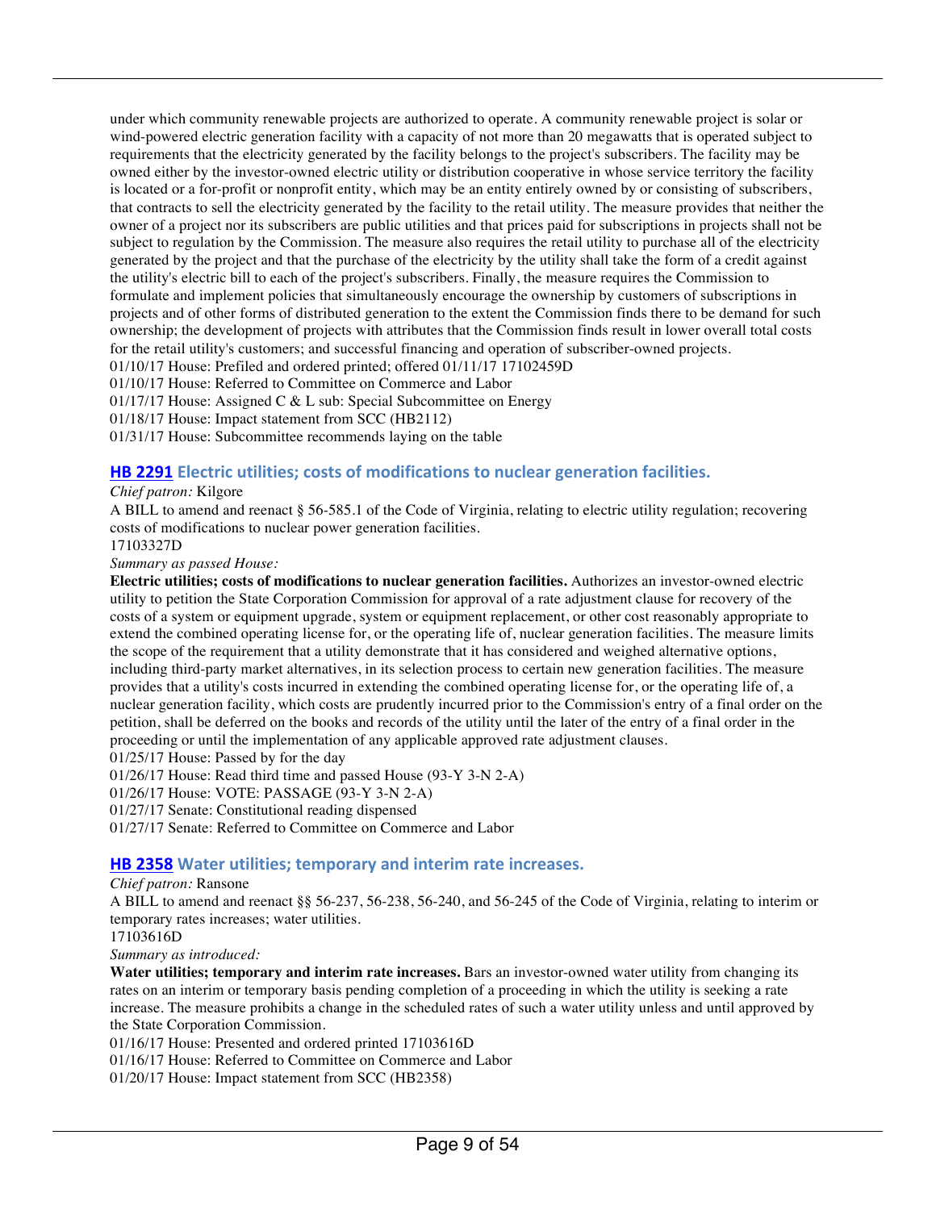under which community renewable projects are authorized to operate. A community renewable project is solar or wind-powered electric generation facility with a capacity of not more than 20 megawatts that is operated subject to requirements that the electricity generated by the facility belongs to the project's subscribers. The facility may be owned either by the investor-owned electric utility or distribution cooperative in whose service territory the facility is located or a for-profit or nonprofit entity, which may be an entity entirely owned by or consisting of subscribers, that contracts to sell the electricity generated by the facility to the retail utility. The measure provides that neither the owner of a project nor its subscribers are public utilities and that prices paid for subscriptions in projects shall not be subject to regulation by the Commission. The measure also requires the retail utility to purchase all of the electricity generated by the project and that the purchase of the electricity by the utility shall take the form of a credit against the utility's electric bill to each of the project's subscribers. Finally, the measure requires the Commission to formulate and implement policies that simultaneously encourage the ownership by customers of subscriptions in projects and of other forms of distributed generation to the extent the Commission finds there to be demand for such ownership; the development of projects with attributes that the Commission finds result in lower overall total costs for the retail utility's customers; and successful financing and operation of subscriber-owned projects.
01/10/17 House: Prefiled and ordered printed; offered 01/11/17 17102459D
01/10/17 House: Referred to Committee on Commerce and Labor
01/17/17 House: Assigned C & L sub: Special Subcommittee on Energy
01/18/17 House: Impact statement from SCC (HB2112)
01/31/17 House: Subcommittee recommends laying on the table

## HB 2291 Electric utilities; costs of modifications to nuclear generation facilities.

*Chief patron:* Kilgore
A BILL to amend and reenact § 56-585.1 of the Code of Virginia, relating to electric utility regulation; recovering costs of modifications to nuclear power generation facilities.
17103327D
*Summary as passed House:*
**Electric utilities; costs of modifications to nuclear generation facilities.** Authorizes an investor-owned electric utility to petition the State Corporation Commission for approval of a rate adjustment clause for recovery of the costs of a system or equipment upgrade, system or equipment replacement, or other cost reasonably appropriate to extend the combined operating license for, or the operating life of, nuclear generation facilities. The measure limits the scope of the requirement that a utility demonstrate that it has considered and weighed alternative options, including third-party market alternatives, in its selection process to certain new generation facilities. The measure provides that a utility's costs incurred in extending the combined operating license for, or the operating life of, a nuclear generation facility, which costs are prudently incurred prior to the Commission's entry of a final order on the petition, shall be deferred on the books and records of the utility until the later of the entry of a final order in the proceeding or until the implementation of any applicable approved rate adjustment clauses.
01/25/17 House: Passed by for the day
01/26/17 House: Read third time and passed House (93-Y 3-N 2-A)
01/26/17 House: VOTE: PASSAGE (93-Y 3-N 2-A)
01/27/17 Senate: Constitutional reading dispensed
01/27/17 Senate: Referred to Committee on Commerce and Labor

## HB 2358 Water utilities; temporary and interim rate increases.

*Chief patron:* Ransone
A BILL to amend and reenact §§ 56-237, 56-238, 56-240, and 56-245 of the Code of Virginia, relating to interim or temporary rates increases; water utilities.
17103616D
*Summary as introduced:*
**Water utilities; temporary and interim rate increases.** Bars an investor-owned water utility from changing its rates on an interim or temporary basis pending completion of a proceeding in which the utility is seeking a rate increase. The measure prohibits a change in the scheduled rates of such a water utility unless and until approved by the State Corporation Commission.
01/16/17 House: Presented and ordered printed 17103616D
01/16/17 House: Referred to Committee on Commerce and Labor
01/20/17 House: Impact statement from SCC (HB2358)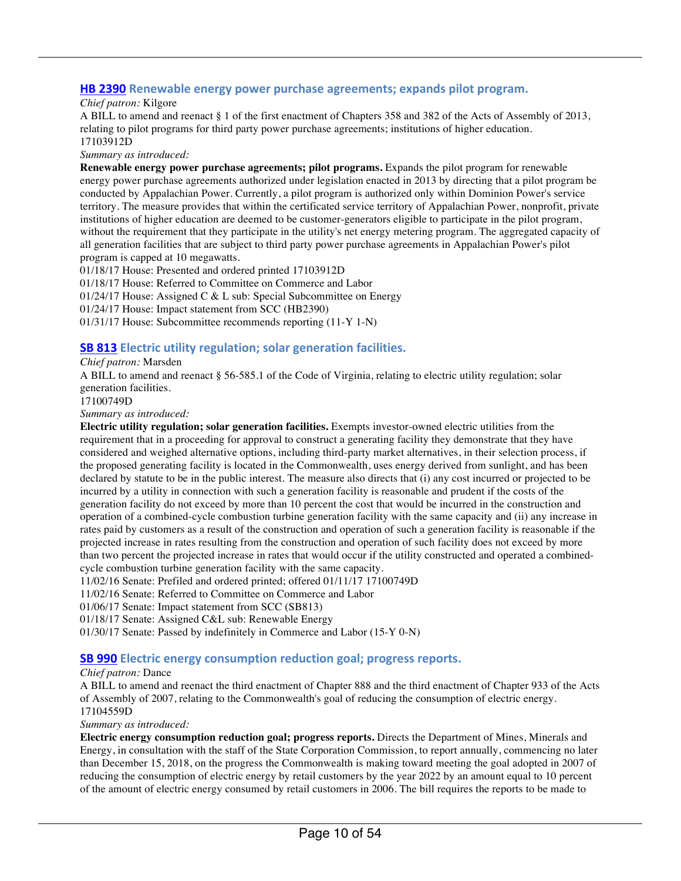## HB 2390 Renewable energy power purchase agreements; expands pilot program.

*Chief patron:* Kilgore

A BILL to amend and reenact § 1 of the first enactment of Chapters 358 and 382 of the Acts of Assembly of 2013, relating to pilot programs for third party power purchase agreements; institutions of higher education.
17103912D

*Summary as introduced:*

**Renewable energy power purchase agreements; pilot programs.** Expands the pilot program for renewable energy power purchase agreements authorized under legislation enacted in 2013 by directing that a pilot program be conducted by Appalachian Power. Currently, a pilot program is authorized only within Dominion Power's service territory. The measure provides that within the certificated service territory of Appalachian Power, nonprofit, private institutions of higher education are deemed to be customer-generators eligible to participate in the pilot program, without the requirement that they participate in the utility's net energy metering program. The aggregated capacity of all generation facilities that are subject to third party power purchase agreements in Appalachian Power's pilot program is capped at 10 megawatts.

01/18/17 House: Presented and ordered printed 17103912D
01/18/17 House: Referred to Committee on Commerce and Labor
01/24/17 House: Assigned C & L sub: Special Subcommittee on Energy
01/24/17 House: Impact statement from SCC (HB2390)
01/31/17 House: Subcommittee recommends reporting (11-Y 1-N)

## SB 813 Electric utility regulation; solar generation facilities.

*Chief patron:* Marsden

A BILL to amend and reenact § 56-585.1 of the Code of Virginia, relating to electric utility regulation; solar generation facilities.
17100749D

*Summary as introduced:*

**Electric utility regulation; solar generation facilities.** Exempts investor-owned electric utilities from the requirement that in a proceeding for approval to construct a generating facility they demonstrate that they have considered and weighed alternative options, including third-party market alternatives, in their selection process, if the proposed generating facility is located in the Commonwealth, uses energy derived from sunlight, and has been declared by statute to be in the public interest. The measure also directs that (i) any cost incurred or projected to be incurred by a utility in connection with such a generation facility is reasonable and prudent if the costs of the generation facility do not exceed by more than 10 percent the cost that would be incurred in the construction and operation of a combined-cycle combustion turbine generation facility with the same capacity and (ii) any increase in rates paid by customers as a result of the construction and operation of such a generation facility is reasonable if the projected increase in rates resulting from the construction and operation of such facility does not exceed by more than two percent the projected increase in rates that would occur if the utility constructed and operated a combined-cycle combustion turbine generation facility with the same capacity.

11/02/16 Senate: Prefiled and ordered printed; offered 01/11/17 17100749D
11/02/16 Senate: Referred to Committee on Commerce and Labor
01/06/17 Senate: Impact statement from SCC (SB813)
01/18/17 Senate: Assigned C&L sub: Renewable Energy
01/30/17 Senate: Passed by indefinitely in Commerce and Labor (15-Y 0-N)

## SB 990 Electric energy consumption reduction goal; progress reports.

*Chief patron:* Dance

A BILL to amend and reenact the third enactment of Chapter 888 and the third enactment of Chapter 933 of the Acts of Assembly of 2007, relating to the Commonwealth's goal of reducing the consumption of electric energy.
17104559D

*Summary as introduced:*

**Electric energy consumption reduction goal; progress reports.** Directs the Department of Mines, Minerals and Energy, in consultation with the staff of the State Corporation Commission, to report annually, commencing no later than December 15, 2018, on the progress the Commonwealth is making toward meeting the goal adopted in 2007 of reducing the consumption of electric energy by retail customers by the year 2022 by an amount equal to 10 percent of the amount of electric energy consumed by retail customers in 2006. The bill requires the reports to be made to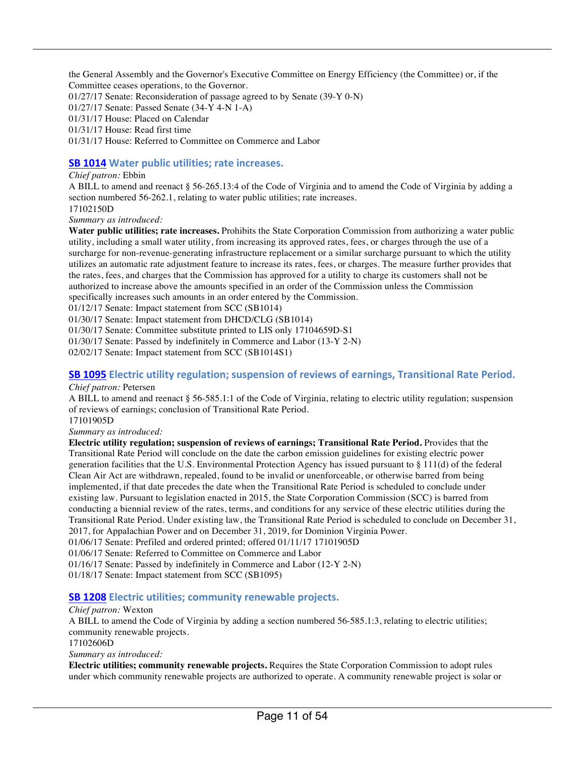the General Assembly and the Governor's Executive Committee on Energy Efficiency (the Committee) or, if the Committee ceases operations, to the Governor.
01/27/17 Senate: Reconsideration of passage agreed to by Senate (39-Y 0-N)
01/27/17 Senate: Passed Senate (34-Y 4-N 1-A)
01/31/17 House: Placed on Calendar
01/31/17 House: Read first time
01/31/17 House: Referred to Committee on Commerce and Labor

### SB 1014 Water public utilities; rate increases.

*Chief patron:* Ebbin
A BILL to amend and reenact § 56-265.13:4 of the Code of Virginia and to amend the Code of Virginia by adding a section numbered 56-262.1, relating to water public utilities; rate increases.
17102150D
*Summary as introduced:*
**Water public utilities; rate increases.** Prohibits the State Corporation Commission from authorizing a water public utility, including a small water utility, from increasing its approved rates, fees, or charges through the use of a surcharge for non-revenue-generating infrastructure replacement or a similar surcharge pursuant to which the utility utilizes an automatic rate adjustment feature to increase its rates, fees, or charges. The measure further provides that the rates, fees, and charges that the Commission has approved for a utility to charge its customers shall not be authorized to increase above the amounts specified in an order of the Commission unless the Commission specifically increases such amounts in an order entered by the Commission.
01/12/17 Senate: Impact statement from SCC (SB1014)
01/30/17 Senate: Impact statement from DHCD/CLG (SB1014)
01/30/17 Senate: Committee substitute printed to LIS only 17104659D-S1
01/30/17 Senate: Passed by indefinitely in Commerce and Labor (13-Y 2-N)
02/02/17 Senate: Impact statement from SCC (SB1014S1)

### SB 1095 Electric utility regulation; suspension of reviews of earnings, Transitional Rate Period.

*Chief patron:* Petersen
A BILL to amend and reenact § 56-585.1:1 of the Code of Virginia, relating to electric utility regulation; suspension of reviews of earnings; conclusion of Transitional Rate Period.
17101905D
*Summary as introduced:*
**Electric utility regulation; suspension of reviews of earnings; Transitional Rate Period.** Provides that the Transitional Rate Period will conclude on the date the carbon emission guidelines for existing electric power generation facilities that the U.S. Environmental Protection Agency has issued pursuant to § 111(d) of the federal Clean Air Act are withdrawn, repealed, found to be invalid or unenforceable, or otherwise barred from being implemented, if that date precedes the date when the Transitional Rate Period is scheduled to conclude under existing law. Pursuant to legislation enacted in 2015, the State Corporation Commission (SCC) is barred from conducting a biennial review of the rates, terms, and conditions for any service of these electric utilities during the Transitional Rate Period. Under existing law, the Transitional Rate Period is scheduled to conclude on December 31, 2017, for Appalachian Power and on December 31, 2019, for Dominion Virginia Power.
01/06/17 Senate: Prefiled and ordered printed; offered 01/11/17 17101905D
01/06/17 Senate: Referred to Committee on Commerce and Labor
01/16/17 Senate: Passed by indefinitely in Commerce and Labor (12-Y 2-N)
01/18/17 Senate: Impact statement from SCC (SB1095)

### SB 1208 Electric utilities; community renewable projects.

*Chief patron:* Wexton
A BILL to amend the Code of Virginia by adding a section numbered 56-585.1:3, relating to electric utilities; community renewable projects.
17102606D
*Summary as introduced:*
**Electric utilities; community renewable projects.** Requires the State Corporation Commission to adopt rules under which community renewable projects are authorized to operate. A community renewable project is solar or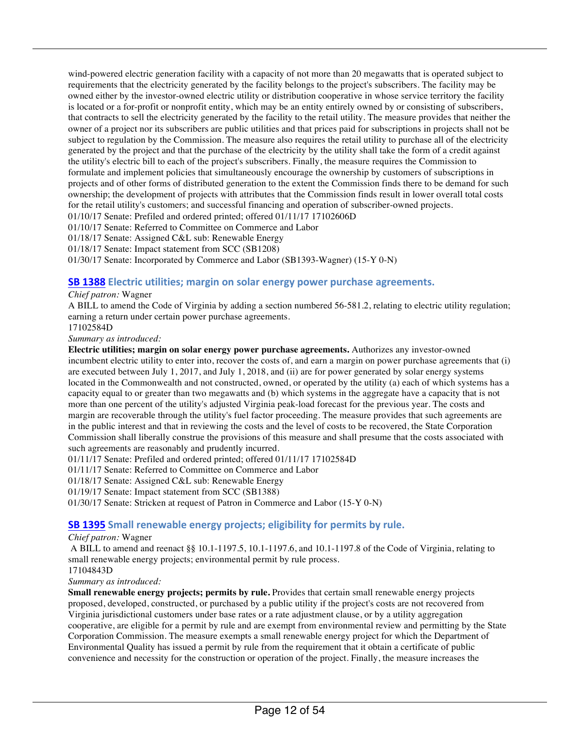wind-powered electric generation facility with a capacity of not more than 20 megawatts that is operated subject to requirements that the electricity generated by the facility belongs to the project's subscribers. The facility may be owned either by the investor-owned electric utility or distribution cooperative in whose service territory the facility is located or a for-profit or nonprofit entity, which may be an entity entirely owned by or consisting of subscribers, that contracts to sell the electricity generated by the facility to the retail utility. The measure provides that neither the owner of a project nor its subscribers are public utilities and that prices paid for subscriptions in projects shall not be subject to regulation by the Commission. The measure also requires the retail utility to purchase all of the electricity generated by the project and that the purchase of the electricity by the utility shall take the form of a credit against the utility's electric bill to each of the project's subscribers. Finally, the measure requires the Commission to formulate and implement policies that simultaneously encourage the ownership by customers of subscriptions in projects and of other forms of distributed generation to the extent the Commission finds there to be demand for such ownership; the development of projects with attributes that the Commission finds result in lower overall total costs for the retail utility's customers; and successful financing and operation of subscriber-owned projects.
01/10/17 Senate: Prefiled and ordered printed; offered 01/11/17 17102606D
01/10/17 Senate: Referred to Committee on Commerce and Labor
01/18/17 Senate: Assigned C&L sub: Renewable Energy
01/18/17 Senate: Impact statement from SCC (SB1208)
01/30/17 Senate: Incorporated by Commerce and Labor (SB1393-Wagner) (15-Y 0-N)

### SB 1388 Electric utilities; margin on solar energy power purchase agreements.

*Chief patron:* Wagner
A BILL to amend the Code of Virginia by adding a section numbered 56-581.2, relating to electric utility regulation; earning a return under certain power purchase agreements.
17102584D
*Summary as introduced:*
**Electric utilities; margin on solar energy power purchase agreements.** Authorizes any investor-owned incumbent electric utility to enter into, recover the costs of, and earn a margin on power purchase agreements that (i) are executed between July 1, 2017, and July 1, 2018, and (ii) are for power generated by solar energy systems located in the Commonwealth and not constructed, owned, or operated by the utility (a) each of which systems has a capacity equal to or greater than two megawatts and (b) which systems in the aggregate have a capacity that is not more than one percent of the utility's adjusted Virginia peak-load forecast for the previous year. The costs and margin are recoverable through the utility's fuel factor proceeding. The measure provides that such agreements are in the public interest and that in reviewing the costs and the level of costs to be recovered, the State Corporation Commission shall liberally construe the provisions of this measure and shall presume that the costs associated with such agreements are reasonably and prudently incurred.
01/11/17 Senate: Prefiled and ordered printed; offered 01/11/17 17102584D
01/11/17 Senate: Referred to Committee on Commerce and Labor
01/18/17 Senate: Assigned C&L sub: Renewable Energy
01/19/17 Senate: Impact statement from SCC (SB1388)
01/30/17 Senate: Stricken at request of Patron in Commerce and Labor (15-Y 0-N)

### SB 1395 Small renewable energy projects; eligibility for permits by rule.

*Chief patron:* Wagner
A BILL to amend and reenact §§ 10.1-1197.5, 10.1-1197.6, and 10.1-1197.8 of the Code of Virginia, relating to small renewable energy projects; environmental permit by rule process.
17104843D
*Summary as introduced:*
**Small renewable energy projects; permits by rule.** Provides that certain small renewable energy projects proposed, developed, constructed, or purchased by a public utility if the project's costs are not recovered from Virginia jurisdictional customers under base rates or a rate adjustment clause, or by a utility aggregation cooperative, are eligible for a permit by rule and are exempt from environmental review and permitting by the State Corporation Commission. The measure exempts a small renewable energy project for which the Department of Environmental Quality has issued a permit by rule from the requirement that it obtain a certificate of public convenience and necessity for the construction or operation of the project. Finally, the measure increases the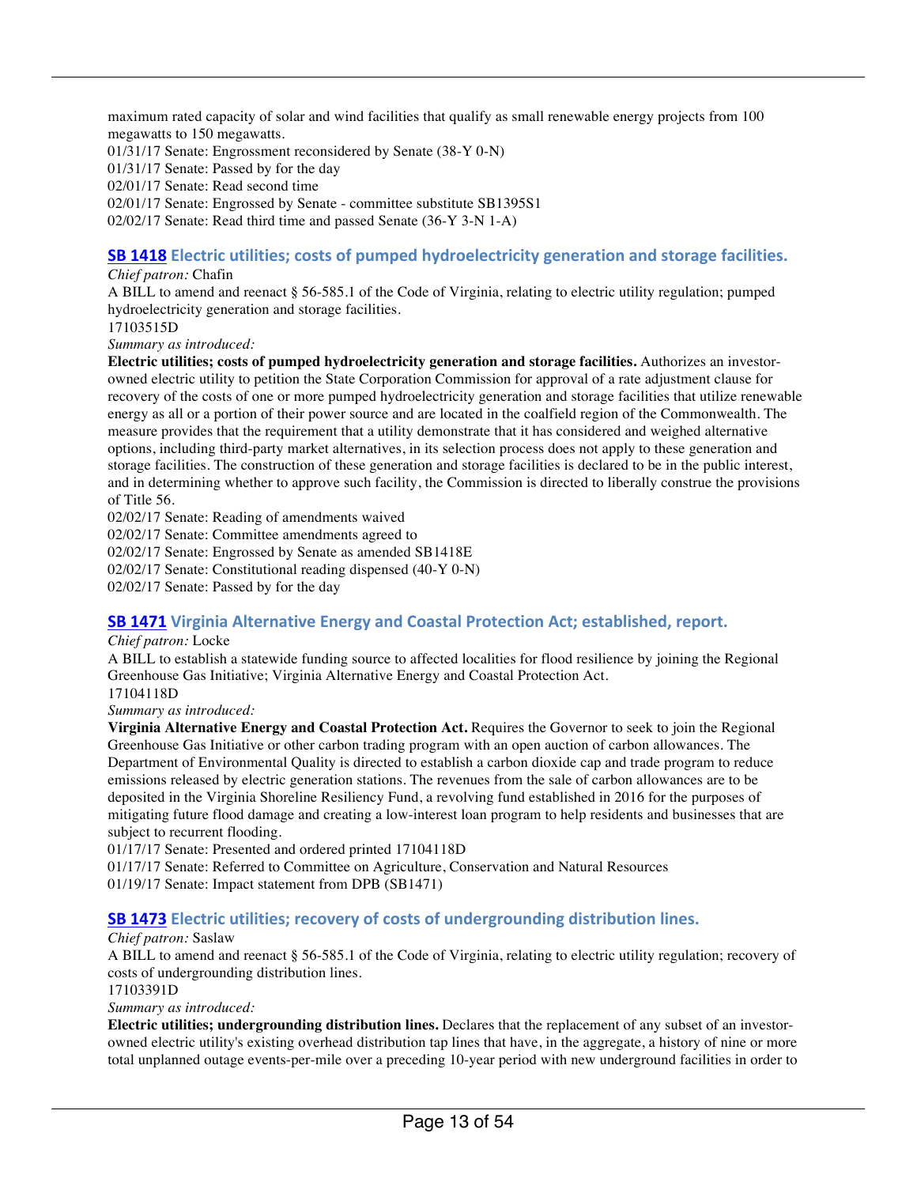maximum rated capacity of solar and wind facilities that qualify as small renewable energy projects from 100 megawatts to 150 megawatts.

01/31/17 Senate: Engrossment reconsidered by Senate (38-Y 0-N)
01/31/17 Senate: Passed by for the day
02/01/17 Senate: Read second time
02/01/17 Senate: Engrossed by Senate - committee substitute SB1395S1
02/02/17 Senate: Read third time and passed Senate (36-Y 3-N 1-A)

### SB 1418 Electric utilities; costs of pumped hydroelectricity generation and storage facilities.

*Chief patron:* Chafin

A BILL to amend and reenact § 56-585.1 of the Code of Virginia, relating to electric utility regulation; pumped hydroelectricity generation and storage facilities.

17103515D

*Summary as introduced:*

**Electric utilities; costs of pumped hydroelectricity generation and storage facilities.** Authorizes an investor-owned electric utility to petition the State Corporation Commission for approval of a rate adjustment clause for recovery of the costs of one or more pumped hydroelectricity generation and storage facilities that utilize renewable energy as all or a portion of their power source and are located in the coalfield region of the Commonwealth. The measure provides that the requirement that a utility demonstrate that it has considered and weighed alternative options, including third-party market alternatives, in its selection process does not apply to these generation and storage facilities. The construction of these generation and storage facilities is declared to be in the public interest, and in determining whether to approve such facility, the Commission is directed to liberally construe the provisions of Title 56.

02/02/17 Senate: Reading of amendments waived
02/02/17 Senate: Committee amendments agreed to
02/02/17 Senate: Engrossed by Senate as amended SB1418E
02/02/17 Senate: Constitutional reading dispensed (40-Y 0-N)
02/02/17 Senate: Passed by for the day

### SB 1471 Virginia Alternative Energy and Coastal Protection Act; established, report.

*Chief patron:* Locke

A BILL to establish a statewide funding source to affected localities for flood resilience by joining the Regional Greenhouse Gas Initiative; Virginia Alternative Energy and Coastal Protection Act.

17104118D

*Summary as introduced:*

**Virginia Alternative Energy and Coastal Protection Act.** Requires the Governor to seek to join the Regional Greenhouse Gas Initiative or other carbon trading program with an open auction of carbon allowances. The Department of Environmental Quality is directed to establish a carbon dioxide cap and trade program to reduce emissions released by electric generation stations. The revenues from the sale of carbon allowances are to be deposited in the Virginia Shoreline Resiliency Fund, a revolving fund established in 2016 for the purposes of mitigating future flood damage and creating a low-interest loan program to help residents and businesses that are subject to recurrent flooding.

01/17/17 Senate: Presented and ordered printed 17104118D
01/17/17 Senate: Referred to Committee on Agriculture, Conservation and Natural Resources
01/19/17 Senate: Impact statement from DPB (SB1471)

### SB 1473 Electric utilities; recovery of costs of undergrounding distribution lines.

*Chief patron:* Saslaw

A BILL to amend and reenact § 56-585.1 of the Code of Virginia, relating to electric utility regulation; recovery of costs of undergrounding distribution lines.

17103391D

*Summary as introduced:*

**Electric utilities; undergrounding distribution lines.** Declares that the replacement of any subset of an investor-owned electric utility's existing overhead distribution tap lines that have, in the aggregate, a history of nine or more total unplanned outage events-per-mile over a preceding 10-year period with new underground facilities in order to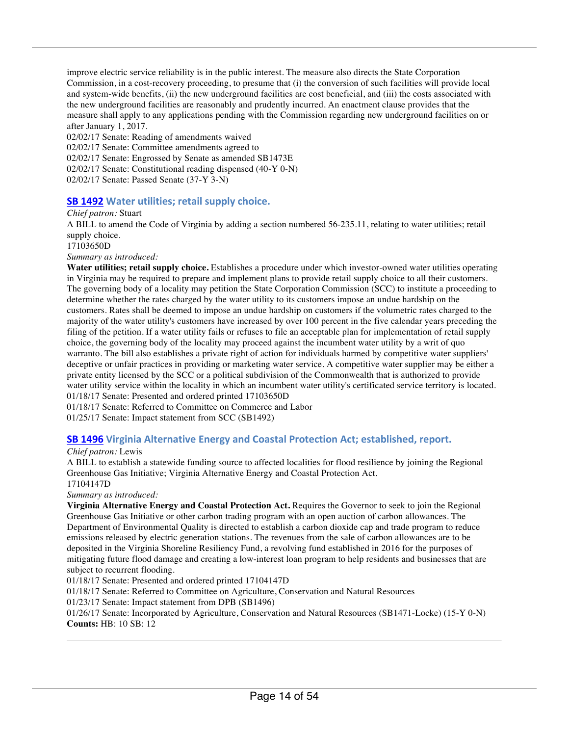improve electric service reliability is in the public interest. The measure also directs the State Corporation Commission, in a cost-recovery proceeding, to presume that (i) the conversion of such facilities will provide local and system-wide benefits, (ii) the new underground facilities are cost beneficial, and (iii) the costs associated with the new underground facilities are reasonably and prudently incurred. An enactment clause provides that the measure shall apply to any applications pending with the Commission regarding new underground facilities on or after January 1, 2017.

02/02/17 Senate: Reading of amendments waived
02/02/17 Senate: Committee amendments agreed to
02/02/17 Senate: Engrossed by Senate as amended SB1473E
02/02/17 Senate: Constitutional reading dispensed (40-Y 0-N)
02/02/17 Senate: Passed Senate (37-Y 3-N)

### SB 1492 Water utilities; retail supply choice.

*Chief patron:* Stuart

A BILL to amend the Code of Virginia by adding a section numbered 56-235.11, relating to water utilities; retail supply choice.

17103650D

*Summary as introduced:*

**Water utilities; retail supply choice.** Establishes a procedure under which investor-owned water utilities operating in Virginia may be required to prepare and implement plans to provide retail supply choice to all their customers. The governing body of a locality may petition the State Corporation Commission (SCC) to institute a proceeding to determine whether the rates charged by the water utility to its customers impose an undue hardship on the customers. Rates shall be deemed to impose an undue hardship on customers if the volumetric rates charged to the majority of the water utility's customers have increased by over 100 percent in the five calendar years preceding the filing of the petition. If a water utility fails or refuses to file an acceptable plan for implementation of retail supply choice, the governing body of the locality may proceed against the incumbent water utility by a writ of quo warranto. The bill also establishes a private right of action for individuals harmed by competitive water suppliers' deceptive or unfair practices in providing or marketing water service. A competitive water supplier may be either a private entity licensed by the SCC or a political subdivision of the Commonwealth that is authorized to provide water utility service within the locality in which an incumbent water utility's certificated service territory is located.

01/18/17 Senate: Presented and ordered printed 17103650D
01/18/17 Senate: Referred to Committee on Commerce and Labor
01/25/17 Senate: Impact statement from SCC (SB1492)

### SB 1496 Virginia Alternative Energy and Coastal Protection Act; established, report.

*Chief patron:* Lewis

A BILL to establish a statewide funding source to affected localities for flood resilience by joining the Regional Greenhouse Gas Initiative; Virginia Alternative Energy and Coastal Protection Act.

17104147D

*Summary as introduced:*

**Virginia Alternative Energy and Coastal Protection Act.** Requires the Governor to seek to join the Regional Greenhouse Gas Initiative or other carbon trading program with an open auction of carbon allowances. The Department of Environmental Quality is directed to establish a carbon dioxide cap and trade program to reduce emissions released by electric generation stations. The revenues from the sale of carbon allowances are to be deposited in the Virginia Shoreline Resiliency Fund, a revolving fund established in 2016 for the purposes of mitigating future flood damage and creating a low-interest loan program to help residents and businesses that are subject to recurrent flooding.

01/18/17 Senate: Presented and ordered printed 17104147D
01/18/17 Senate: Referred to Committee on Agriculture, Conservation and Natural Resources
01/23/17 Senate: Impact statement from DPB (SB1496)
01/26/17 Senate: Incorporated by Agriculture, Conservation and Natural Resources (SB1471-Locke) (15-Y 0-N)

**Counts:** HB: 10 SB: 12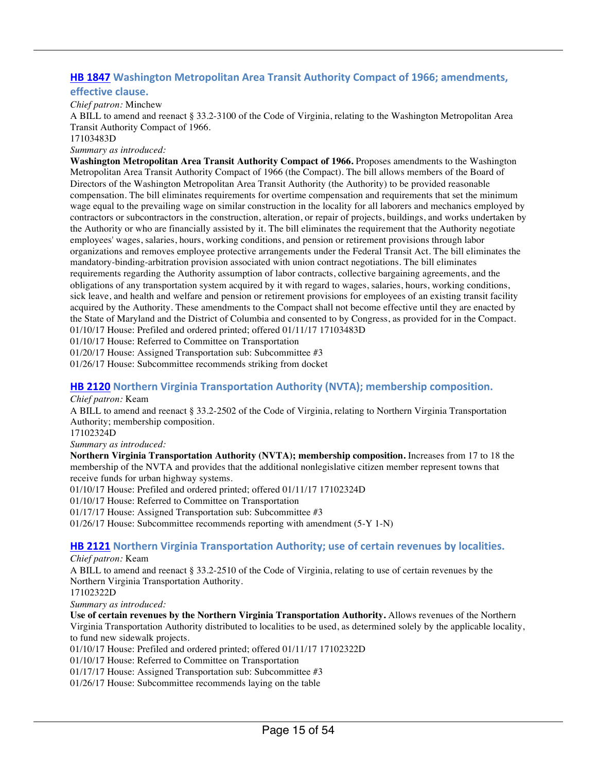## HB 1847 Washington Metropolitan Area Transit Authority Compact of 1966; amendments, effective clause.

*Chief patron:* Minchew

A BILL to amend and reenact § 33.2-3100 of the Code of Virginia, relating to the Washington Metropolitan Area Transit Authority Compact of 1966.

17103483D

*Summary as introduced:*

**Washington Metropolitan Area Transit Authority Compact of 1966.** Proposes amendments to the Washington Metropolitan Area Transit Authority Compact of 1966 (the Compact). The bill allows members of the Board of Directors of the Washington Metropolitan Area Transit Authority (the Authority) to be provided reasonable compensation. The bill eliminates requirements for overtime compensation and requirements that set the minimum wage equal to the prevailing wage on similar construction in the locality for all laborers and mechanics employed by contractors or subcontractors in the construction, alteration, or repair of projects, buildings, and works undertaken by the Authority or who are financially assisted by it. The bill eliminates the requirement that the Authority negotiate employees' wages, salaries, hours, working conditions, and pension or retirement provisions through labor organizations and removes employee protective arrangements under the Federal Transit Act. The bill eliminates the mandatory-binding-arbitration provision associated with union contract negotiations. The bill eliminates requirements regarding the Authority assumption of labor contracts, collective bargaining agreements, and the obligations of any transportation system acquired by it with regard to wages, salaries, hours, working conditions, sick leave, and health and welfare and pension or retirement provisions for employees of an existing transit facility acquired by the Authority. These amendments to the Compact shall not become effective until they are enacted by the State of Maryland and the District of Columbia and consented to by Congress, as provided for in the Compact.

01/10/17 House: Prefiled and ordered printed; offered 01/11/17 17103483D

01/10/17 House: Referred to Committee on Transportation

01/20/17 House: Assigned Transportation sub: Subcommittee #3

01/26/17 House: Subcommittee recommends striking from docket

## HB 2120 Northern Virginia Transportation Authority (NVTA); membership composition.

*Chief patron:* Keam

A BILL to amend and reenact § 33.2-2502 of the Code of Virginia, relating to Northern Virginia Transportation Authority; membership composition.

17102324D

*Summary as introduced:*

**Northern Virginia Transportation Authority (NVTA); membership composition.** Increases from 17 to 18 the membership of the NVTA and provides that the additional nonlegislative citizen member represent towns that receive funds for urban highway systems.

01/10/17 House: Prefiled and ordered printed; offered 01/11/17 17102324D

01/10/17 House: Referred to Committee on Transportation

01/17/17 House: Assigned Transportation sub: Subcommittee #3

01/26/17 House: Subcommittee recommends reporting with amendment (5-Y 1-N)

## HB 2121 Northern Virginia Transportation Authority; use of certain revenues by localities.

*Chief patron:* Keam

A BILL to amend and reenact § 33.2-2510 of the Code of Virginia, relating to use of certain revenues by the Northern Virginia Transportation Authority.

17102322D

*Summary as introduced:*

**Use of certain revenues by the Northern Virginia Transportation Authority.** Allows revenues of the Northern Virginia Transportation Authority distributed to localities to be used, as determined solely by the applicable locality, to fund new sidewalk projects.

01/10/17 House: Prefiled and ordered printed; offered 01/11/17 17102322D

01/10/17 House: Referred to Committee on Transportation

01/17/17 House: Assigned Transportation sub: Subcommittee #3

01/26/17 House: Subcommittee recommends laying on the table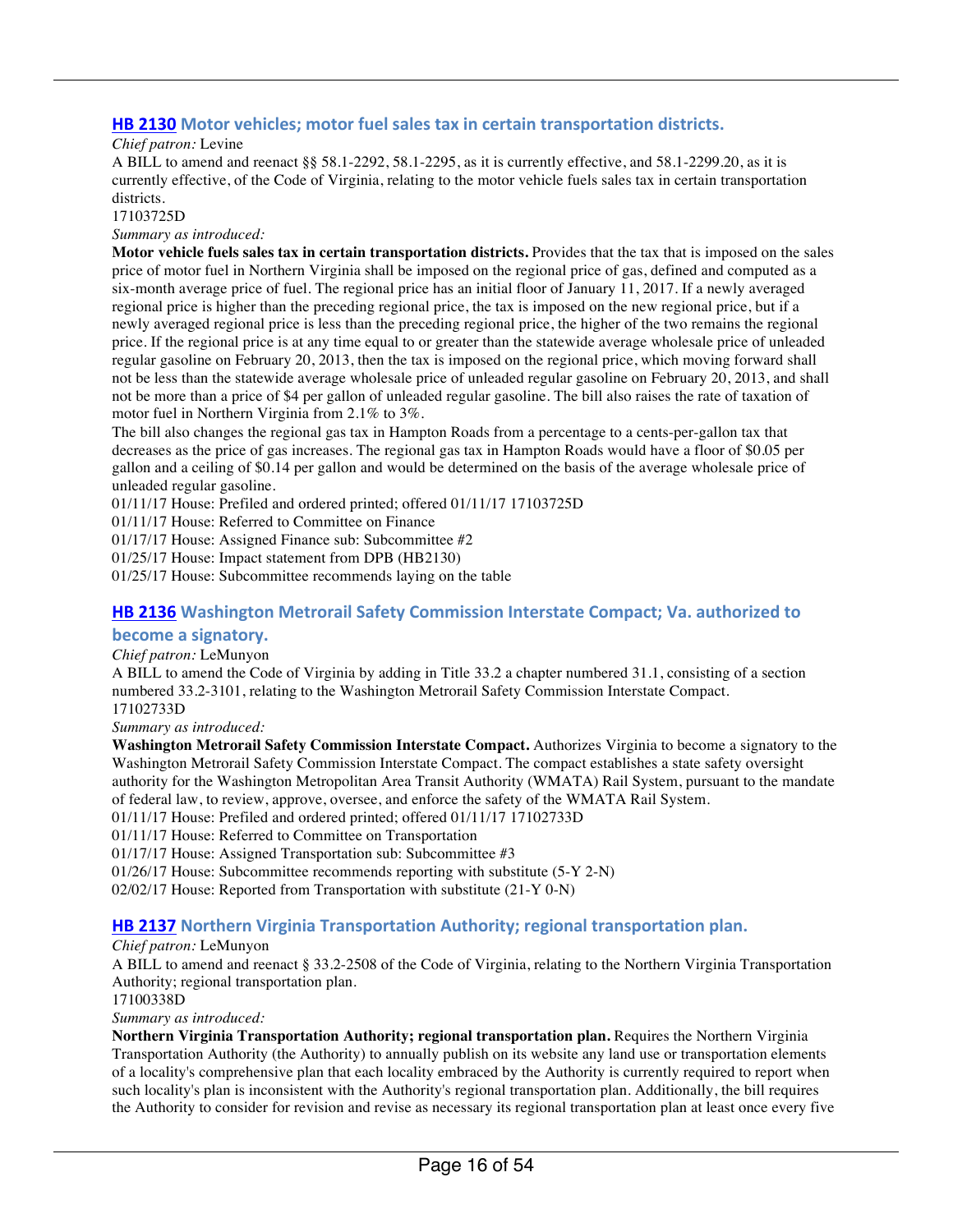## HB 2130 Motor vehicles; motor fuel sales tax in certain transportation districts.

*Chief patron:* Levine

A BILL to amend and reenact §§ 58.1-2292, 58.1-2295, as it is currently effective, and 58.1-2299.20, as it is currently effective, of the Code of Virginia, relating to the motor vehicle fuels sales tax in certain transportation districts.

17103725D

*Summary as introduced:*

**Motor vehicle fuels sales tax in certain transportation districts.** Provides that the tax that is imposed on the sales price of motor fuel in Northern Virginia shall be imposed on the regional price of gas, defined and computed as a six-month average price of fuel. The regional price has an initial floor of January 11, 2017. If a newly averaged regional price is higher than the preceding regional price, the tax is imposed on the new regional price, but if a newly averaged regional price is less than the preceding regional price, the higher of the two remains the regional price. If the regional price is at any time equal to or greater than the statewide average wholesale price of unleaded regular gasoline on February 20, 2013, then the tax is imposed on the regional price, which moving forward shall not be less than the statewide average wholesale price of unleaded regular gasoline on February 20, 2013, and shall not be more than a price of $4 per gallon of unleaded regular gasoline. The bill also raises the rate of taxation of motor fuel in Northern Virginia from 2.1% to 3%.

The bill also changes the regional gas tax in Hampton Roads from a percentage to a cents-per-gallon tax that decreases as the price of gas increases. The regional gas tax in Hampton Roads would have a floor of $0.05 per gallon and a ceiling of $0.14 per gallon and would be determined on the basis of the average wholesale price of unleaded regular gasoline.

01/11/17 House: Prefiled and ordered printed; offered 01/11/17 17103725D

01/11/17 House: Referred to Committee on Finance

01/17/17 House: Assigned Finance sub: Subcommittee #2

01/25/17 House: Impact statement from DPB (HB2130)

01/25/17 House: Subcommittee recommends laying on the table

## HB 2136 Washington Metrorail Safety Commission Interstate Compact; Va. authorized to become a signatory.

*Chief patron:* LeMunyon

A BILL to amend the Code of Virginia by adding in Title 33.2 a chapter numbered 31.1, consisting of a section numbered 33.2-3101, relating to the Washington Metrorail Safety Commission Interstate Compact.

17102733D

*Summary as introduced:*

**Washington Metrorail Safety Commission Interstate Compact.** Authorizes Virginia to become a signatory to the Washington Metrorail Safety Commission Interstate Compact. The compact establishes a state safety oversight authority for the Washington Metropolitan Area Transit Authority (WMATA) Rail System, pursuant to the mandate of federal law, to review, approve, oversee, and enforce the safety of the WMATA Rail System.

01/11/17 House: Prefiled and ordered printed; offered 01/11/17 17102733D

01/11/17 House: Referred to Committee on Transportation

01/17/17 House: Assigned Transportation sub: Subcommittee #3

01/26/17 House: Subcommittee recommends reporting with substitute (5-Y 2-N)

02/02/17 House: Reported from Transportation with substitute (21-Y 0-N)

## HB 2137 Northern Virginia Transportation Authority; regional transportation plan.

*Chief patron:* LeMunyon

A BILL to amend and reenact § 33.2-2508 of the Code of Virginia, relating to the Northern Virginia Transportation Authority; regional transportation plan.

17100338D

*Summary as introduced:*

**Northern Virginia Transportation Authority; regional transportation plan.** Requires the Northern Virginia Transportation Authority (the Authority) to annually publish on its website any land use or transportation elements of a locality's comprehensive plan that each locality embraced by the Authority is currently required to report when such locality's plan is inconsistent with the Authority's regional transportation plan. Additionally, the bill requires the Authority to consider for revision and revise as necessary its regional transportation plan at least once every five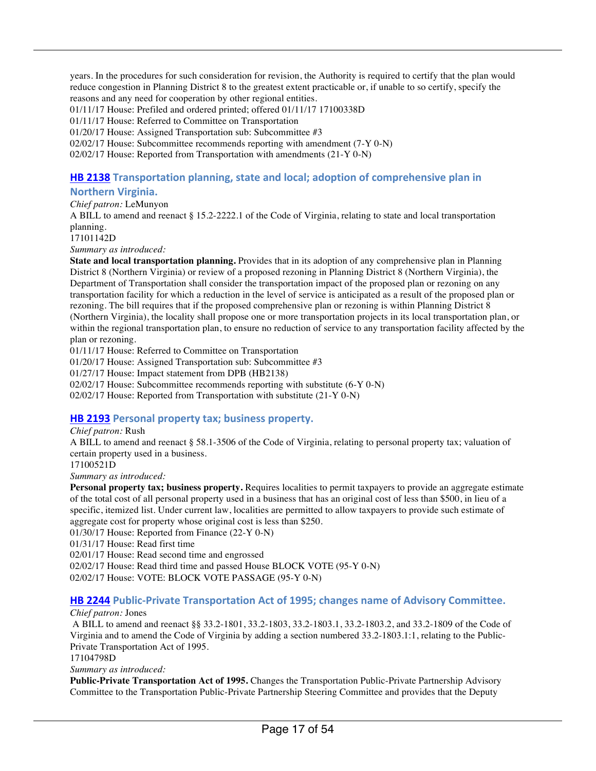years. In the procedures for such consideration for revision, the Authority is required to certify that the plan would reduce congestion in Planning District 8 to the greatest extent practicable or, if unable to so certify, specify the reasons and any need for cooperation by other regional entities.

01/11/17 House: Prefiled and ordered printed; offered 01/11/17 17100338D
01/11/17 House: Referred to Committee on Transportation
01/20/17 House: Assigned Transportation sub: Subcommittee #3
02/02/17 House: Subcommittee recommends reporting with amendment (7-Y 0-N)
02/02/17 House: Reported from Transportation with amendments (21-Y 0-N)

### HB 2138 Transportation planning, state and local; adoption of comprehensive plan in Northern Virginia.

*Chief patron:* LeMunyon
A BILL to amend and reenact § 15.2-2222.1 of the Code of Virginia, relating to state and local transportation planning.
17101142D
*Summary as introduced:*
**State and local transportation planning.** Provides that in its adoption of any comprehensive plan in Planning District 8 (Northern Virginia) or review of a proposed rezoning in Planning District 8 (Northern Virginia), the Department of Transportation shall consider the transportation impact of the proposed plan or rezoning on any transportation facility for which a reduction in the level of service is anticipated as a result of the proposed plan or rezoning. The bill requires that if the proposed comprehensive plan or rezoning is within Planning District 8 (Northern Virginia), the locality shall propose one or more transportation projects in its local transportation plan, or within the regional transportation plan, to ensure no reduction of service to any transportation facility affected by the plan or rezoning.

01/11/17 House: Referred to Committee on Transportation
01/20/17 House: Assigned Transportation sub: Subcommittee #3
01/27/17 House: Impact statement from DPB (HB2138)
02/02/17 House: Subcommittee recommends reporting with substitute (6-Y 0-N)
02/02/17 House: Reported from Transportation with substitute (21-Y 0-N)

### HB 2193 Personal property tax; business property.

*Chief patron:* Rush
A BILL to amend and reenact § 58.1-3506 of the Code of Virginia, relating to personal property tax; valuation of certain property used in a business.
17100521D
*Summary as introduced:*
**Personal property tax; business property.** Requires localities to permit taxpayers to provide an aggregate estimate of the total cost of all personal property used in a business that has an original cost of less than $500, in lieu of a specific, itemized list. Under current law, localities are permitted to allow taxpayers to provide such estimate of aggregate cost for property whose original cost is less than $250.

01/30/17 House: Reported from Finance (22-Y 0-N)
01/31/17 House: Read first time
02/01/17 House: Read second time and engrossed
02/02/17 House: Read third time and passed House BLOCK VOTE (95-Y 0-N)
02/02/17 House: VOTE: BLOCK VOTE PASSAGE (95-Y 0-N)

### HB 2244 Public-Private Transportation Act of 1995; changes name of Advisory Committee.

*Chief patron:* Jones
A BILL to amend and reenact §§ 33.2-1801, 33.2-1803, 33.2-1803.1, 33.2-1803.2, and 33.2-1809 of the Code of Virginia and to amend the Code of Virginia by adding a section numbered 33.2-1803.1:1, relating to the Public-Private Transportation Act of 1995.
17104798D
*Summary as introduced:*
**Public-Private Transportation Act of 1995.** Changes the Transportation Public-Private Partnership Advisory Committee to the Transportation Public-Private Partnership Steering Committee and provides that the Deputy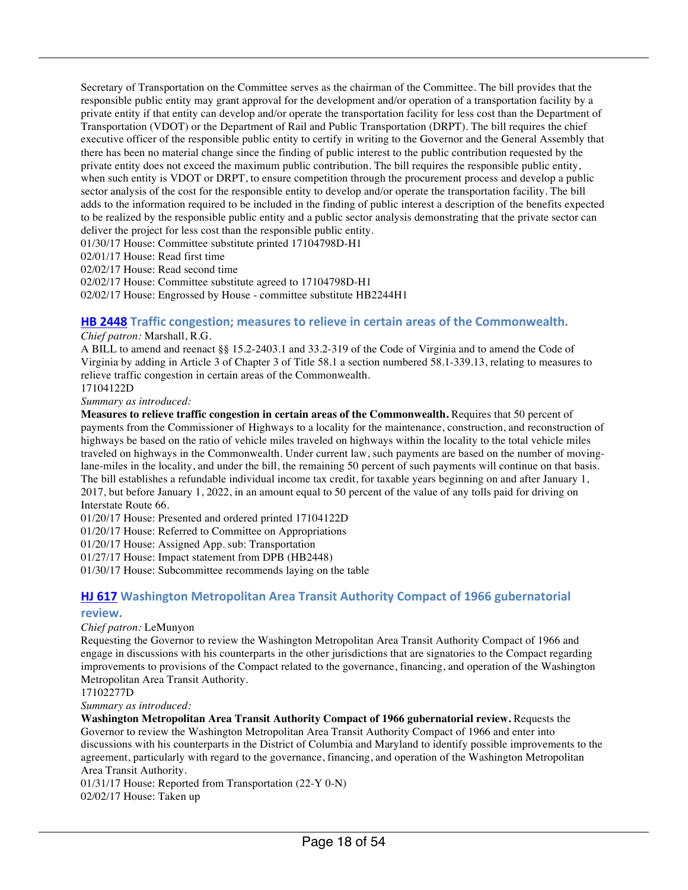Secretary of Transportation on the Committee serves as the chairman of the Committee. The bill provides that the responsible public entity may grant approval for the development and/or operation of a transportation facility by a private entity if that entity can develop and/or operate the transportation facility for less cost than the Department of Transportation (VDOT) or the Department of Rail and Public Transportation (DRPT). The bill requires the chief executive officer of the responsible public entity to certify in writing to the Governor and the General Assembly that there has been no material change since the finding of public interest to the public contribution requested by the private entity does not exceed the maximum public contribution. The bill requires the responsible public entity, when such entity is VDOT or DRPT, to ensure competition through the procurement process and develop a public sector analysis of the cost for the responsible entity to develop and/or operate the transportation facility. The bill adds to the information required to be included in the finding of public interest a description of the benefits expected to be realized by the responsible public entity and a public sector analysis demonstrating that the private sector can deliver the project for less cost than the responsible public entity.

01/30/17 House: Committee substitute printed 17104798D-H1

02/01/17 House: Read first time

02/02/17 House: Read second time

02/02/17 House: Committee substitute agreed to 17104798D-H1

02/02/17 House: Engrossed by House - committee substitute HB2244H1

### HB 2448 Traffic congestion; measures to relieve in certain areas of the Commonwealth.

*Chief patron:* Marshall, R.G.

A BILL to amend and reenact §§ 15.2-2403.1 and 33.2-319 of the Code of Virginia and to amend the Code of Virginia by adding in Article 3 of Chapter 3 of Title 58.1 a section numbered 58.1-339.13, relating to measures to relieve traffic congestion in certain areas of the Commonwealth.

17104122D

*Summary as introduced:*

**Measures to relieve traffic congestion in certain areas of the Commonwealth.** Requires that 50 percent of payments from the Commissioner of Highways to a locality for the maintenance, construction, and reconstruction of highways be based on the ratio of vehicle miles traveled on highways within the locality to the total vehicle miles traveled on highways in the Commonwealth. Under current law, such payments are based on the number of moving-lane-miles in the locality, and under the bill, the remaining 50 percent of such payments will continue on that basis. The bill establishes a refundable individual income tax credit, for taxable years beginning on and after January 1, 2017, but before January 1, 2022, in an amount equal to 50 percent of the value of any tolls paid for driving on Interstate Route 66.

01/20/17 House: Presented and ordered printed 17104122D

01/20/17 House: Referred to Committee on Appropriations

01/20/17 House: Assigned App. sub: Transportation

01/27/17 House: Impact statement from DPB (HB2448)

01/30/17 House: Subcommittee recommends laying on the table

### HJ 617 Washington Metropolitan Area Transit Authority Compact of 1966 gubernatorial review.

*Chief patron:* LeMunyon

Requesting the Governor to review the Washington Metropolitan Area Transit Authority Compact of 1966 and engage in discussions with his counterparts in the other jurisdictions that are signatories to the Compact regarding improvements to provisions of the Compact related to the governance, financing, and operation of the Washington Metropolitan Area Transit Authority.

17102277D

*Summary as introduced:*

**Washington Metropolitan Area Transit Authority Compact of 1966 gubernatorial review.** Requests the Governor to review the Washington Metropolitan Area Transit Authority Compact of 1966 and enter into discussions with his counterparts in the District of Columbia and Maryland to identify possible improvements to the agreement, particularly with regard to the governance, financing, and operation of the Washington Metropolitan Area Transit Authority.

01/31/17 House: Reported from Transportation (22-Y 0-N)

02/02/17 House: Taken up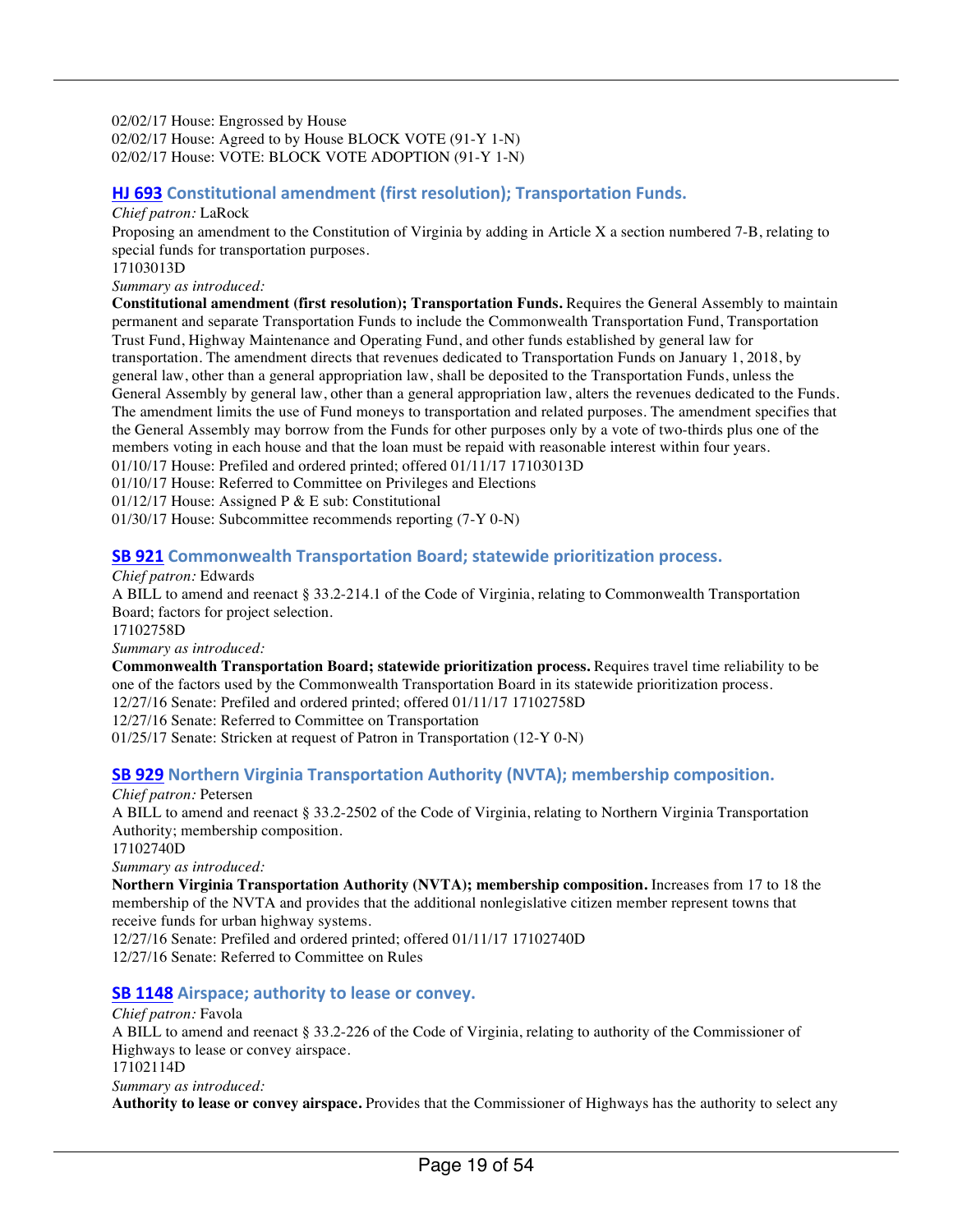02/02/17 House: Engrossed by House
02/02/17 House: Agreed to by House BLOCK VOTE (91-Y 1-N)
02/02/17 House: VOTE: BLOCK VOTE ADOPTION (91-Y 1-N)

### HJ 693 Constitutional amendment (first resolution); Transportation Funds.

*Chief patron:* LaRock

Proposing an amendment to the Constitution of Virginia by adding in Article X a section numbered 7-B, relating to special funds for transportation purposes.

17103013D

*Summary as introduced:*

**Constitutional amendment (first resolution); Transportation Funds.** Requires the General Assembly to maintain permanent and separate Transportation Funds to include the Commonwealth Transportation Fund, Transportation Trust Fund, Highway Maintenance and Operating Fund, and other funds established by general law for transportation. The amendment directs that revenues dedicated to Transportation Funds on January 1, 2018, by general law, other than a general appropriation law, shall be deposited to the Transportation Funds, unless the General Assembly by general law, other than a general appropriation law, alters the revenues dedicated to the Funds. The amendment limits the use of Fund moneys to transportation and related purposes. The amendment specifies that the General Assembly may borrow from the Funds for other purposes only by a vote of two-thirds plus one of the members voting in each house and that the loan must be repaid with reasonable interest within four years.

01/10/17 House: Prefiled and ordered printed; offered 01/11/17 17103013D
01/10/17 House: Referred to Committee on Privileges and Elections
01/12/17 House: Assigned P & E sub: Constitutional
01/30/17 House: Subcommittee recommends reporting (7-Y 0-N)

### SB 921 Commonwealth Transportation Board; statewide prioritization process.

*Chief patron:* Edwards

A BILL to amend and reenact § 33.2-214.1 of the Code of Virginia, relating to Commonwealth Transportation Board; factors for project selection.

17102758D

*Summary as introduced:*

**Commonwealth Transportation Board; statewide prioritization process.** Requires travel time reliability to be one of the factors used by the Commonwealth Transportation Board in its statewide prioritization process.

12/27/16 Senate: Prefiled and ordered printed; offered 01/11/17 17102758D
12/27/16 Senate: Referred to Committee on Transportation
01/25/17 Senate: Stricken at request of Patron in Transportation (12-Y 0-N)

### SB 929 Northern Virginia Transportation Authority (NVTA); membership composition.

*Chief patron:* Petersen

A BILL to amend and reenact § 33.2-2502 of the Code of Virginia, relating to Northern Virginia Transportation Authority; membership composition.

17102740D

*Summary as introduced:*

**Northern Virginia Transportation Authority (NVTA); membership composition.** Increases from 17 to 18 the membership of the NVTA and provides that the additional nonlegislative citizen member represent towns that receive funds for urban highway systems.

12/27/16 Senate: Prefiled and ordered printed; offered 01/11/17 17102740D
12/27/16 Senate: Referred to Committee on Rules

### SB 1148 Airspace; authority to lease or convey.

*Chief patron:* Favola

A BILL to amend and reenact § 33.2-226 of the Code of Virginia, relating to authority of the Commissioner of Highways to lease or convey airspace.

17102114D

*Summary as introduced:*

**Authority to lease or convey airspace.** Provides that the Commissioner of Highways has the authority to select any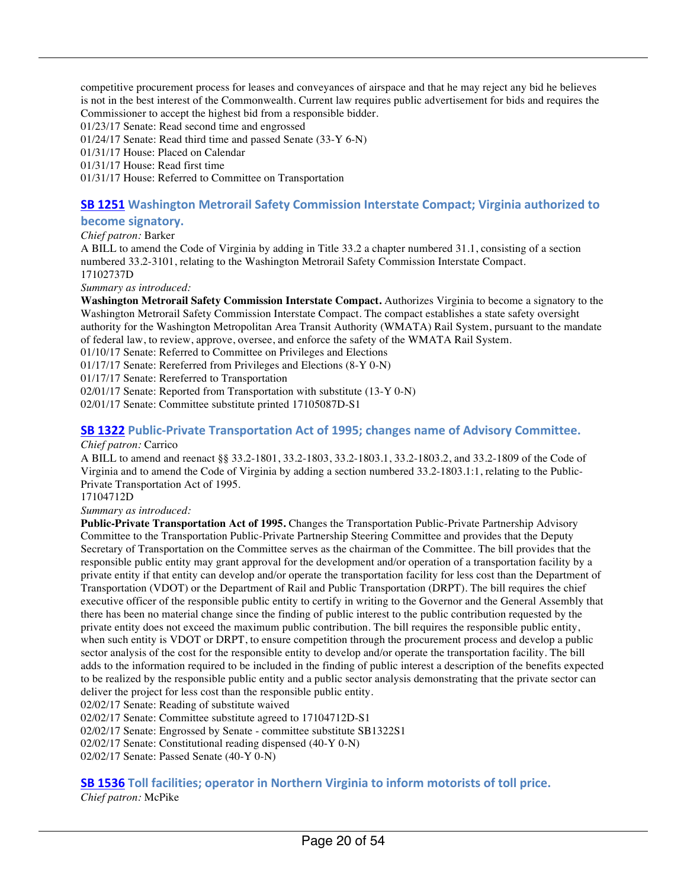competitive procurement process for leases and conveyances of airspace and that he may reject any bid he believes is not in the best interest of the Commonwealth. Current law requires public advertisement for bids and requires the Commissioner to accept the highest bid from a responsible bidder.
01/23/17 Senate: Read second time and engrossed
01/24/17 Senate: Read third time and passed Senate (33-Y 6-N)
01/31/17 House: Placed on Calendar
01/31/17 House: Read first time
01/31/17 House: Referred to Committee on Transportation

### SB 1251 Washington Metrorail Safety Commission Interstate Compact; Virginia authorized to become signatory.

*Chief patron:* Barker
A BILL to amend the Code of Virginia by adding in Title 33.2 a chapter numbered 31.1, consisting of a section numbered 33.2-3101, relating to the Washington Metrorail Safety Commission Interstate Compact.
17102737D
*Summary as introduced:*
**Washington Metrorail Safety Commission Interstate Compact.** Authorizes Virginia to become a signatory to the Washington Metrorail Safety Commission Interstate Compact. The compact establishes a state safety oversight authority for the Washington Metropolitan Area Transit Authority (WMATA) Rail System, pursuant to the mandate of federal law, to review, approve, oversee, and enforce the safety of the WMATA Rail System.
01/10/17 Senate: Referred to Committee on Privileges and Elections
01/17/17 Senate: Rereferred from Privileges and Elections (8-Y 0-N)
01/17/17 Senate: Rereferred to Transportation
02/01/17 Senate: Reported from Transportation with substitute (13-Y 0-N)
02/01/17 Senate: Committee substitute printed 17105087D-S1

### SB 1322 Public-Private Transportation Act of 1995; changes name of Advisory Committee.

*Chief patron:* Carrico
A BILL to amend and reenact §§ 33.2-1801, 33.2-1803, 33.2-1803.1, 33.2-1803.2, and 33.2-1809 of the Code of Virginia and to amend the Code of Virginia by adding a section numbered 33.2-1803.1:1, relating to the Public-Private Transportation Act of 1995.
17104712D
*Summary as introduced:*
**Public-Private Transportation Act of 1995.** Changes the Transportation Public-Private Partnership Advisory Committee to the Transportation Public-Private Partnership Steering Committee and provides that the Deputy Secretary of Transportation on the Committee serves as the chairman of the Committee. The bill provides that the responsible public entity may grant approval for the development and/or operation of a transportation facility by a private entity if that entity can develop and/or operate the transportation facility for less cost than the Department of Transportation (VDOT) or the Department of Rail and Public Transportation (DRPT). The bill requires the chief executive officer of the responsible public entity to certify in writing to the Governor and the General Assembly that there has been no material change since the finding of public interest to the public contribution requested by the private entity does not exceed the maximum public contribution. The bill requires the responsible public entity, when such entity is VDOT or DRPT, to ensure competition through the procurement process and develop a public sector analysis of the cost for the responsible entity to develop and/or operate the transportation facility. The bill adds to the information required to be included in the finding of public interest a description of the benefits expected to be realized by the responsible public entity and a public sector analysis demonstrating that the private sector can deliver the project for less cost than the responsible public entity.
02/02/17 Senate: Reading of substitute waived
02/02/17 Senate: Committee substitute agreed to 17104712D-S1
02/02/17 Senate: Engrossed by Senate - committee substitute SB1322S1
02/02/17 Senate: Constitutional reading dispensed (40-Y 0-N)
02/02/17 Senate: Passed Senate (40-Y 0-N)

### SB 1536 Toll facilities; operator in Northern Virginia to inform motorists of toll price.

*Chief patron:* McPike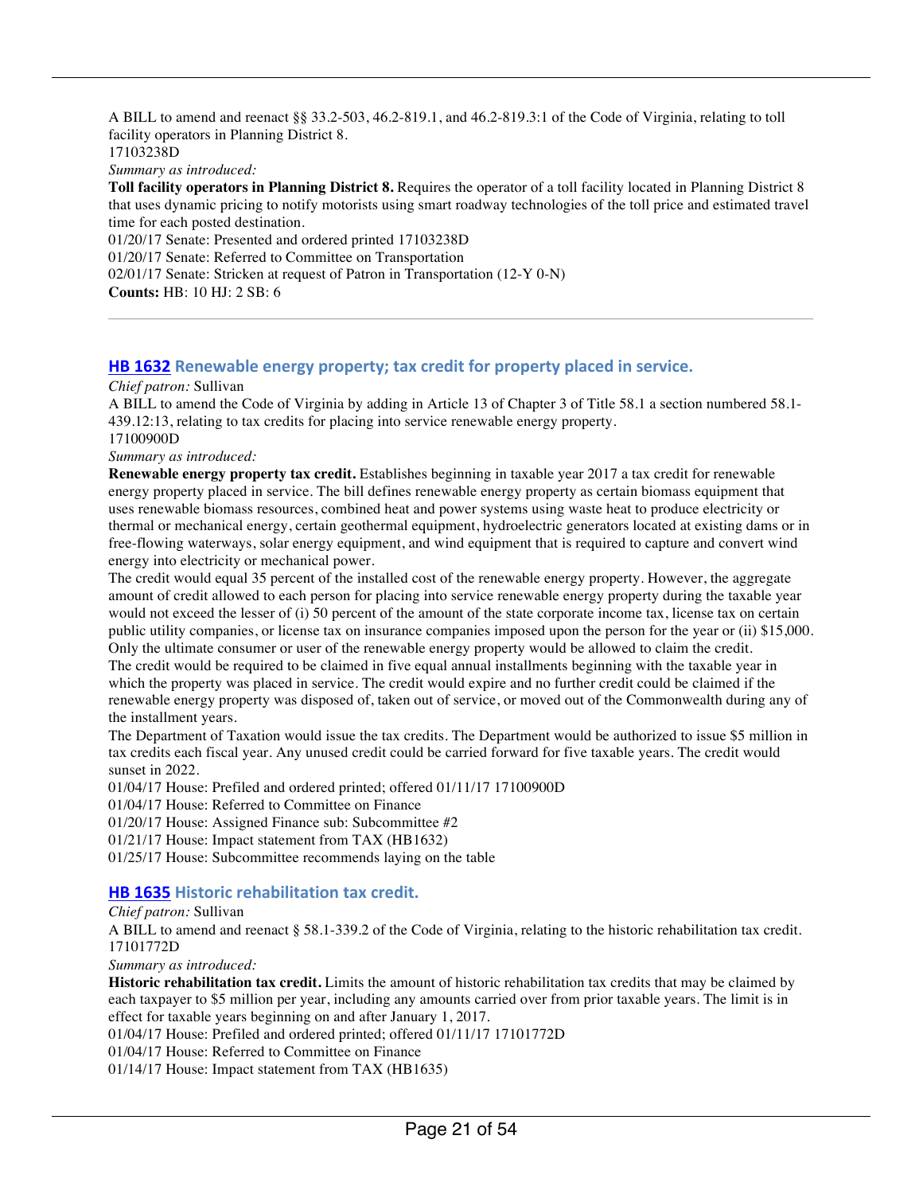A BILL to amend and reenact §§ 33.2-503, 46.2-819.1, and 46.2-819.3:1 of the Code of Virginia, relating to toll facility operators in Planning District 8.
17103238D
*Summary as introduced:*
**Toll facility operators in Planning District 8.** Requires the operator of a toll facility located in Planning District 8 that uses dynamic pricing to notify motorists using smart roadway technologies of the toll price and estimated travel time for each posted destination.
01/20/17 Senate: Presented and ordered printed 17103238D
01/20/17 Senate: Referred to Committee on Transportation
02/01/17 Senate: Stricken at request of Patron in Transportation (12-Y 0-N)
**Counts:** HB: 10 HJ: 2 SB: 6

---

### HB 1632 Renewable energy property; tax credit for property placed in service.

*Chief patron:* Sullivan
A BILL to amend the Code of Virginia by adding in Article 13 of Chapter 3 of Title 58.1 a section numbered 58.1-439.12:13, relating to tax credits for placing into service renewable energy property.
17100900D
*Summary as introduced:*
**Renewable energy property tax credit.** Establishes beginning in taxable year 2017 a tax credit for renewable energy property placed in service. The bill defines renewable energy property as certain biomass equipment that uses renewable biomass resources, combined heat and power systems using waste heat to produce electricity or thermal or mechanical energy, certain geothermal equipment, hydroelectric generators located at existing dams or in free-flowing waterways, solar energy equipment, and wind equipment that is required to capture and convert wind energy into electricity or mechanical power.
The credit would equal 35 percent of the installed cost of the renewable energy property. However, the aggregate amount of credit allowed to each person for placing into service renewable energy property during the taxable year would not exceed the lesser of (i) 50 percent of the amount of the state corporate income tax, license tax on certain public utility companies, or license tax on insurance companies imposed upon the person for the year or (ii) $15,000. Only the ultimate consumer or user of the renewable energy property would be allowed to claim the credit.
The credit would be required to be claimed in five equal annual installments beginning with the taxable year in which the property was placed in service. The credit would expire and no further credit could be claimed if the renewable energy property was disposed of, taken out of service, or moved out of the Commonwealth during any of the installment years.
The Department of Taxation would issue the tax credits. The Department would be authorized to issue $5 million in tax credits each fiscal year. Any unused credit could be carried forward for five taxable years. The credit would sunset in 2022.
01/04/17 House: Prefiled and ordered printed; offered 01/11/17 17100900D
01/04/17 House: Referred to Committee on Finance
01/20/17 House: Assigned Finance sub: Subcommittee #2
01/21/17 House: Impact statement from TAX (HB1632)
01/25/17 House: Subcommittee recommends laying on the table

### HB 1635 Historic rehabilitation tax credit.

*Chief patron:* Sullivan
A BILL to amend and reenact § 58.1-339.2 of the Code of Virginia, relating to the historic rehabilitation tax credit.
17101772D
*Summary as introduced:*
**Historic rehabilitation tax credit.** Limits the amount of historic rehabilitation tax credits that may be claimed by each taxpayer to $5 million per year, including any amounts carried over from prior taxable years. The limit is in effect for taxable years beginning on and after January 1, 2017.
01/04/17 House: Prefiled and ordered printed; offered 01/11/17 17101772D
01/04/17 House: Referred to Committee on Finance
01/14/17 House: Impact statement from TAX (HB1635)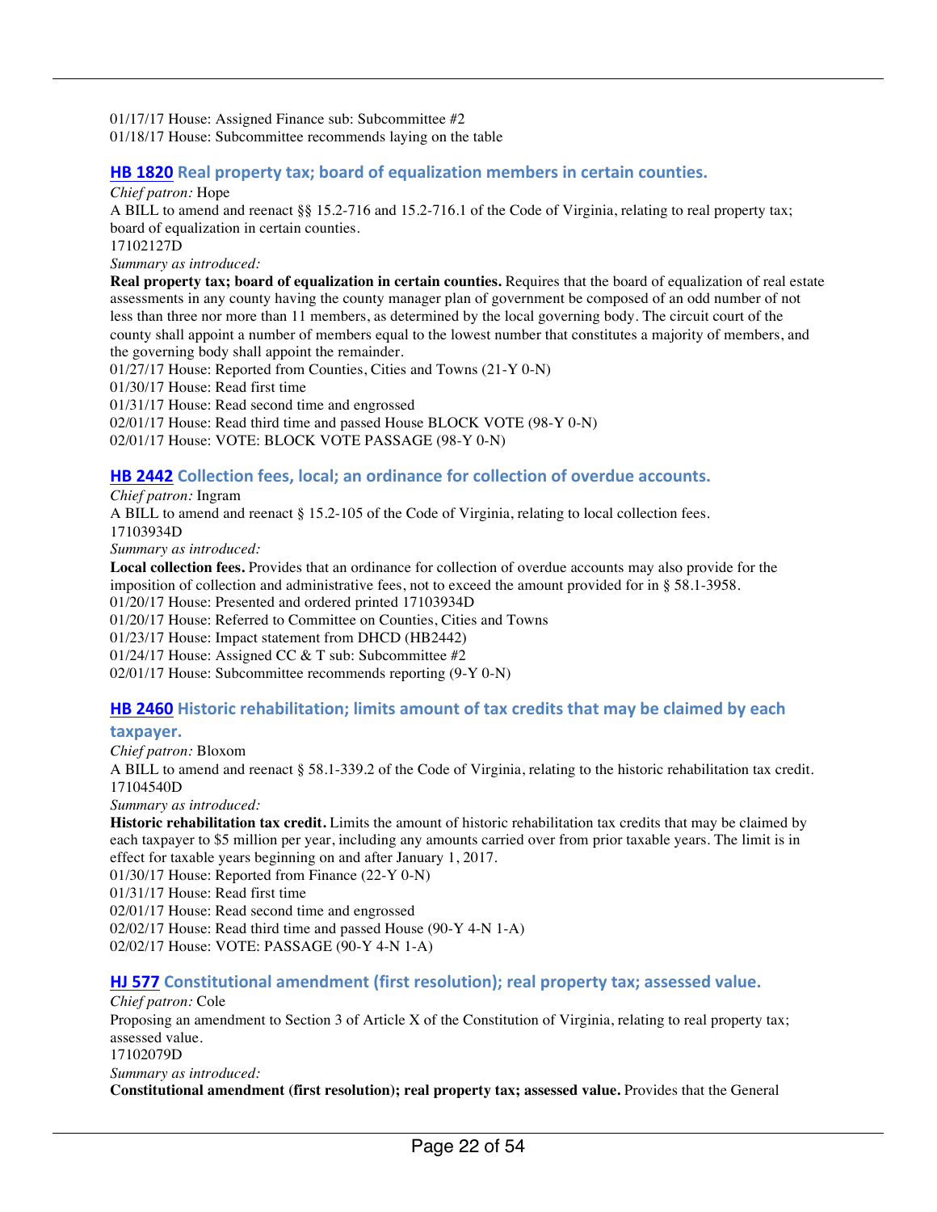01/17/17 House: Assigned Finance sub: Subcommittee #2
01/18/17 House: Subcommittee recommends laying on the table

### HB 1820 Real property tax; board of equalization members in certain counties.

*Chief patron:* Hope

A BILL to amend and reenact §§ 15.2-716 and 15.2-716.1 of the Code of Virginia, relating to real property tax; board of equalization in certain counties.
17102127D

*Summary as introduced:*

**Real property tax; board of equalization in certain counties.** Requires that the board of equalization of real estate assessments in any county having the county manager plan of government be composed of an odd number of not less than three nor more than 11 members, as determined by the local governing body. The circuit court of the county shall appoint a number of members equal to the lowest number that constitutes a majority of members, and the governing body shall appoint the remainder.

01/27/17 House: Reported from Counties, Cities and Towns (21-Y 0-N)
01/30/17 House: Read first time
01/31/17 House: Read second time and engrossed
02/01/17 House: Read third time and passed House BLOCK VOTE (98-Y 0-N)
02/01/17 House: VOTE: BLOCK VOTE PASSAGE (98-Y 0-N)

### HB 2442 Collection fees, local; an ordinance for collection of overdue accounts.

*Chief patron:* Ingram

A BILL to amend and reenact § 15.2-105 of the Code of Virginia, relating to local collection fees.
17103934D

*Summary as introduced:*

**Local collection fees.** Provides that an ordinance for collection of overdue accounts may also provide for the imposition of collection and administrative fees, not to exceed the amount provided for in § 58.1-3958.

01/20/17 House: Presented and ordered printed 17103934D
01/20/17 House: Referred to Committee on Counties, Cities and Towns
01/23/17 House: Impact statement from DHCD (HB2442)
01/24/17 House: Assigned CC & T sub: Subcommittee #2
02/01/17 House: Subcommittee recommends reporting (9-Y 0-N)

### HB 2460 Historic rehabilitation; limits amount of tax credits that may be claimed by each taxpayer.

*Chief patron:* Bloxom

A BILL to amend and reenact § 58.1-339.2 of the Code of Virginia, relating to the historic rehabilitation tax credit.
17104540D

*Summary as introduced:*

**Historic rehabilitation tax credit.** Limits the amount of historic rehabilitation tax credits that may be claimed by each taxpayer to $5 million per year, including any amounts carried over from prior taxable years. The limit is in effect for taxable years beginning on and after January 1, 2017.

01/30/17 House: Reported from Finance (22-Y 0-N)
01/31/17 House: Read first time
02/01/17 House: Read second time and engrossed
02/02/17 House: Read third time and passed House (90-Y 4-N 1-A)
02/02/17 House: VOTE: PASSAGE (90-Y 4-N 1-A)

### HJ 577 Constitutional amendment (first resolution); real property tax; assessed value.

*Chief patron:* Cole

Proposing an amendment to Section 3 of Article X of the Constitution of Virginia, relating to real property tax; assessed value.
17102079D

*Summary as introduced:*

**Constitutional amendment (first resolution); real property tax; assessed value.** Provides that the General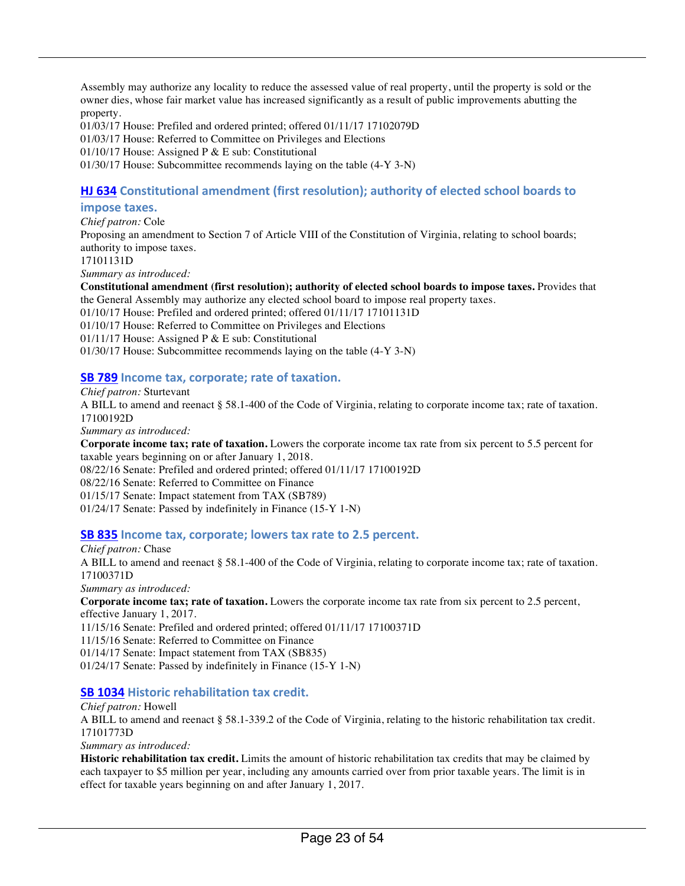Assembly may authorize any locality to reduce the assessed value of real property, until the property is sold or the owner dies, whose fair market value has increased significantly as a result of public improvements abutting the property.

01/03/17 House: Prefiled and ordered printed; offered 01/11/17 17102079D
01/03/17 House: Referred to Committee on Privileges and Elections
01/10/17 House: Assigned P & E sub: Constitutional
01/30/17 House: Subcommittee recommends laying on the table (4-Y 3-N)

### HJ 634 Constitutional amendment (first resolution); authority of elected school boards to impose taxes.

*Chief patron:* Cole

Proposing an amendment to Section 7 of Article VIII of the Constitution of Virginia, relating to school boards; authority to impose taxes.

17101131D

*Summary as introduced:*

**Constitutional amendment (first resolution); authority of elected school boards to impose taxes.** Provides that the General Assembly may authorize any elected school board to impose real property taxes.

01/10/17 House: Prefiled and ordered printed; offered 01/11/17 17101131D
01/10/17 House: Referred to Committee on Privileges and Elections
01/11/17 House: Assigned P & E sub: Constitutional
01/30/17 House: Subcommittee recommends laying on the table (4-Y 3-N)

### SB 789 Income tax, corporate; rate of taxation.

*Chief patron:* Sturtevant

A BILL to amend and reenact § 58.1-400 of the Code of Virginia, relating to corporate income tax; rate of taxation.

17100192D

*Summary as introduced:*

**Corporate income tax; rate of taxation.** Lowers the corporate income tax rate from six percent to 5.5 percent for taxable years beginning on or after January 1, 2018.

08/22/16 Senate: Prefiled and ordered printed; offered 01/11/17 17100192D
08/22/16 Senate: Referred to Committee on Finance
01/15/17 Senate: Impact statement from TAX (SB789)
01/24/17 Senate: Passed by indefinitely in Finance (15-Y 1-N)

### SB 835 Income tax, corporate; lowers tax rate to 2.5 percent.

*Chief patron:* Chase

A BILL to amend and reenact § 58.1-400 of the Code of Virginia, relating to corporate income tax; rate of taxation.

17100371D

*Summary as introduced:*

**Corporate income tax; rate of taxation.** Lowers the corporate income tax rate from six percent to 2.5 percent, effective January 1, 2017.

11/15/16 Senate: Prefiled and ordered printed; offered 01/11/17 17100371D
11/15/16 Senate: Referred to Committee on Finance
01/14/17 Senate: Impact statement from TAX (SB835)
01/24/17 Senate: Passed by indefinitely in Finance (15-Y 1-N)

### SB 1034 Historic rehabilitation tax credit.

*Chief patron:* Howell

A BILL to amend and reenact § 58.1-339.2 of the Code of Virginia, relating to the historic rehabilitation tax credit.

17101773D

*Summary as introduced:*

**Historic rehabilitation tax credit.** Limits the amount of historic rehabilitation tax credits that may be claimed by each taxpayer to $5 million per year, including any amounts carried over from prior taxable years. The limit is in effect for taxable years beginning on and after January 1, 2017.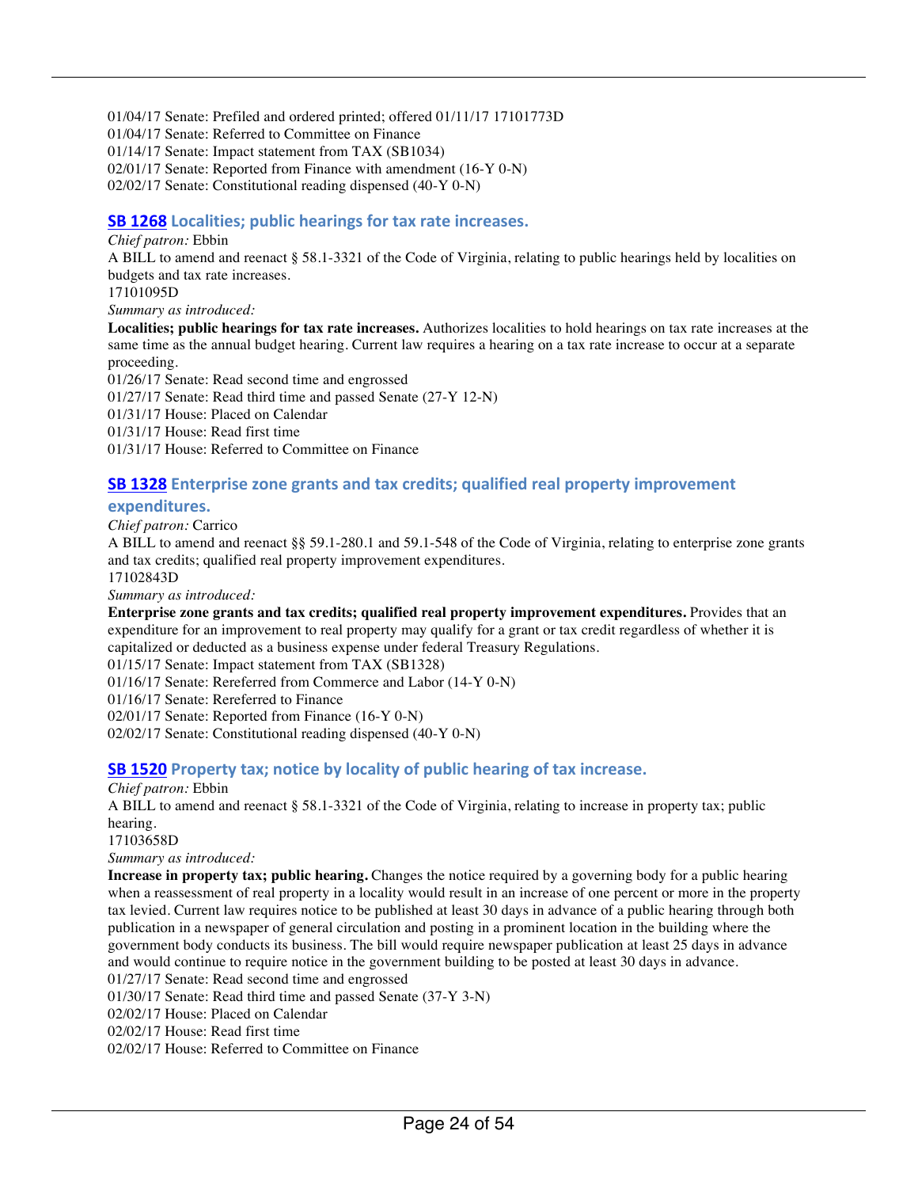01/04/17 Senate: Prefiled and ordered printed; offered 01/11/17 17101773D
01/04/17 Senate: Referred to Committee on Finance
01/14/17 Senate: Impact statement from TAX (SB1034)
02/01/17 Senate: Reported from Finance with amendment (16-Y 0-N)
02/02/17 Senate: Constitutional reading dispensed (40-Y 0-N)

### SB 1268 Localities; public hearings for tax rate increases.

*Chief patron:* Ebbin
A BILL to amend and reenact § 58.1-3321 of the Code of Virginia, relating to public hearings held by localities on budgets and tax rate increases.
17101095D
*Summary as introduced:*
**Localities; public hearings for tax rate increases.** Authorizes localities to hold hearings on tax rate increases at the same time as the annual budget hearing. Current law requires a hearing on a tax rate increase to occur at a separate proceeding.
01/26/17 Senate: Read second time and engrossed
01/27/17 Senate: Read third time and passed Senate (27-Y 12-N)
01/31/17 House: Placed on Calendar
01/31/17 House: Read first time
01/31/17 House: Referred to Committee on Finance

### SB 1328 Enterprise zone grants and tax credits; qualified real property improvement expenditures.

*Chief patron:* Carrico
A BILL to amend and reenact §§ 59.1-280.1 and 59.1-548 of the Code of Virginia, relating to enterprise zone grants and tax credits; qualified real property improvement expenditures.
17102843D
*Summary as introduced:*
**Enterprise zone grants and tax credits; qualified real property improvement expenditures.** Provides that an expenditure for an improvement to real property may qualify for a grant or tax credit regardless of whether it is capitalized or deducted as a business expense under federal Treasury Regulations.
01/15/17 Senate: Impact statement from TAX (SB1328)
01/16/17 Senate: Rereferred from Commerce and Labor (14-Y 0-N)
01/16/17 Senate: Rereferred to Finance
02/01/17 Senate: Reported from Finance (16-Y 0-N)
02/02/17 Senate: Constitutional reading dispensed (40-Y 0-N)

### SB 1520 Property tax; notice by locality of public hearing of tax increase.

*Chief patron:* Ebbin
A BILL to amend and reenact § 58.1-3321 of the Code of Virginia, relating to increase in property tax; public hearing.
17103658D
*Summary as introduced:*
**Increase in property tax; public hearing.** Changes the notice required by a governing body for a public hearing when a reassessment of real property in a locality would result in an increase of one percent or more in the property tax levied. Current law requires notice to be published at least 30 days in advance of a public hearing through both publication in a newspaper of general circulation and posting in a prominent location in the building where the government body conducts its business. The bill would require newspaper publication at least 25 days in advance and would continue to require notice in the government building to be posted at least 30 days in advance.
01/27/17 Senate: Read second time and engrossed
01/30/17 Senate: Read third time and passed Senate (37-Y 3-N)
02/02/17 House: Placed on Calendar
02/02/17 House: Read first time
02/02/17 House: Referred to Committee on Finance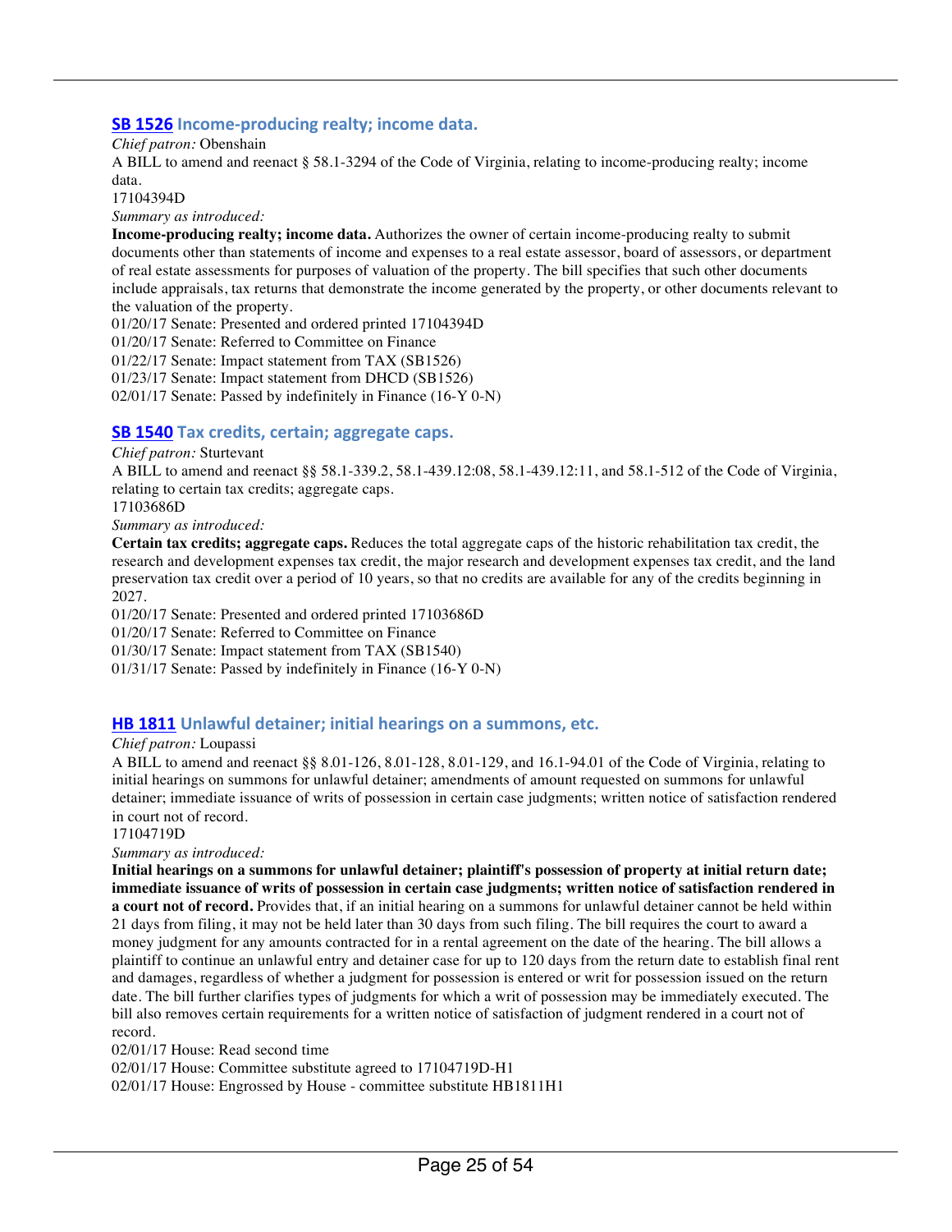### SB 1526 Income-producing realty; income data.

*Chief patron:* Obenshain

A BILL to amend and reenact § 58.1-3294 of the Code of Virginia, relating to income-producing realty; income data.

17104394D

*Summary as introduced:*

**Income-producing realty; income data.** Authorizes the owner of certain income-producing realty to submit documents other than statements of income and expenses to a real estate assessor, board of assessors, or department of real estate assessments for purposes of valuation of the property. The bill specifies that such other documents include appraisals, tax returns that demonstrate the income generated by the property, or other documents relevant to the valuation of the property.

01/20/17 Senate: Presented and ordered printed 17104394D

01/20/17 Senate: Referred to Committee on Finance

01/22/17 Senate: Impact statement from TAX (SB1526)

01/23/17 Senate: Impact statement from DHCD (SB1526)

02/01/17 Senate: Passed by indefinitely in Finance (16-Y 0-N)

### SB 1540 Tax credits, certain; aggregate caps.

*Chief patron:* Sturtevant

A BILL to amend and reenact §§ 58.1-339.2, 58.1-439.12:08, 58.1-439.12:11, and 58.1-512 of the Code of Virginia, relating to certain tax credits; aggregate caps.

17103686D

*Summary as introduced:*

**Certain tax credits; aggregate caps.** Reduces the total aggregate caps of the historic rehabilitation tax credit, the research and development expenses tax credit, the major research and development expenses tax credit, and the land preservation tax credit over a period of 10 years, so that no credits are available for any of the credits beginning in 2027.

01/20/17 Senate: Presented and ordered printed 17103686D

01/20/17 Senate: Referred to Committee on Finance

01/30/17 Senate: Impact statement from TAX (SB1540)

01/31/17 Senate: Passed by indefinitely in Finance (16-Y 0-N)

### HB 1811 Unlawful detainer; initial hearings on a summons, etc.

*Chief patron:* Loupassi

A BILL to amend and reenact §§ 8.01-126, 8.01-128, 8.01-129, and 16.1-94.01 of the Code of Virginia, relating to initial hearings on summons for unlawful detainer; amendments of amount requested on summons for unlawful detainer; immediate issuance of writs of possession in certain case judgments; written notice of satisfaction rendered in court not of record.

17104719D

*Summary as introduced:*

**Initial hearings on a summons for unlawful detainer; plaintiff's possession of property at initial return date; immediate issuance of writs of possession in certain case judgments; written notice of satisfaction rendered in a court not of record.** Provides that, if an initial hearing on a summons for unlawful detainer cannot be held within 21 days from filing, it may not be held later than 30 days from such filing. The bill requires the court to award a money judgment for any amounts contracted for in a rental agreement on the date of the hearing. The bill allows a plaintiff to continue an unlawful entry and detainer case for up to 120 days from the return date to establish final rent and damages, regardless of whether a judgment for possession is entered or writ for possession issued on the return date. The bill further clarifies types of judgments for which a writ of possession may be immediately executed. The bill also removes certain requirements for a written notice of satisfaction of judgment rendered in a court not of record.

02/01/17 House: Read second time

02/01/17 House: Committee substitute agreed to 17104719D-H1

02/01/17 House: Engrossed by House - committee substitute HB1811H1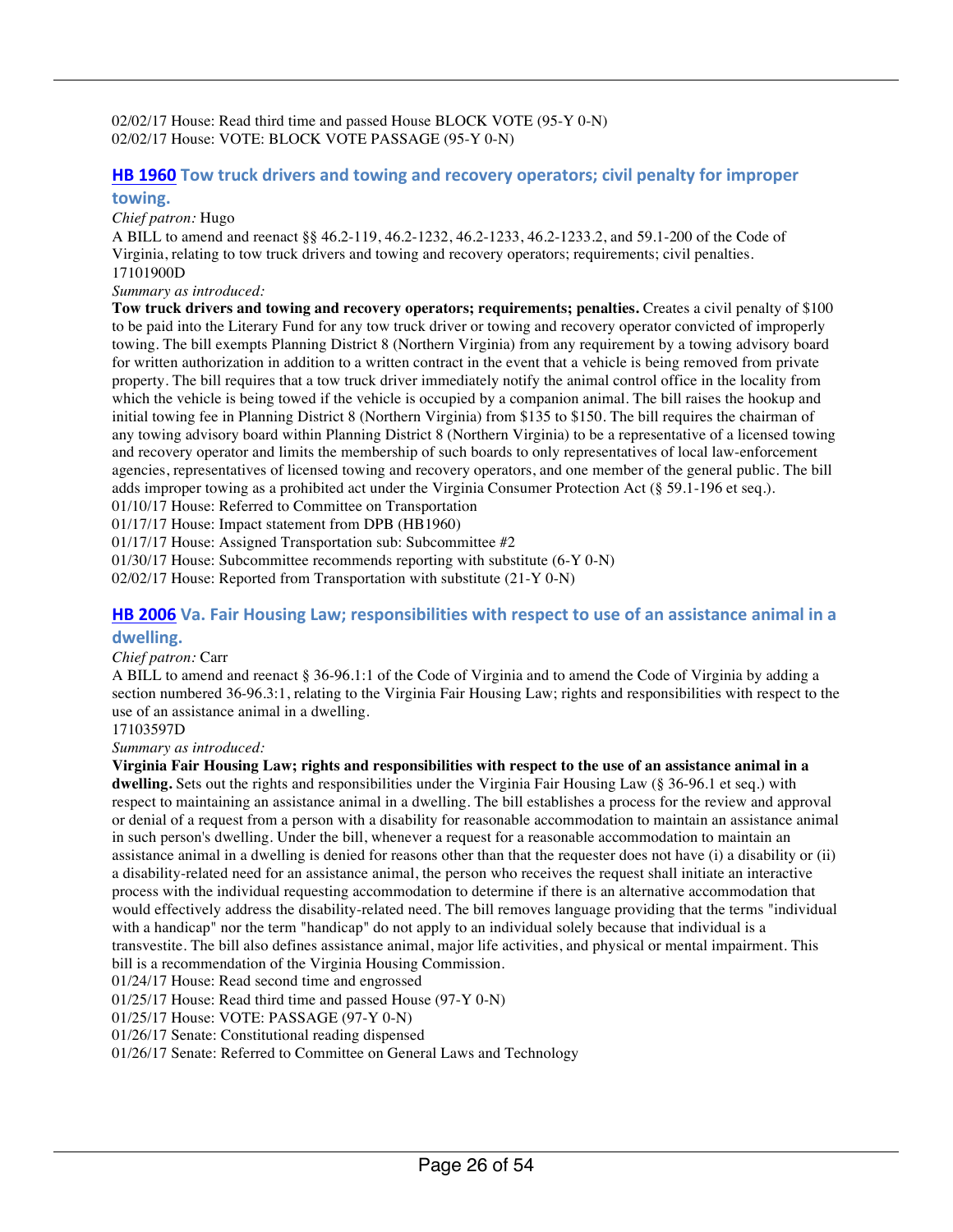02/02/17 House: Read third time and passed House BLOCK VOTE (95-Y 0-N)
02/02/17 House: VOTE: BLOCK VOTE PASSAGE (95-Y 0-N)

### HB 1960 Tow truck drivers and towing and recovery operators; civil penalty for improper towing.

*Chief patron:* Hugo

A BILL to amend and reenact §§ 46.2-119, 46.2-1232, 46.2-1233, 46.2-1233.2, and 59.1-200 of the Code of Virginia, relating to tow truck drivers and towing and recovery operators; requirements; civil penalties.
17101900D

*Summary as introduced:*

**Tow truck drivers and towing and recovery operators; requirements; penalties.** Creates a civil penalty of $100 to be paid into the Literary Fund for any tow truck driver or towing and recovery operator convicted of improperly towing. The bill exempts Planning District 8 (Northern Virginia) from any requirement by a towing advisory board for written authorization in addition to a written contract in the event that a vehicle is being removed from private property. The bill requires that a tow truck driver immediately notify the animal control office in the locality from which the vehicle is being towed if the vehicle is occupied by a companion animal. The bill raises the hookup and initial towing fee in Planning District 8 (Northern Virginia) from $135 to $150. The bill requires the chairman of any towing advisory board within Planning District 8 (Northern Virginia) to be a representative of a licensed towing and recovery operator and limits the membership of such boards to only representatives of local law-enforcement agencies, representatives of licensed towing and recovery operators, and one member of the general public. The bill adds improper towing as a prohibited act under the Virginia Consumer Protection Act (§ 59.1-196 et seq.).

01/10/17 House: Referred to Committee on Transportation
01/17/17 House: Impact statement from DPB (HB1960)
01/17/17 House: Assigned Transportation sub: Subcommittee #2
01/30/17 House: Subcommittee recommends reporting with substitute (6-Y 0-N)
02/02/17 House: Reported from Transportation with substitute (21-Y 0-N)

### HB 2006 Va. Fair Housing Law; responsibilities with respect to use of an assistance animal in a dwelling.

*Chief patron:* Carr

A BILL to amend and reenact § 36-96.1:1 of the Code of Virginia and to amend the Code of Virginia by adding a section numbered 36-96.3:1, relating to the Virginia Fair Housing Law; rights and responsibilities with respect to the use of an assistance animal in a dwelling.
17103597D

*Summary as introduced:*

**Virginia Fair Housing Law; rights and responsibilities with respect to the use of an assistance animal in a dwelling.** Sets out the rights and responsibilities under the Virginia Fair Housing Law (§ 36-96.1 et seq.) with respect to maintaining an assistance animal in a dwelling. The bill establishes a process for the review and approval or denial of a request from a person with a disability for reasonable accommodation to maintain an assistance animal in such person's dwelling. Under the bill, whenever a request for a reasonable accommodation to maintain an assistance animal in a dwelling is denied for reasons other than that the requester does not have (i) a disability or (ii) a disability-related need for an assistance animal, the person who receives the request shall initiate an interactive process with the individual requesting accommodation to determine if there is an alternative accommodation that would effectively address the disability-related need. The bill removes language providing that the terms "individual with a handicap" nor the term "handicap" do not apply to an individual solely because that individual is a transvestite. The bill also defines assistance animal, major life activities, and physical or mental impairment. This bill is a recommendation of the Virginia Housing Commission.

01/24/17 House: Read second time and engrossed
01/25/17 House: Read third time and passed House (97-Y 0-N)
01/25/17 House: VOTE: PASSAGE (97-Y 0-N)
01/26/17 Senate: Constitutional reading dispensed
01/26/17 Senate: Referred to Committee on General Laws and Technology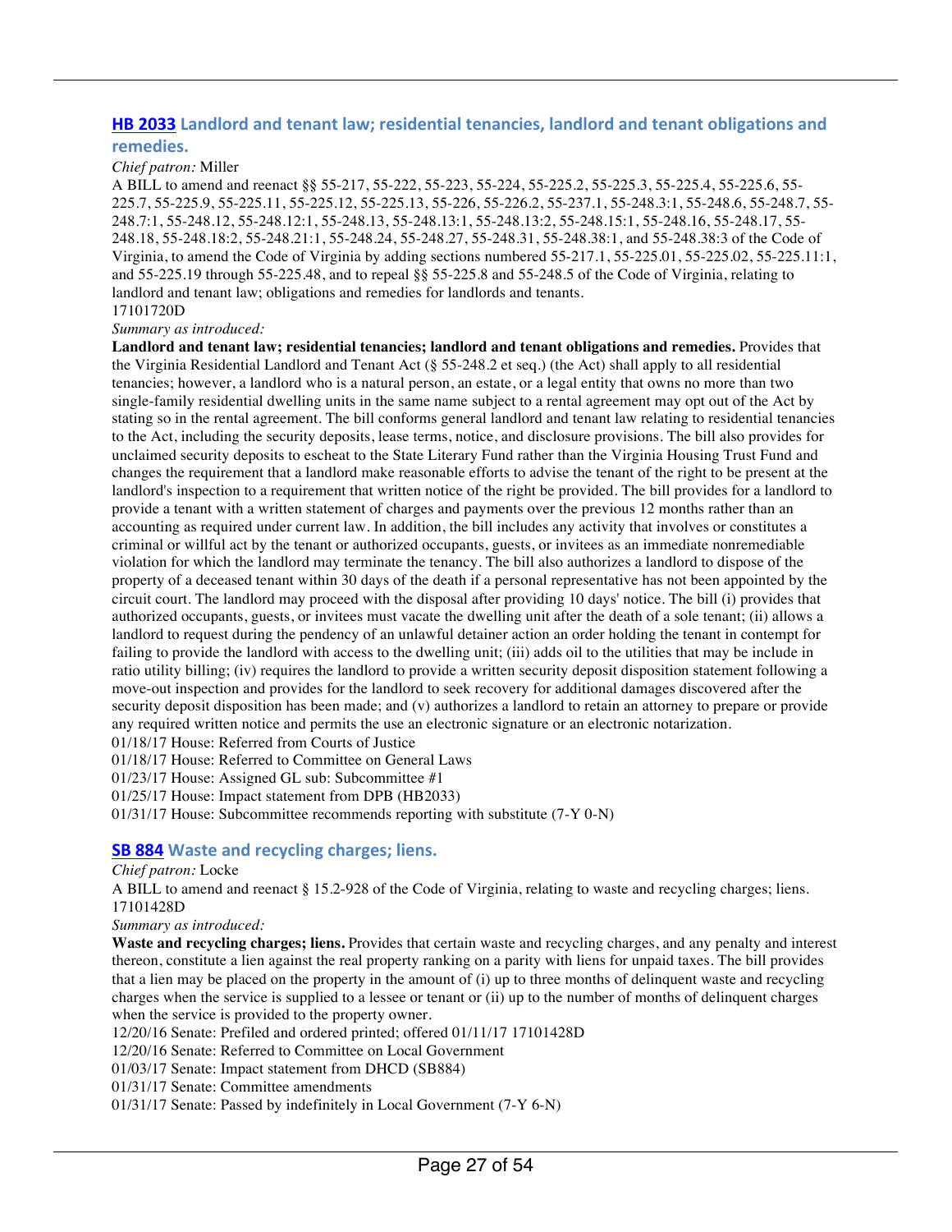### HB 2033 Landlord and tenant law; residential tenancies, landlord and tenant obligations and remedies.

*Chief patron:* Miller

A BILL to amend and reenact §§ 55-217, 55-222, 55-223, 55-224, 55-225.2, 55-225.3, 55-225.4, 55-225.6, 55-225.7, 55-225.9, 55-225.11, 55-225.12, 55-225.13, 55-226, 55-226.2, 55-237.1, 55-248.3:1, 55-248.6, 55-248.7, 55-248.7:1, 55-248.12, 55-248.12:1, 55-248.13, 55-248.13:1, 55-248.13:2, 55-248.15:1, 55-248.16, 55-248.17, 55-248.18, 55-248.18:2, 55-248.21:1, 55-248.24, 55-248.27, 55-248.31, 55-248.38:1, and 55-248.38:3 of the Code of Virginia, to amend the Code of Virginia by adding sections numbered 55-217.1, 55-225.01, 55-225.02, 55-225.11:1, and 55-225.19 through 55-225.48, and to repeal §§ 55-225.8 and 55-248.5 of the Code of Virginia, relating to landlord and tenant law; obligations and remedies for landlords and tenants.

17101720D

*Summary as introduced:*

**Landlord and tenant law; residential tenancies; landlord and tenant obligations and remedies.** Provides that the Virginia Residential Landlord and Tenant Act (§ 55-248.2 et seq.) (the Act) shall apply to all residential tenancies; however, a landlord who is a natural person, an estate, or a legal entity that owns no more than two single-family residential dwelling units in the same name subject to a rental agreement may opt out of the Act by stating so in the rental agreement. The bill conforms general landlord and tenant law relating to residential tenancies to the Act, including the security deposits, lease terms, notice, and disclosure provisions. The bill also provides for unclaimed security deposits to escheat to the State Literary Fund rather than the Virginia Housing Trust Fund and changes the requirement that a landlord make reasonable efforts to advise the tenant of the right to be present at the landlord's inspection to a requirement that written notice of the right be provided. The bill provides for a landlord to provide a tenant with a written statement of charges and payments over the previous 12 months rather than an accounting as required under current law. In addition, the bill includes any activity that involves or constitutes a criminal or willful act by the tenant or authorized occupants, guests, or invitees as an immediate nonremediable violation for which the landlord may terminate the tenancy. The bill also authorizes a landlord to dispose of the property of a deceased tenant within 30 days of the death if a personal representative has not been appointed by the circuit court. The landlord may proceed with the disposal after providing 10 days' notice. The bill (i) provides that authorized occupants, guests, or invitees must vacate the dwelling unit after the death of a sole tenant; (ii) allows a landlord to request during the pendency of an unlawful detainer action an order holding the tenant in contempt for failing to provide the landlord with access to the dwelling unit; (iii) adds oil to the utilities that may be include in ratio utility billing; (iv) requires the landlord to provide a written security deposit disposition statement following a move-out inspection and provides for the landlord to seek recovery for additional damages discovered after the security deposit disposition has been made; and (v) authorizes a landlord to retain an attorney to prepare or provide any required written notice and permits the use an electronic signature or an electronic notarization.

01/18/17 House: Referred from Courts of Justice
01/18/17 House: Referred to Committee on General Laws
01/23/17 House: Assigned GL sub: Subcommittee #1
01/25/17 House: Impact statement from DPB (HB2033)
01/31/17 House: Subcommittee recommends reporting with substitute (7-Y 0-N)

### SB 884 Waste and recycling charges; liens.

*Chief patron:* Locke

A BILL to amend and reenact § 15.2-928 of the Code of Virginia, relating to waste and recycling charges; liens.

17101428D

*Summary as introduced:*

**Waste and recycling charges; liens.** Provides that certain waste and recycling charges, and any penalty and interest thereon, constitute a lien against the real property ranking on a parity with liens for unpaid taxes. The bill provides that a lien may be placed on the property in the amount of (i) up to three months of delinquent waste and recycling charges when the service is supplied to a lessee or tenant or (ii) up to the number of months of delinquent charges when the service is provided to the property owner.

12/20/16 Senate: Prefiled and ordered printed; offered 01/11/17 17101428D
12/20/16 Senate: Referred to Committee on Local Government
01/03/17 Senate: Impact statement from DHCD (SB884)
01/31/17 Senate: Committee amendments
01/31/17 Senate: Passed by indefinitely in Local Government (7-Y 6-N)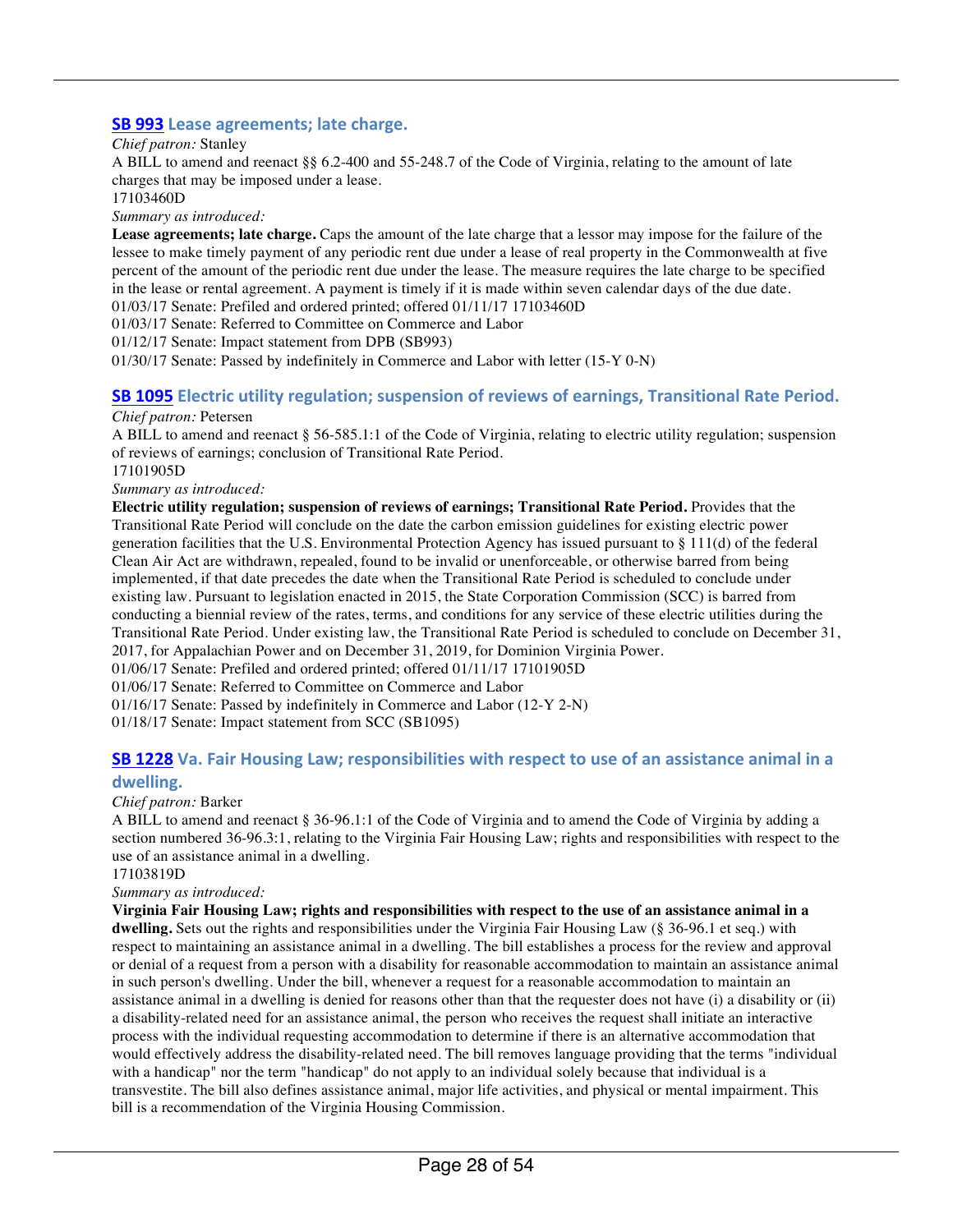### SB 993 Lease agreements; late charge.

*Chief patron:* Stanley

A BILL to amend and reenact §§ 6.2-400 and 55-248.7 of the Code of Virginia, relating to the amount of late charges that may be imposed under a lease.

17103460D

*Summary as introduced:*

**Lease agreements; late charge.** Caps the amount of the late charge that a lessor may impose for the failure of the lessee to make timely payment of any periodic rent due under a lease of real property in the Commonwealth at five percent of the amount of the periodic rent due under the lease. The measure requires the late charge to be specified in the lease or rental agreement. A payment is timely if it is made within seven calendar days of the due date.

01/03/17 Senate: Prefiled and ordered printed; offered 01/11/17 17103460D

01/03/17 Senate: Referred to Committee on Commerce and Labor

01/12/17 Senate: Impact statement from DPB (SB993)

01/30/17 Senate: Passed by indefinitely in Commerce and Labor with letter (15-Y 0-N)

### SB 1095 Electric utility regulation; suspension of reviews of earnings, Transitional Rate Period.

*Chief patron:* Petersen

A BILL to amend and reenact § 56-585.1:1 of the Code of Virginia, relating to electric utility regulation; suspension of reviews of earnings; conclusion of Transitional Rate Period.

17101905D

*Summary as introduced:*

**Electric utility regulation; suspension of reviews of earnings; Transitional Rate Period.** Provides that the Transitional Rate Period will conclude on the date the carbon emission guidelines for existing electric power generation facilities that the U.S. Environmental Protection Agency has issued pursuant to § 111(d) of the federal Clean Air Act are withdrawn, repealed, found to be invalid or unenforceable, or otherwise barred from being implemented, if that date precedes the date when the Transitional Rate Period is scheduled to conclude under existing law. Pursuant to legislation enacted in 2015, the State Corporation Commission (SCC) is barred from conducting a biennial review of the rates, terms, and conditions for any service of these electric utilities during the Transitional Rate Period. Under existing law, the Transitional Rate Period is scheduled to conclude on December 31, 2017, for Appalachian Power and on December 31, 2019, for Dominion Virginia Power.

01/06/17 Senate: Prefiled and ordered printed; offered 01/11/17 17101905D

01/06/17 Senate: Referred to Committee on Commerce and Labor

01/16/17 Senate: Passed by indefinitely in Commerce and Labor (12-Y 2-N)

01/18/17 Senate: Impact statement from SCC (SB1095)

### SB 1228 Va. Fair Housing Law; responsibilities with respect to use of an assistance animal in a dwelling.

*Chief patron:* Barker

A BILL to amend and reenact § 36-96.1:1 of the Code of Virginia and to amend the Code of Virginia by adding a section numbered 36-96.3:1, relating to the Virginia Fair Housing Law; rights and responsibilities with respect to the use of an assistance animal in a dwelling.

17103819D

*Summary as introduced:*

**Virginia Fair Housing Law; rights and responsibilities with respect to the use of an assistance animal in a dwelling.** Sets out the rights and responsibilities under the Virginia Fair Housing Law (§ 36-96.1 et seq.) with respect to maintaining an assistance animal in a dwelling. The bill establishes a process for the review and approval or denial of a request from a person with a disability for reasonable accommodation to maintain an assistance animal in such person's dwelling. Under the bill, whenever a request for a reasonable accommodation to maintain an assistance animal in a dwelling is denied for reasons other than that the requester does not have (i) a disability or (ii) a disability-related need for an assistance animal, the person who receives the request shall initiate an interactive process with the individual requesting accommodation to determine if there is an alternative accommodation that would effectively address the disability-related need. The bill removes language providing that the terms "individual with a handicap" nor the term "handicap" do not apply to an individual solely because that individual is a transvestite. The bill also defines assistance animal, major life activities, and physical or mental impairment. This bill is a recommendation of the Virginia Housing Commission.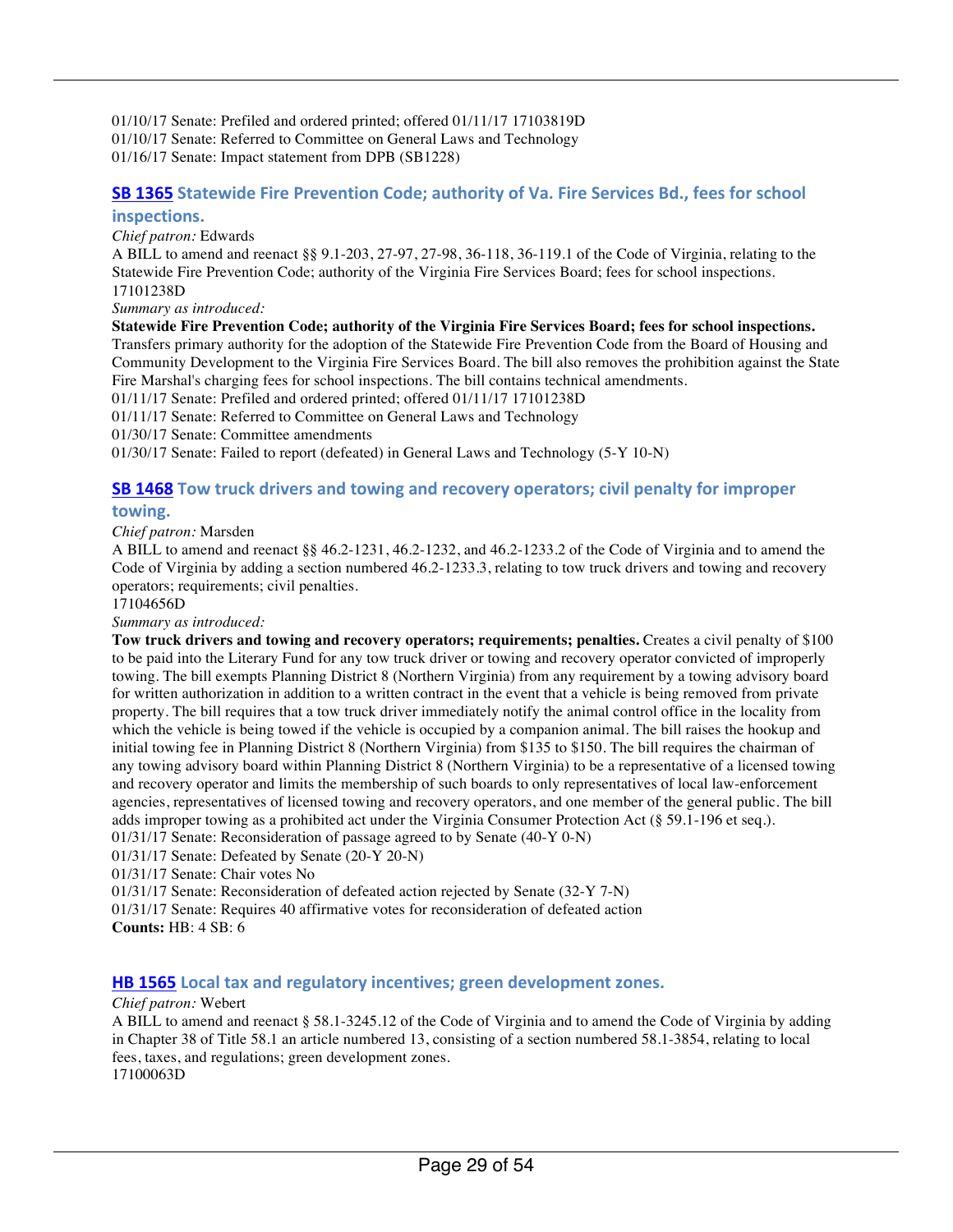01/10/17 Senate: Prefiled and ordered printed; offered 01/11/17 17103819D
01/10/17 Senate: Referred to Committee on General Laws and Technology
01/16/17 Senate: Impact statement from DPB (SB1228)

### SB 1365 Statewide Fire Prevention Code; authority of Va. Fire Services Bd., fees for school inspections.

*Chief patron:* Edwards

A BILL to amend and reenact §§ 9.1-203, 27-97, 27-98, 36-118, 36-119.1 of the Code of Virginia, relating to the Statewide Fire Prevention Code; authority of the Virginia Fire Services Board; fees for school inspections.
17101238D

*Summary as introduced:*

**Statewide Fire Prevention Code; authority of the Virginia Fire Services Board; fees for school inspections.** Transfers primary authority for the adoption of the Statewide Fire Prevention Code from the Board of Housing and Community Development to the Virginia Fire Services Board. The bill also removes the prohibition against the State Fire Marshal's charging fees for school inspections. The bill contains technical amendments.

01/11/17 Senate: Prefiled and ordered printed; offered 01/11/17 17101238D
01/11/17 Senate: Referred to Committee on General Laws and Technology
01/30/17 Senate: Committee amendments
01/30/17 Senate: Failed to report (defeated) in General Laws and Technology (5-Y 10-N)

### SB 1468 Tow truck drivers and towing and recovery operators; civil penalty for improper towing.

*Chief patron:* Marsden

A BILL to amend and reenact §§ 46.2-1231, 46.2-1232, and 46.2-1233.2 of the Code of Virginia and to amend the Code of Virginia by adding a section numbered 46.2-1233.3, relating to tow truck drivers and towing and recovery operators; requirements; civil penalties.
17104656D

*Summary as introduced:*

**Tow truck drivers and towing and recovery operators; requirements; penalties.** Creates a civil penalty of $100 to be paid into the Literary Fund for any tow truck driver or towing and recovery operator convicted of improperly towing. The bill exempts Planning District 8 (Northern Virginia) from any requirement by a towing advisory board for written authorization in addition to a written contract in the event that a vehicle is being removed from private property. The bill requires that a tow truck driver immediately notify the animal control office in the locality from which the vehicle is being towed if the vehicle is occupied by a companion animal. The bill raises the hookup and initial towing fee in Planning District 8 (Northern Virginia) from $135 to $150. The bill requires the chairman of any towing advisory board within Planning District 8 (Northern Virginia) to be a representative of a licensed towing and recovery operator and limits the membership of such boards to only representatives of local law-enforcement agencies, representatives of licensed towing and recovery operators, and one member of the general public. The bill adds improper towing as a prohibited act under the Virginia Consumer Protection Act (§ 59.1-196 et seq.).

01/31/17 Senate: Reconsideration of passage agreed to by Senate (40-Y 0-N)
01/31/17 Senate: Defeated by Senate (20-Y 20-N)
01/31/17 Senate: Chair votes No
01/31/17 Senate: Reconsideration of defeated action rejected by Senate (32-Y 7-N)
01/31/17 Senate: Requires 40 affirmative votes for reconsideration of defeated action

**Counts:** HB: 4 SB: 6

### HB 1565 Local tax and regulatory incentives; green development zones.

*Chief patron:* Webert

A BILL to amend and reenact § 58.1-3245.12 of the Code of Virginia and to amend the Code of Virginia by adding in Chapter 38 of Title 58.1 an article numbered 13, consisting of a section numbered 58.1-3854, relating to local fees, taxes, and regulations; green development zones.
17100063D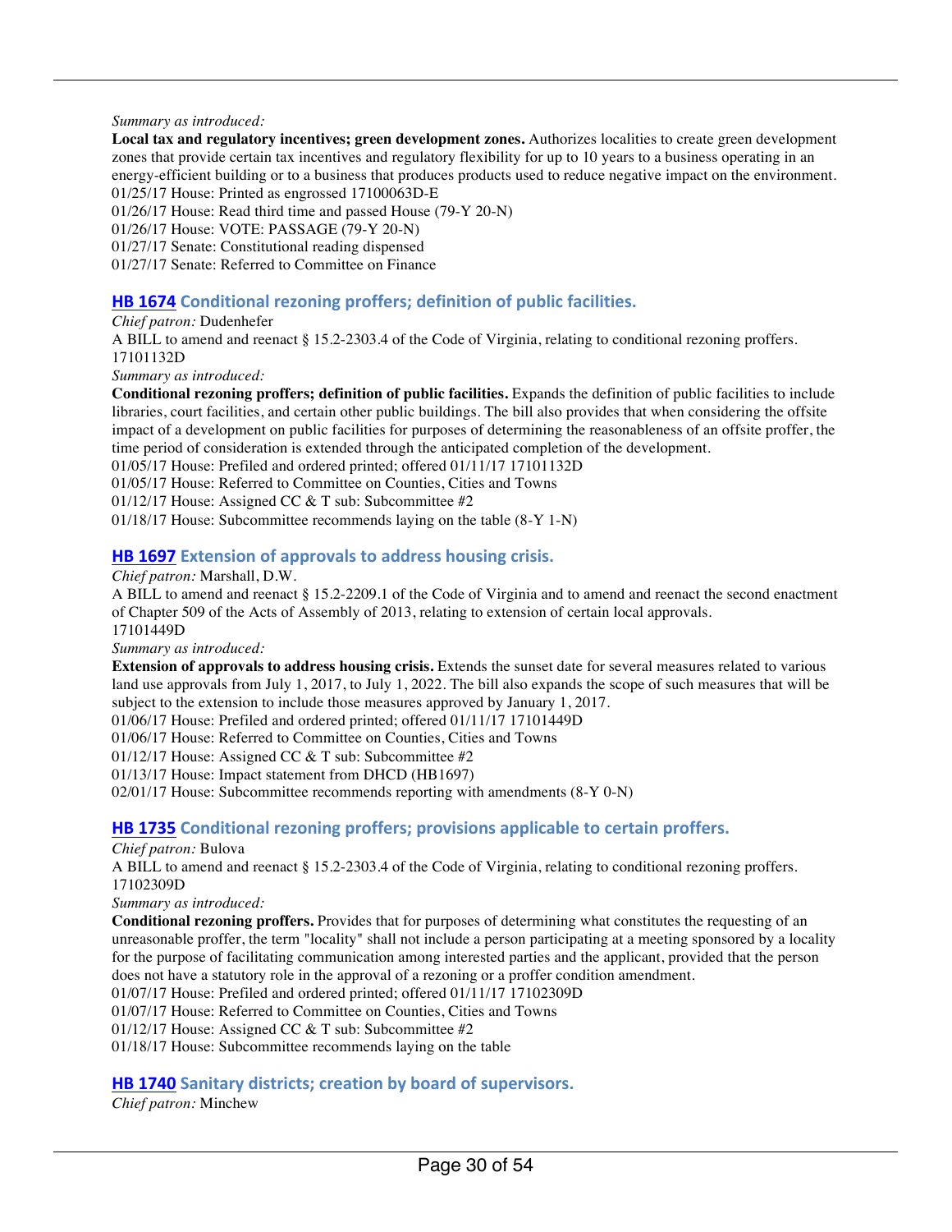*Summary as introduced:*

**Local tax and regulatory incentives; green development zones.** Authorizes localities to create green development zones that provide certain tax incentives and regulatory flexibility for up to 10 years to a business operating in an energy-efficient building or to a business that produces products used to reduce negative impact on the environment.

01/25/17 House: Printed as engrossed 17100063D-E

01/26/17 House: Read third time and passed House (79-Y 20-N)

01/26/17 House: VOTE: PASSAGE (79-Y 20-N)

01/27/17 Senate: Constitutional reading dispensed

01/27/17 Senate: Referred to Committee on Finance

### HB 1674 Conditional rezoning proffers; definition of public facilities.

*Chief patron:* Dudenhefer

A BILL to amend and reenact § 15.2-2303.4 of the Code of Virginia, relating to conditional rezoning proffers.
17101132D

*Summary as introduced:*

**Conditional rezoning proffers; definition of public facilities.** Expands the definition of public facilities to include libraries, court facilities, and certain other public buildings. The bill also provides that when considering the offsite impact of a development on public facilities for purposes of determining the reasonableness of an offsite proffer, the time period of consideration is extended through the anticipated completion of the development.

01/05/17 House: Prefiled and ordered printed; offered 01/11/17 17101132D

01/05/17 House: Referred to Committee on Counties, Cities and Towns

01/12/17 House: Assigned CC & T sub: Subcommittee #2

01/18/17 House: Subcommittee recommends laying on the table (8-Y 1-N)

### HB 1697 Extension of approvals to address housing crisis.

*Chief patron:* Marshall, D.W.

A BILL to amend and reenact § 15.2-2209.1 of the Code of Virginia and to amend and reenact the second enactment of Chapter 509 of the Acts of Assembly of 2013, relating to extension of certain local approvals.
17101449D

*Summary as introduced:*

**Extension of approvals to address housing crisis.** Extends the sunset date for several measures related to various land use approvals from July 1, 2017, to July 1, 2022. The bill also expands the scope of such measures that will be subject to the extension to include those measures approved by January 1, 2017.

01/06/17 House: Prefiled and ordered printed; offered 01/11/17 17101449D

01/06/17 House: Referred to Committee on Counties, Cities and Towns

01/12/17 House: Assigned CC & T sub: Subcommittee #2

01/13/17 House: Impact statement from DHCD (HB1697)

02/01/17 House: Subcommittee recommends reporting with amendments (8-Y 0-N)

### HB 1735 Conditional rezoning proffers; provisions applicable to certain proffers.

*Chief patron:* Bulova

A BILL to amend and reenact § 15.2-2303.4 of the Code of Virginia, relating to conditional rezoning proffers.
17102309D

*Summary as introduced:*

**Conditional rezoning proffers.** Provides that for purposes of determining what constitutes the requesting of an unreasonable proffer, the term "locality" shall not include a person participating at a meeting sponsored by a locality for the purpose of facilitating communication among interested parties and the applicant, provided that the person does not have a statutory role in the approval of a rezoning or a proffer condition amendment.

01/07/17 House: Prefiled and ordered printed; offered 01/11/17 17102309D

01/07/17 House: Referred to Committee on Counties, Cities and Towns

01/12/17 House: Assigned CC & T sub: Subcommittee #2

01/18/17 House: Subcommittee recommends laying on the table

### HB 1740 Sanitary districts; creation by board of supervisors.

*Chief patron:* Minchew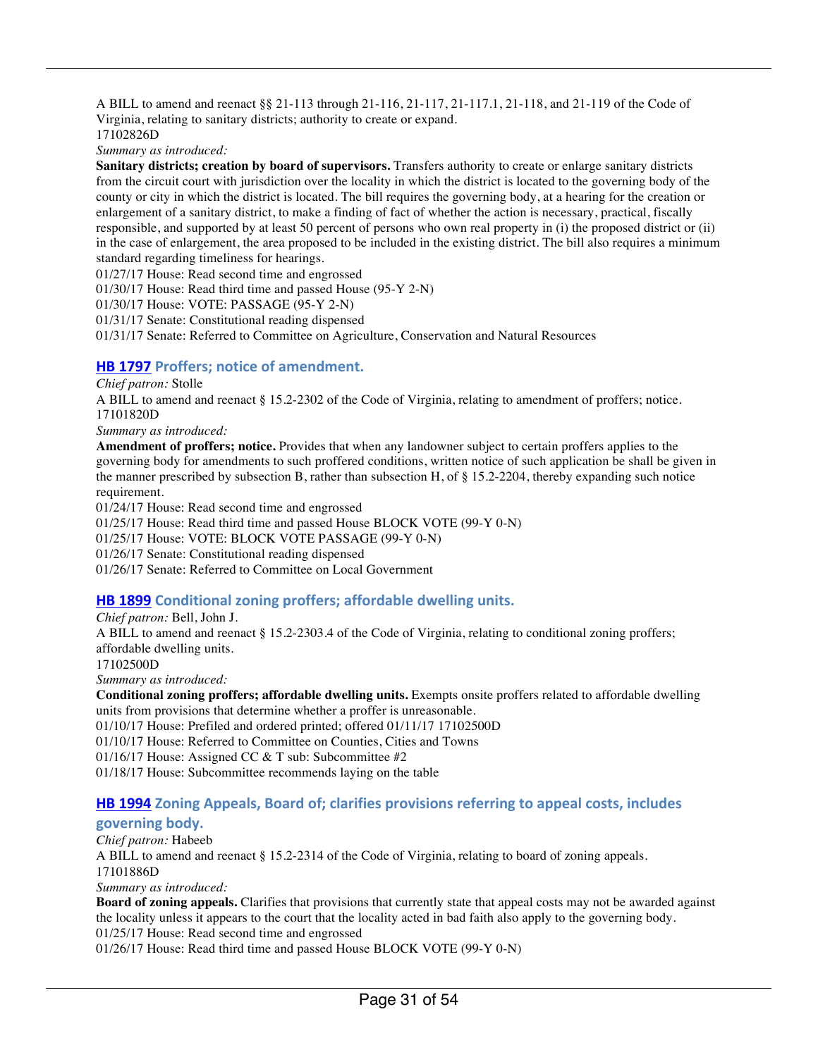A BILL to amend and reenact §§ 21-113 through 21-116, 21-117, 21-117.1, 21-118, and 21-119 of the Code of Virginia, relating to sanitary districts; authority to create or expand.
17102826D

*Summary as introduced:*

**Sanitary districts; creation by board of supervisors.** Transfers authority to create or enlarge sanitary districts from the circuit court with jurisdiction over the locality in which the district is located to the governing body of the county or city in which the district is located. The bill requires the governing body, at a hearing for the creation or enlargement of a sanitary district, to make a finding of fact of whether the action is necessary, practical, fiscally responsible, and supported by at least 50 percent of persons who own real property in (i) the proposed district or (ii) in the case of enlargement, the area proposed to be included in the existing district. The bill also requires a minimum standard regarding timeliness for hearings.

01/27/17 House: Read second time and engrossed
01/30/17 House: Read third time and passed House (95-Y 2-N)
01/30/17 House: VOTE: PASSAGE (95-Y 2-N)
01/31/17 Senate: Constitutional reading dispensed
01/31/17 Senate: Referred to Committee on Agriculture, Conservation and Natural Resources

### HB 1797 Proffers; notice of amendment.

*Chief patron:* Stolle

A BILL to amend and reenact § 15.2-2302 of the Code of Virginia, relating to amendment of proffers; notice.
17101820D

*Summary as introduced:*

**Amendment of proffers; notice.** Provides that when any landowner subject to certain proffers applies to the governing body for amendments to such proffered conditions, written notice of such application be shall be given in the manner prescribed by subsection B, rather than subsection H, of § 15.2-2204, thereby expanding such notice requirement.

01/24/17 House: Read second time and engrossed
01/25/17 House: Read third time and passed House BLOCK VOTE (99-Y 0-N)
01/25/17 House: VOTE: BLOCK VOTE PASSAGE (99-Y 0-N)
01/26/17 Senate: Constitutional reading dispensed
01/26/17 Senate: Referred to Committee on Local Government

### HB 1899 Conditional zoning proffers; affordable dwelling units.

*Chief patron:* Bell, John J.

A BILL to amend and reenact § 15.2-2303.4 of the Code of Virginia, relating to conditional zoning proffers; affordable dwelling units.
17102500D

*Summary as introduced:*

**Conditional zoning proffers; affordable dwelling units.** Exempts onsite proffers related to affordable dwelling units from provisions that determine whether a proffer is unreasonable.

01/10/17 House: Prefiled and ordered printed; offered 01/11/17 17102500D
01/10/17 House: Referred to Committee on Counties, Cities and Towns
01/16/17 House: Assigned CC & T sub: Subcommittee #2
01/18/17 House: Subcommittee recommends laying on the table

### HB 1994 Zoning Appeals, Board of; clarifies provisions referring to appeal costs, includes governing body.

*Chief patron:* Habeeb

A BILL to amend and reenact § 15.2-2314 of the Code of Virginia, relating to board of zoning appeals.
17101886D

*Summary as introduced:*

**Board of zoning appeals.** Clarifies that provisions that currently state that appeal costs may not be awarded against the locality unless it appears to the court that the locality acted in bad faith also apply to the governing body.

01/25/17 House: Read second time and engrossed
01/26/17 House: Read third time and passed House BLOCK VOTE (99-Y 0-N)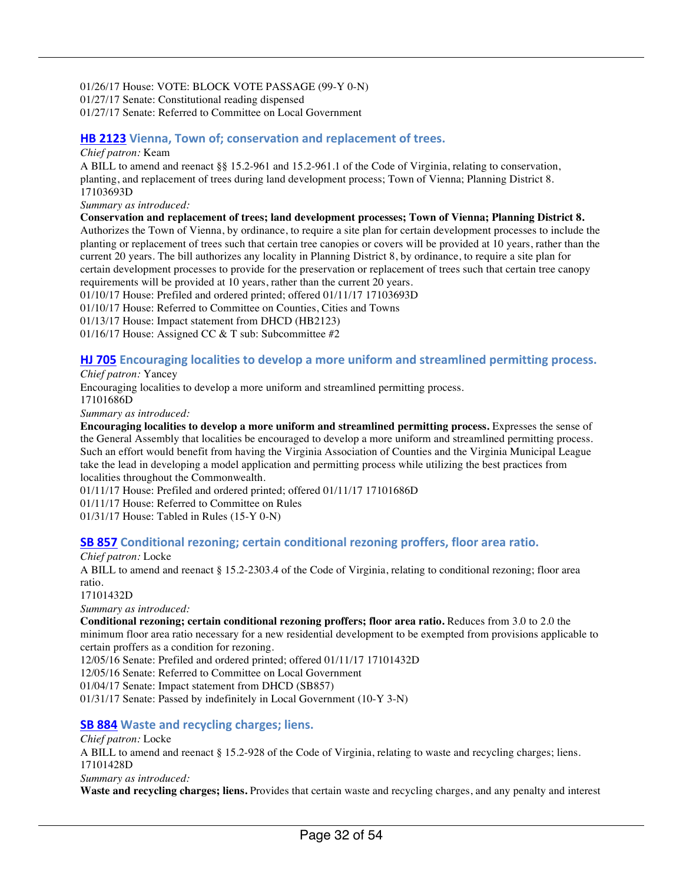01/26/17 House: VOTE: BLOCK VOTE PASSAGE (99-Y 0-N)
01/27/17 Senate: Constitutional reading dispensed
01/27/17 Senate: Referred to Committee on Local Government

### HB 2123 Vienna, Town of; conservation and replacement of trees.

*Chief patron:* Keam

A BILL to amend and reenact §§ 15.2-961 and 15.2-961.1 of the Code of Virginia, relating to conservation, planting, and replacement of trees during land development process; Town of Vienna; Planning District 8.
17103693D

*Summary as introduced:*

**Conservation and replacement of trees; land development processes; Town of Vienna; Planning District 8.** Authorizes the Town of Vienna, by ordinance, to require a site plan for certain development processes to include the planting or replacement of trees such that certain tree canopies or covers will be provided at 10 years, rather than the current 20 years. The bill authorizes any locality in Planning District 8, by ordinance, to require a site plan for certain development processes to provide for the preservation or replacement of trees such that certain tree canopy requirements will be provided at 10 years, rather than the current 20 years.

01/10/17 House: Prefiled and ordered printed; offered 01/11/17 17103693D
01/10/17 House: Referred to Committee on Counties, Cities and Towns
01/13/17 House: Impact statement from DHCD (HB2123)
01/16/17 House: Assigned CC & T sub: Subcommittee #2

### HJ 705 Encouraging localities to develop a more uniform and streamlined permitting process.

*Chief patron:* Yancey

Encouraging localities to develop a more uniform and streamlined permitting process.
17101686D

*Summary as introduced:*

**Encouraging localities to develop a more uniform and streamlined permitting process.** Expresses the sense of the General Assembly that localities be encouraged to develop a more uniform and streamlined permitting process. Such an effort would benefit from having the Virginia Association of Counties and the Virginia Municipal League take the lead in developing a model application and permitting process while utilizing the best practices from localities throughout the Commonwealth.

01/11/17 House: Prefiled and ordered printed; offered 01/11/17 17101686D
01/11/17 House: Referred to Committee on Rules
01/31/17 House: Tabled in Rules (15-Y 0-N)

### SB 857 Conditional rezoning; certain conditional rezoning proffers, floor area ratio.

*Chief patron:* Locke

A BILL to amend and reenact § 15.2-2303.4 of the Code of Virginia, relating to conditional rezoning; floor area ratio.
17101432D

*Summary as introduced:*

**Conditional rezoning; certain conditional rezoning proffers; floor area ratio.** Reduces from 3.0 to 2.0 the minimum floor area ratio necessary for a new residential development to be exempted from provisions applicable to certain proffers as a condition for rezoning.

12/05/16 Senate: Prefiled and ordered printed; offered 01/11/17 17101432D
12/05/16 Senate: Referred to Committee on Local Government
01/04/17 Senate: Impact statement from DHCD (SB857)
01/31/17 Senate: Passed by indefinitely in Local Government (10-Y 3-N)

### SB 884 Waste and recycling charges; liens.

*Chief patron:* Locke

A BILL to amend and reenact § 15.2-928 of the Code of Virginia, relating to waste and recycling charges; liens.
17101428D

*Summary as introduced:*

**Waste and recycling charges; liens.** Provides that certain waste and recycling charges, and any penalty and interest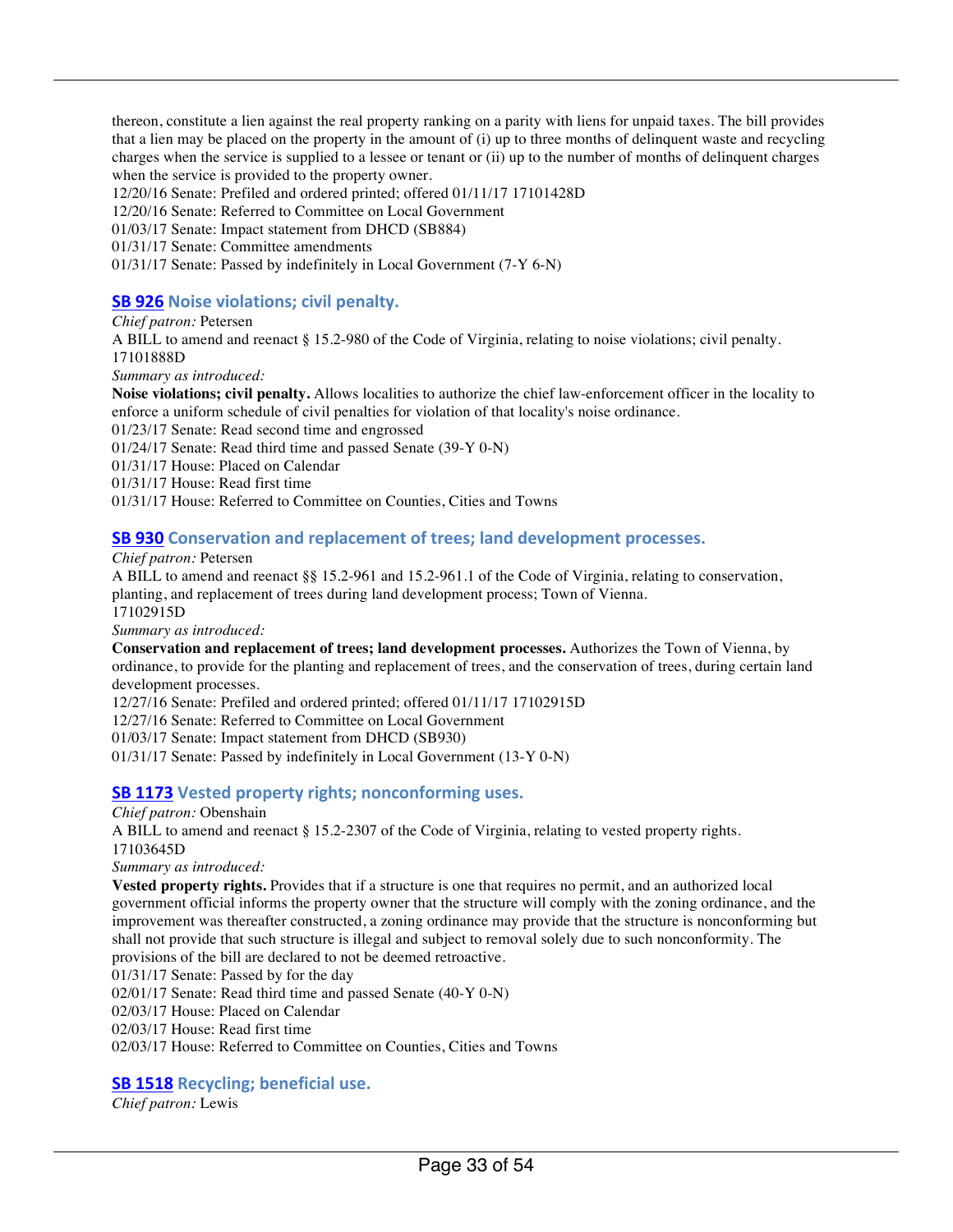thereon, constitute a lien against the real property ranking on a parity with liens for unpaid taxes. The bill provides that a lien may be placed on the property in the amount of (i) up to three months of delinquent waste and recycling charges when the service is supplied to a lessee or tenant or (ii) up to the number of months of delinquent charges when the service is provided to the property owner.
12/20/16 Senate: Prefiled and ordered printed; offered 01/11/17 17101428D
12/20/16 Senate: Referred to Committee on Local Government
01/03/17 Senate: Impact statement from DHCD (SB884)
01/31/17 Senate: Committee amendments
01/31/17 Senate: Passed by indefinitely in Local Government (7-Y 6-N)

### SB 926 Noise violations; civil penalty.

*Chief patron:* Petersen
A BILL to amend and reenact § 15.2-980 of the Code of Virginia, relating to noise violations; civil penalty.
17101888D
*Summary as introduced:*
**Noise violations; civil penalty.** Allows localities to authorize the chief law-enforcement officer in the locality to enforce a uniform schedule of civil penalties for violation of that locality's noise ordinance.
01/23/17 Senate: Read second time and engrossed
01/24/17 Senate: Read third time and passed Senate (39-Y 0-N)
01/31/17 House: Placed on Calendar
01/31/17 House: Read first time
01/31/17 House: Referred to Committee on Counties, Cities and Towns

### SB 930 Conservation and replacement of trees; land development processes.

*Chief patron:* Petersen
A BILL to amend and reenact §§ 15.2-961 and 15.2-961.1 of the Code of Virginia, relating to conservation, planting, and replacement of trees during land development process; Town of Vienna.
17102915D
*Summary as introduced:*
**Conservation and replacement of trees; land development processes.** Authorizes the Town of Vienna, by ordinance, to provide for the planting and replacement of trees, and the conservation of trees, during certain land development processes.
12/27/16 Senate: Prefiled and ordered printed; offered 01/11/17 17102915D
12/27/16 Senate: Referred to Committee on Local Government
01/03/17 Senate: Impact statement from DHCD (SB930)
01/31/17 Senate: Passed by indefinitely in Local Government (13-Y 0-N)

### SB 1173 Vested property rights; nonconforming uses.

*Chief patron:* Obenshain
A BILL to amend and reenact § 15.2-2307 of the Code of Virginia, relating to vested property rights.
17103645D
*Summary as introduced:*
**Vested property rights.** Provides that if a structure is one that requires no permit, and an authorized local government official informs the property owner that the structure will comply with the zoning ordinance, and the improvement was thereafter constructed, a zoning ordinance may provide that the structure is nonconforming but shall not provide that such structure is illegal and subject to removal solely due to such nonconformity. The provisions of the bill are declared to not be deemed retroactive.
01/31/17 Senate: Passed by for the day
02/01/17 Senate: Read third time and passed Senate (40-Y 0-N)
02/03/17 House: Placed on Calendar
02/03/17 House: Read first time
02/03/17 House: Referred to Committee on Counties, Cities and Towns

### SB 1518 Recycling; beneficial use.

*Chief patron:* Lewis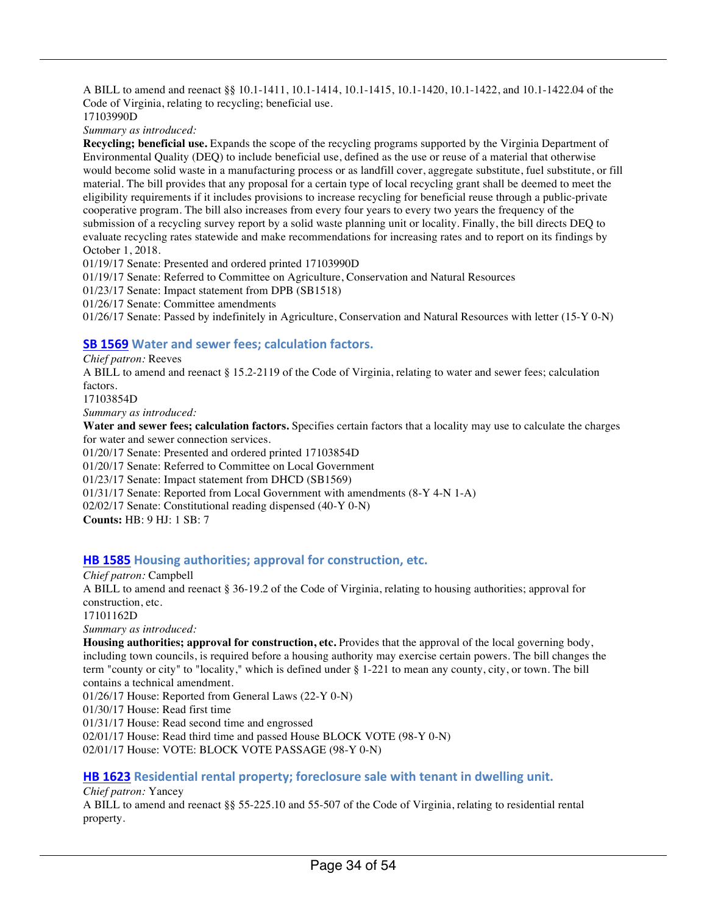A BILL to amend and reenact §§ 10.1-1411, 10.1-1414, 10.1-1415, 10.1-1420, 10.1-1422, and 10.1-1422.04 of the Code of Virginia, relating to recycling; beneficial use.
17103990D

*Summary as introduced:*

**Recycling; beneficial use.** Expands the scope of the recycling programs supported by the Virginia Department of Environmental Quality (DEQ) to include beneficial use, defined as the use or reuse of a material that otherwise would become solid waste in a manufacturing process or as landfill cover, aggregate substitute, fuel substitute, or fill material. The bill provides that any proposal for a certain type of local recycling grant shall be deemed to meet the eligibility requirements if it includes provisions to increase recycling for beneficial reuse through a public-private cooperative program. The bill also increases from every four years to every two years the frequency of the submission of a recycling survey report by a solid waste planning unit or locality. Finally, the bill directs DEQ to evaluate recycling rates statewide and make recommendations for increasing rates and to report on its findings by October 1, 2018.

01/19/17 Senate: Presented and ordered printed 17103990D
01/19/17 Senate: Referred to Committee on Agriculture, Conservation and Natural Resources
01/23/17 Senate: Impact statement from DPB (SB1518)
01/26/17 Senate: Committee amendments
01/26/17 Senate: Passed by indefinitely in Agriculture, Conservation and Natural Resources with letter (15-Y 0-N)

### SB 1569 Water and sewer fees; calculation factors.

*Chief patron:* Reeves

A BILL to amend and reenact § 15.2-2119 of the Code of Virginia, relating to water and sewer fees; calculation factors.
17103854D

*Summary as introduced:*

**Water and sewer fees; calculation factors.** Specifies certain factors that a locality may use to calculate the charges for water and sewer connection services.

01/20/17 Senate: Presented and ordered printed 17103854D
01/20/17 Senate: Referred to Committee on Local Government
01/23/17 Senate: Impact statement from DHCD (SB1569)
01/31/17 Senate: Reported from Local Government with amendments (8-Y 4-N 1-A)
02/02/17 Senate: Constitutional reading dispensed (40-Y 0-N)

**Counts:** HB: 9 HJ: 1 SB: 7

### HB 1585 Housing authorities; approval for construction, etc.

*Chief patron:* Campbell

A BILL to amend and reenact § 36-19.2 of the Code of Virginia, relating to housing authorities; approval for construction, etc.
17101162D

*Summary as introduced:*

**Housing authorities; approval for construction, etc.** Provides that the approval of the local governing body, including town councils, is required before a housing authority may exercise certain powers. The bill changes the term "county or city" to "locality," which is defined under § 1-221 to mean any county, city, or town. The bill contains a technical amendment.

01/26/17 House: Reported from General Laws (22-Y 0-N)
01/30/17 House: Read first time
01/31/17 House: Read second time and engrossed
02/01/17 House: Read third time and passed House BLOCK VOTE (98-Y 0-N)
02/01/17 House: VOTE: BLOCK VOTE PASSAGE (98-Y 0-N)

### HB 1623 Residential rental property; foreclosure sale with tenant in dwelling unit.

*Chief patron:* Yancey

A BILL to amend and reenact §§ 55-225.10 and 55-507 of the Code of Virginia, relating to residential rental property.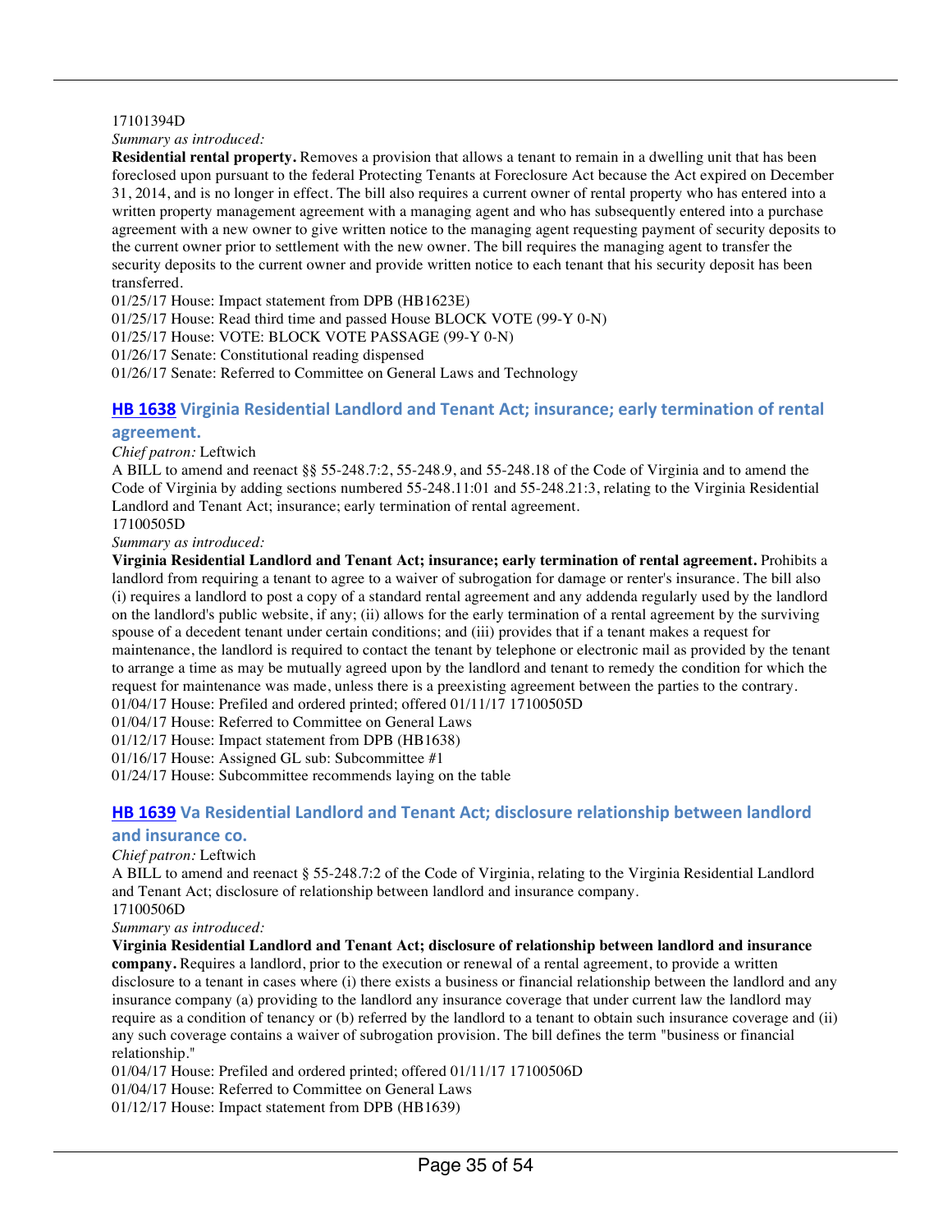17101394D

*Summary as introduced:*

**Residential rental property.** Removes a provision that allows a tenant to remain in a dwelling unit that has been foreclosed upon pursuant to the federal Protecting Tenants at Foreclosure Act because the Act expired on December 31, 2014, and is no longer in effect. The bill also requires a current owner of rental property who has entered into a written property management agreement with a managing agent and who has subsequently entered into a purchase agreement with a new owner to give written notice to the managing agent requesting payment of security deposits to the current owner prior to settlement with the new owner. The bill requires the managing agent to transfer the security deposits to the current owner and provide written notice to each tenant that his security deposit has been transferred.

01/25/17 House: Impact statement from DPB (HB1623E)
01/25/17 House: Read third time and passed House BLOCK VOTE (99-Y 0-N)
01/25/17 House: VOTE: BLOCK VOTE PASSAGE (99-Y 0-N)
01/26/17 Senate: Constitutional reading dispensed
01/26/17 Senate: Referred to Committee on General Laws and Technology

### HB 1638 Virginia Residential Landlord and Tenant Act; insurance; early termination of rental agreement.

*Chief patron:* Leftwich

A BILL to amend and reenact §§ 55-248.7:2, 55-248.9, and 55-248.18 of the Code of Virginia and to amend the Code of Virginia by adding sections numbered 55-248.11:01 and 55-248.21:3, relating to the Virginia Residential Landlord and Tenant Act; insurance; early termination of rental agreement.

17100505D

*Summary as introduced:*

**Virginia Residential Landlord and Tenant Act; insurance; early termination of rental agreement.** Prohibits a landlord from requiring a tenant to agree to a waiver of subrogation for damage or renter's insurance. The bill also (i) requires a landlord to post a copy of a standard rental agreement and any addenda regularly used by the landlord on the landlord's public website, if any; (ii) allows for the early termination of a rental agreement by the surviving spouse of a decedent tenant under certain conditions; and (iii) provides that if a tenant makes a request for maintenance, the landlord is required to contact the tenant by telephone or electronic mail as provided by the tenant to arrange a time as may be mutually agreed upon by the landlord and tenant to remedy the condition for which the request for maintenance was made, unless there is a preexisting agreement between the parties to the contrary.

01/04/17 House: Prefiled and ordered printed; offered 01/11/17 17100505D
01/04/17 House: Referred to Committee on General Laws
01/12/17 House: Impact statement from DPB (HB1638)
01/16/17 House: Assigned GL sub: Subcommittee #1
01/24/17 House: Subcommittee recommends laying on the table

### HB 1639 Va Residential Landlord and Tenant Act; disclosure relationship between landlord and insurance co.

*Chief patron:* Leftwich

A BILL to amend and reenact § 55-248.7:2 of the Code of Virginia, relating to the Virginia Residential Landlord and Tenant Act; disclosure of relationship between landlord and insurance company.

17100506D

*Summary as introduced:*

**Virginia Residential Landlord and Tenant Act; disclosure of relationship between landlord and insurance company.** Requires a landlord, prior to the execution or renewal of a rental agreement, to provide a written disclosure to a tenant in cases where (i) there exists a business or financial relationship between the landlord and any insurance company (a) providing to the landlord any insurance coverage that under current law the landlord may require as a condition of tenancy or (b) referred by the landlord to a tenant to obtain such insurance coverage and (ii) any such coverage contains a waiver of subrogation provision. The bill defines the term "business or financial relationship."

01/04/17 House: Prefiled and ordered printed; offered 01/11/17 17100506D
01/04/17 House: Referred to Committee on General Laws
01/12/17 House: Impact statement from DPB (HB1639)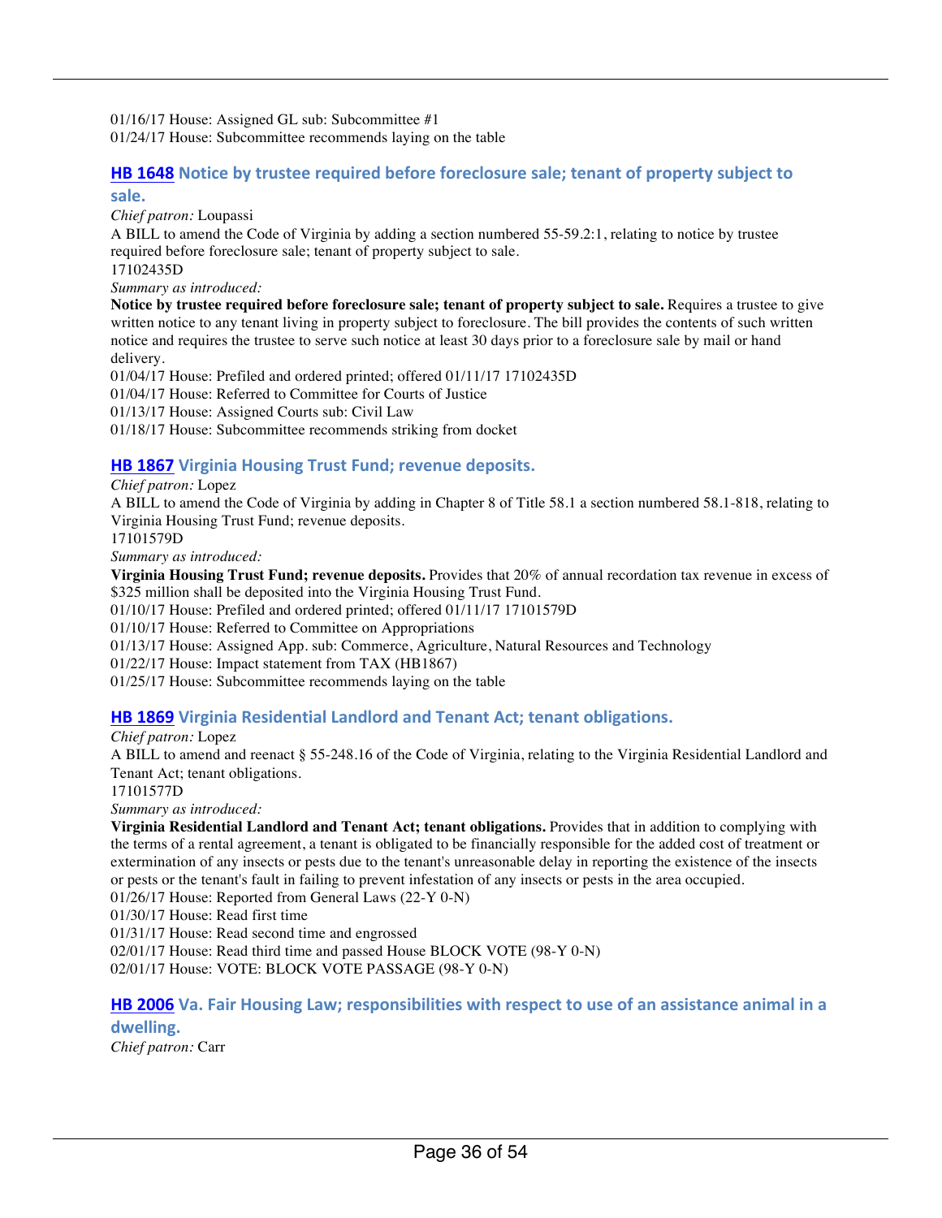01/16/17 House: Assigned GL sub: Subcommittee #1
01/24/17 House: Subcommittee recommends laying on the table

### HB 1648 Notice by trustee required before foreclosure sale; tenant of property subject to sale.

*Chief patron:* Loupassi

A BILL to amend the Code of Virginia by adding a section numbered 55-59.2:1, relating to notice by trustee required before foreclosure sale; tenant of property subject to sale.

17102435D

*Summary as introduced:*

**Notice by trustee required before foreclosure sale; tenant of property subject to sale.** Requires a trustee to give written notice to any tenant living in property subject to foreclosure. The bill provides the contents of such written notice and requires the trustee to serve such notice at least 30 days prior to a foreclosure sale by mail or hand delivery.

01/04/17 House: Prefiled and ordered printed; offered 01/11/17 17102435D
01/04/17 House: Referred to Committee for Courts of Justice
01/13/17 House: Assigned Courts sub: Civil Law
01/18/17 House: Subcommittee recommends striking from docket

### HB 1867 Virginia Housing Trust Fund; revenue deposits.

*Chief patron:* Lopez

A BILL to amend the Code of Virginia by adding in Chapter 8 of Title 58.1 a section numbered 58.1-818, relating to Virginia Housing Trust Fund; revenue deposits.

17101579D

*Summary as introduced:*

**Virginia Housing Trust Fund; revenue deposits.** Provides that 20% of annual recordation tax revenue in excess of $325 million shall be deposited into the Virginia Housing Trust Fund.

01/10/17 House: Prefiled and ordered printed; offered 01/11/17 17101579D
01/10/17 House: Referred to Committee on Appropriations
01/13/17 House: Assigned App. sub: Commerce, Agriculture, Natural Resources and Technology
01/22/17 House: Impact statement from TAX (HB1867)
01/25/17 House: Subcommittee recommends laying on the table

### HB 1869 Virginia Residential Landlord and Tenant Act; tenant obligations.

*Chief patron:* Lopez

A BILL to amend and reenact § 55-248.16 of the Code of Virginia, relating to the Virginia Residential Landlord and Tenant Act; tenant obligations.

17101577D

*Summary as introduced:*

**Virginia Residential Landlord and Tenant Act; tenant obligations.** Provides that in addition to complying with the terms of a rental agreement, a tenant is obligated to be financially responsible for the added cost of treatment or extermination of any insects or pests due to the tenant's unreasonable delay in reporting the existence of the insects or pests or the tenant's fault in failing to prevent infestation of any insects or pests in the area occupied.

01/26/17 House: Reported from General Laws (22-Y 0-N)
01/30/17 House: Read first time
01/31/17 House: Read second time and engrossed
02/01/17 House: Read third time and passed House BLOCK VOTE (98-Y 0-N)
02/01/17 House: VOTE: BLOCK VOTE PASSAGE (98-Y 0-N)

### HB 2006 Va. Fair Housing Law; responsibilities with respect to use of an assistance animal in a dwelling.

*Chief patron:* Carr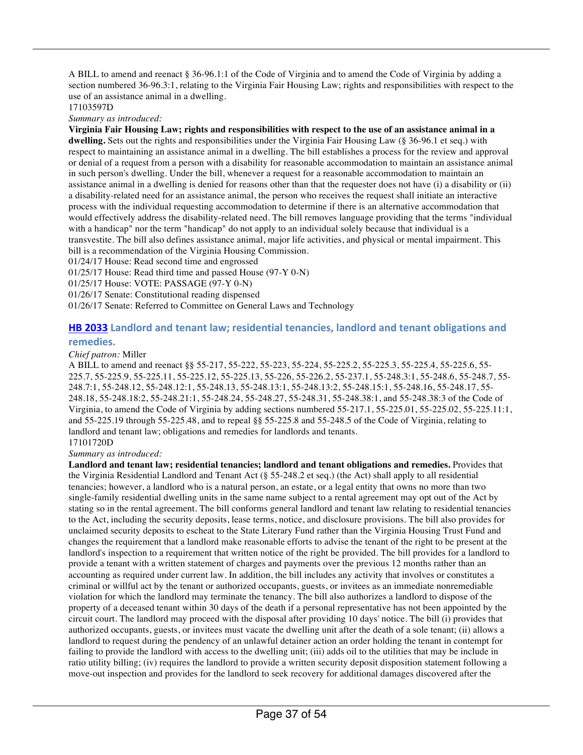A BILL to amend and reenact § 36-96.1:1 of the Code of Virginia and to amend the Code of Virginia by adding a section numbered 36-96.3:1, relating to the Virginia Fair Housing Law; rights and responsibilities with respect to the use of an assistance animal in a dwelling.
17103597D
*Summary as introduced:*
**Virginia Fair Housing Law; rights and responsibilities with respect to the use of an assistance animal in a dwelling.** Sets out the rights and responsibilities under the Virginia Fair Housing Law (§ 36-96.1 et seq.) with respect to maintaining an assistance animal in a dwelling. The bill establishes a process for the review and approval or denial of a request from a person with a disability for reasonable accommodation to maintain an assistance animal in such person's dwelling. Under the bill, whenever a request for a reasonable accommodation to maintain an assistance animal in a dwelling is denied for reasons other than that the requester does not have (i) a disability or (ii) a disability-related need for an assistance animal, the person who receives the request shall initiate an interactive process with the individual requesting accommodation to determine if there is an alternative accommodation that would effectively address the disability-related need. The bill removes language providing that the terms "individual with a handicap" nor the term "handicap" do not apply to an individual solely because that individual is a transvestite. The bill also defines assistance animal, major life activities, and physical or mental impairment. This bill is a recommendation of the Virginia Housing Commission.
01/24/17 House: Read second time and engrossed
01/25/17 House: Read third time and passed House (97-Y 0-N)
01/25/17 House: VOTE: PASSAGE (97-Y 0-N)
01/26/17 Senate: Constitutional reading dispensed
01/26/17 Senate: Referred to Committee on General Laws and Technology

### HB 2033 Landlord and tenant law; residential tenancies, landlord and tenant obligations and remedies.

*Chief patron:* Miller
A BILL to amend and reenact §§ 55-217, 55-222, 55-223, 55-224, 55-225.2, 55-225.3, 55-225.4, 55-225.6, 55-225.7, 55-225.9, 55-225.11, 55-225.12, 55-225.13, 55-226, 55-226.2, 55-237.1, 55-248.3:1, 55-248.6, 55-248.7, 55-248.7:1, 55-248.12, 55-248.12:1, 55-248.13, 55-248.13:1, 55-248.13:2, 55-248.15:1, 55-248.16, 55-248.17, 55-248.18, 55-248.18:2, 55-248.21:1, 55-248.24, 55-248.27, 55-248.31, 55-248.38:1, and 55-248.38:3 of the Code of Virginia, to amend the Code of Virginia by adding sections numbered 55-217.1, 55-225.01, 55-225.02, 55-225.11:1, and 55-225.19 through 55-225.48, and to repeal §§ 55-225.8 and 55-248.5 of the Code of Virginia, relating to landlord and tenant law; obligations and remedies for landlords and tenants.
17101720D
*Summary as introduced:*
**Landlord and tenant law; residential tenancies; landlord and tenant obligations and remedies.** Provides that the Virginia Residential Landlord and Tenant Act (§ 55-248.2 et seq.) (the Act) shall apply to all residential tenancies; however, a landlord who is a natural person, an estate, or a legal entity that owns no more than two single-family residential dwelling units in the same name subject to a rental agreement may opt out of the Act by stating so in the rental agreement. The bill conforms general landlord and tenant law relating to residential tenancies to the Act, including the security deposits, lease terms, notice, and disclosure provisions. The bill also provides for unclaimed security deposits to escheat to the State Literary Fund rather than the Virginia Housing Trust Fund and changes the requirement that a landlord make reasonable efforts to advise the tenant of the right to be present at the landlord's inspection to a requirement that written notice of the right be provided. The bill provides for a landlord to provide a tenant with a written statement of charges and payments over the previous 12 months rather than an accounting as required under current law. In addition, the bill includes any activity that involves or constitutes a criminal or willful act by the tenant or authorized occupants, guests, or invitees as an immediate nonremediable violation for which the landlord may terminate the tenancy. The bill also authorizes a landlord to dispose of the property of a deceased tenant within 30 days of the death if a personal representative has not been appointed by the circuit court. The landlord may proceed with the disposal after providing 10 days' notice. The bill (i) provides that authorized occupants, guests, or invitees must vacate the dwelling unit after the death of a sole tenant; (ii) allows a landlord to request during the pendency of an unlawful detainer action an order holding the tenant in contempt for failing to provide the landlord with access to the dwelling unit; (iii) adds oil to the utilities that may be include in ratio utility billing; (iv) requires the landlord to provide a written security deposit disposition statement following a move-out inspection and provides for the landlord to seek recovery for additional damages discovered after the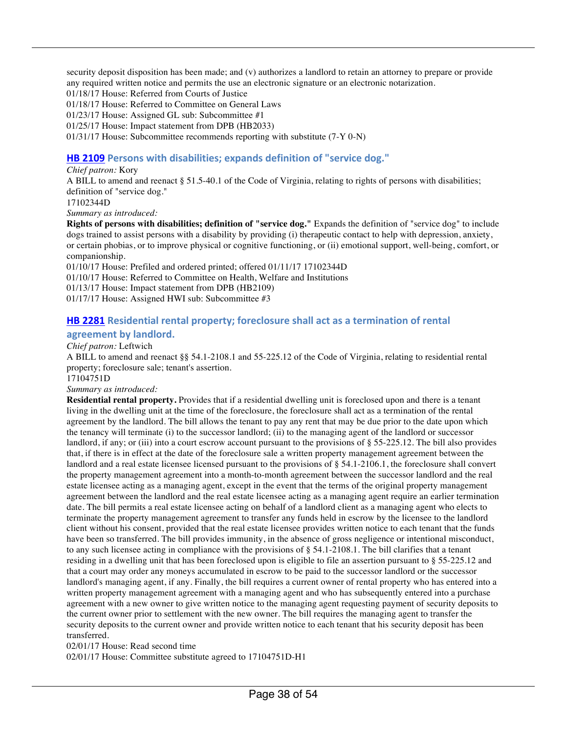security deposit disposition has been made; and (v) authorizes a landlord to retain an attorney to prepare or provide any required written notice and permits the use an electronic signature or an electronic notarization.

01/18/17 House: Referred from Courts of Justice

01/18/17 House: Referred to Committee on General Laws

01/23/17 House: Assigned GL sub: Subcommittee #1

01/25/17 House: Impact statement from DPB (HB2033)

01/31/17 House: Subcommittee recommends reporting with substitute (7-Y 0-N)

### HB 2109 Persons with disabilities; expands definition of "service dog."

*Chief patron:* Kory

A BILL to amend and reenact § 51.5-40.1 of the Code of Virginia, relating to rights of persons with disabilities; definition of "service dog."

17102344D

*Summary as introduced:*

**Rights of persons with disabilities; definition of "service dog."** Expands the definition of "service dog" to include dogs trained to assist persons with a disability by providing (i) therapeutic contact to help with depression, anxiety, or certain phobias, or to improve physical or cognitive functioning, or (ii) emotional support, well-being, comfort, or companionship.

01/10/17 House: Prefiled and ordered printed; offered 01/11/17 17102344D

01/10/17 House: Referred to Committee on Health, Welfare and Institutions

01/13/17 House: Impact statement from DPB (HB2109)

01/17/17 House: Assigned HWI sub: Subcommittee #3

### HB 2281 Residential rental property; foreclosure shall act as a termination of rental agreement by landlord.

*Chief patron:* Leftwich

A BILL to amend and reenact §§ 54.1-2108.1 and 55-225.12 of the Code of Virginia, relating to residential rental property; foreclosure sale; tenant's assertion.

17104751D

*Summary as introduced:*

**Residential rental property.** Provides that if a residential dwelling unit is foreclosed upon and there is a tenant living in the dwelling unit at the time of the foreclosure, the foreclosure shall act as a termination of the rental agreement by the landlord. The bill allows the tenant to pay any rent that may be due prior to the date upon which the tenancy will terminate (i) to the successor landlord; (ii) to the managing agent of the landlord or successor landlord, if any; or (iii) into a court escrow account pursuant to the provisions of § 55-225.12. The bill also provides that, if there is in effect at the date of the foreclosure sale a written property management agreement between the landlord and a real estate licensee licensed pursuant to the provisions of § 54.1-2106.1, the foreclosure shall convert the property management agreement into a month-to-month agreement between the successor landlord and the real estate licensee acting as a managing agent, except in the event that the terms of the original property management agreement between the landlord and the real estate licensee acting as a managing agent require an earlier termination date. The bill permits a real estate licensee acting on behalf of a landlord client as a managing agent who elects to terminate the property management agreement to transfer any funds held in escrow by the licensee to the landlord client without his consent, provided that the real estate licensee provides written notice to each tenant that the funds have been so transferred. The bill provides immunity, in the absence of gross negligence or intentional misconduct, to any such licensee acting in compliance with the provisions of § 54.1-2108.1. The bill clarifies that a tenant residing in a dwelling unit that has been foreclosed upon is eligible to file an assertion pursuant to § 55-225.12 and that a court may order any moneys accumulated in escrow to be paid to the successor landlord or the successor landlord's managing agent, if any. Finally, the bill requires a current owner of rental property who has entered into a written property management agreement with a managing agent and who has subsequently entered into a purchase agreement with a new owner to give written notice to the managing agent requesting payment of security deposits to the current owner prior to settlement with the new owner. The bill requires the managing agent to transfer the security deposits to the current owner and provide written notice to each tenant that his security deposit has been transferred.

02/01/17 House: Read second time

02/01/17 House: Committee substitute agreed to 17104751D-H1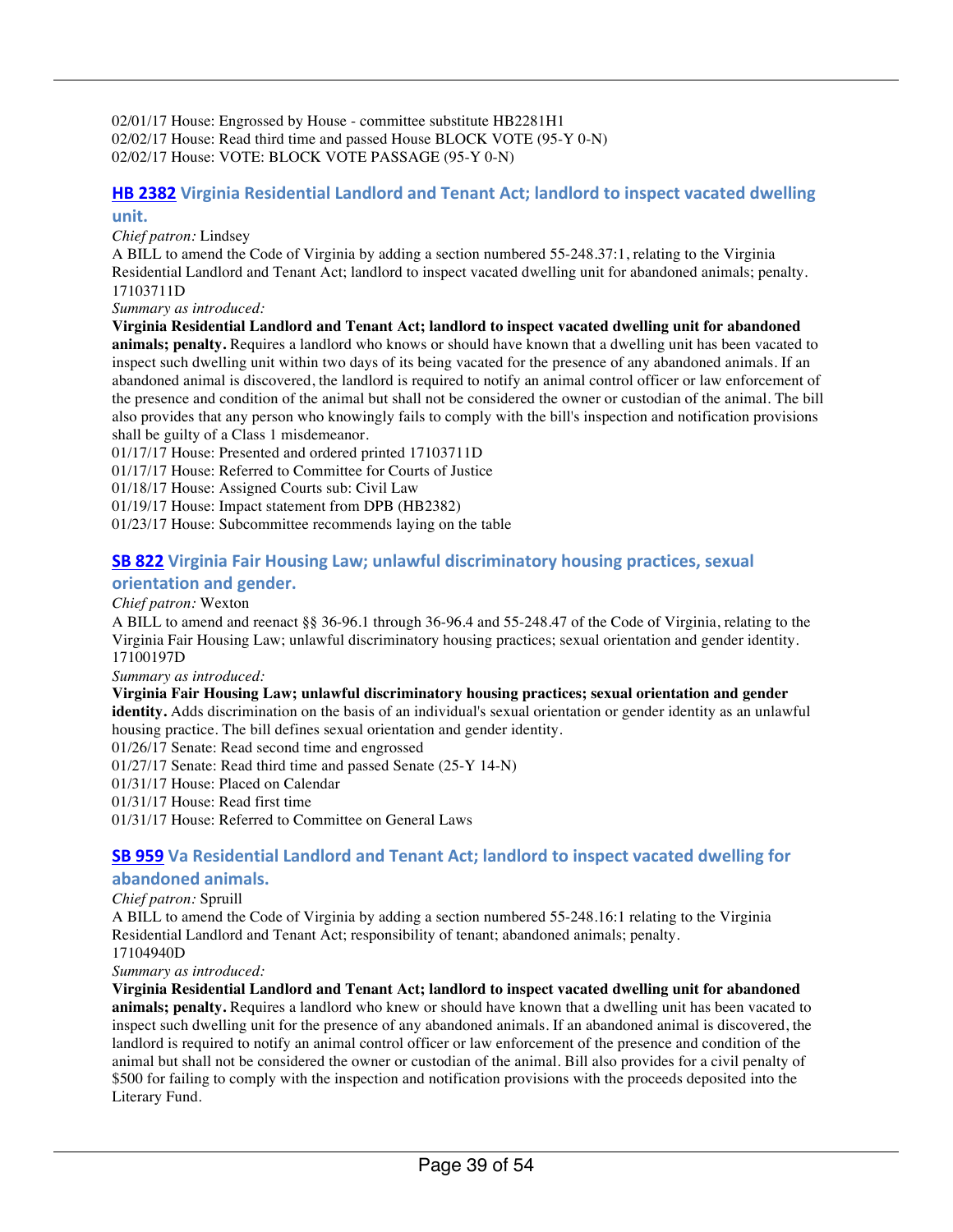02/01/17 House: Engrossed by House - committee substitute HB2281H1
02/02/17 House: Read third time and passed House BLOCK VOTE (95-Y 0-N)
02/02/17 House: VOTE: BLOCK VOTE PASSAGE (95-Y 0-N)

### HB 2382 Virginia Residential Landlord and Tenant Act; landlord to inspect vacated dwelling unit.

*Chief patron:* Lindsey

A BILL to amend the Code of Virginia by adding a section numbered 55-248.37:1, relating to the Virginia Residential Landlord and Tenant Act; landlord to inspect vacated dwelling unit for abandoned animals; penalty.
17103711D

*Summary as introduced:*

**Virginia Residential Landlord and Tenant Act; landlord to inspect vacated dwelling unit for abandoned animals; penalty.** Requires a landlord who knows or should have known that a dwelling unit has been vacated to inspect such dwelling unit within two days of its being vacated for the presence of any abandoned animals. If an abandoned animal is discovered, the landlord is required to notify an animal control officer or law enforcement of the presence and condition of the animal but shall not be considered the owner or custodian of the animal. The bill also provides that any person who knowingly fails to comply with the bill's inspection and notification provisions shall be guilty of a Class 1 misdemeanor.

01/17/17 House: Presented and ordered printed 17103711D
01/17/17 House: Referred to Committee for Courts of Justice
01/18/17 House: Assigned Courts sub: Civil Law
01/19/17 House: Impact statement from DPB (HB2382)
01/23/17 House: Subcommittee recommends laying on the table

### SB 822 Virginia Fair Housing Law; unlawful discriminatory housing practices, sexual orientation and gender.

*Chief patron:* Wexton

A BILL to amend and reenact §§ 36-96.1 through 36-96.4 and 55-248.47 of the Code of Virginia, relating to the Virginia Fair Housing Law; unlawful discriminatory housing practices; sexual orientation and gender identity.
17100197D

*Summary as introduced:*

**Virginia Fair Housing Law; unlawful discriminatory housing practices; sexual orientation and gender identity.** Adds discrimination on the basis of an individual's sexual orientation or gender identity as an unlawful housing practice. The bill defines sexual orientation and gender identity.

01/26/17 Senate: Read second time and engrossed
01/27/17 Senate: Read third time and passed Senate (25-Y 14-N)
01/31/17 House: Placed on Calendar
01/31/17 House: Read first time
01/31/17 House: Referred to Committee on General Laws

### SB 959 Va Residential Landlord and Tenant Act; landlord to inspect vacated dwelling for abandoned animals.

*Chief patron:* Spruill

A BILL to amend the Code of Virginia by adding a section numbered 55-248.16:1 relating to the Virginia Residential Landlord and Tenant Act; responsibility of tenant; abandoned animals; penalty.
17104940D

*Summary as introduced:*

**Virginia Residential Landlord and Tenant Act; landlord to inspect vacated dwelling unit for abandoned animals; penalty.** Requires a landlord who knew or should have known that a dwelling unit has been vacated to inspect such dwelling unit for the presence of any abandoned animals. If an abandoned animal is discovered, the landlord is required to notify an animal control officer or law enforcement of the presence and condition of the animal but shall not be considered the owner or custodian of the animal. Bill also provides for a civil penalty of $500 for failing to comply with the inspection and notification provisions with the proceeds deposited into the Literary Fund.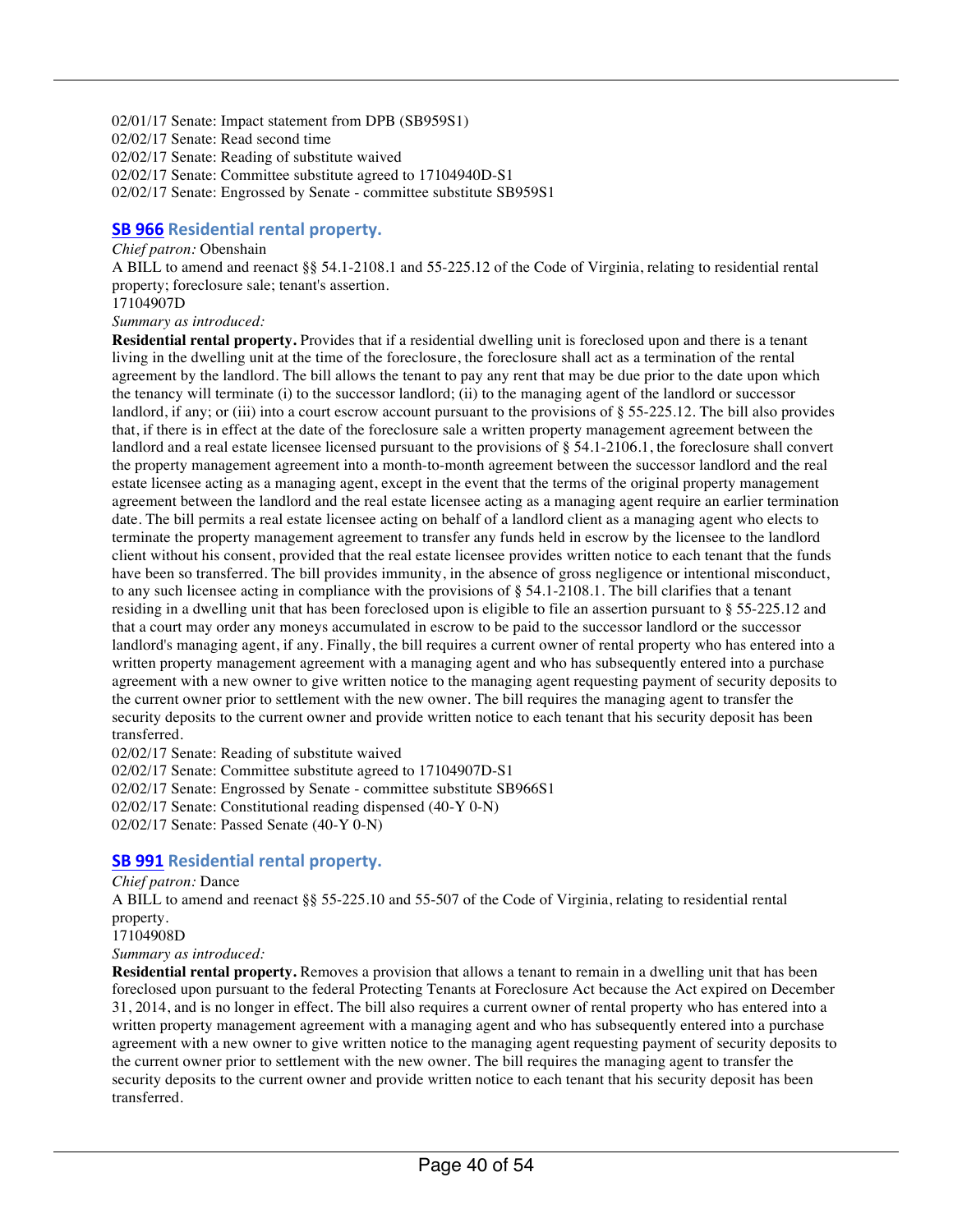02/01/17 Senate: Impact statement from DPB (SB959S1)
02/02/17 Senate: Read second time
02/02/17 Senate: Reading of substitute waived
02/02/17 Senate: Committee substitute agreed to 17104940D-S1
02/02/17 Senate: Engrossed by Senate - committee substitute SB959S1

## SB 966 Residential rental property.

*Chief patron:* Obenshain

A BILL to amend and reenact §§ 54.1-2108.1 and 55-225.12 of the Code of Virginia, relating to residential rental property; foreclosure sale; tenant's assertion.

17104907D

*Summary as introduced:*

**Residential rental property.** Provides that if a residential dwelling unit is foreclosed upon and there is a tenant living in the dwelling unit at the time of the foreclosure, the foreclosure shall act as a termination of the rental agreement by the landlord. The bill allows the tenant to pay any rent that may be due prior to the date upon which the tenancy will terminate (i) to the successor landlord; (ii) to the managing agent of the landlord or successor landlord, if any; or (iii) into a court escrow account pursuant to the provisions of § 55-225.12. The bill also provides that, if there is in effect at the date of the foreclosure sale a written property management agreement between the landlord and a real estate licensee licensed pursuant to the provisions of § 54.1-2106.1, the foreclosure shall convert the property management agreement into a month-to-month agreement between the successor landlord and the real estate licensee acting as a managing agent, except in the event that the terms of the original property management agreement between the landlord and the real estate licensee acting as a managing agent require an earlier termination date. The bill permits a real estate licensee acting on behalf of a landlord client as a managing agent who elects to terminate the property management agreement to transfer any funds held in escrow by the licensee to the landlord client without his consent, provided that the real estate licensee provides written notice to each tenant that the funds have been so transferred. The bill provides immunity, in the absence of gross negligence or intentional misconduct, to any such licensee acting in compliance with the provisions of § 54.1-2108.1. The bill clarifies that a tenant residing in a dwelling unit that has been foreclosed upon is eligible to file an assertion pursuant to § 55-225.12 and that a court may order any moneys accumulated in escrow to be paid to the successor landlord or the successor landlord's managing agent, if any. Finally, the bill requires a current owner of rental property who has entered into a written property management agreement with a managing agent and who has subsequently entered into a purchase agreement with a new owner to give written notice to the managing agent requesting payment of security deposits to the current owner prior to settlement with the new owner. The bill requires the managing agent to transfer the security deposits to the current owner and provide written notice to each tenant that his security deposit has been transferred.

02/02/17 Senate: Reading of substitute waived
02/02/17 Senate: Committee substitute agreed to 17104907D-S1
02/02/17 Senate: Engrossed by Senate - committee substitute SB966S1
02/02/17 Senate: Constitutional reading dispensed (40-Y 0-N)
02/02/17 Senate: Passed Senate (40-Y 0-N)

## SB 991 Residential rental property.

*Chief patron:* Dance

A BILL to amend and reenact §§ 55-225.10 and 55-507 of the Code of Virginia, relating to residential rental property.

17104908D

*Summary as introduced:*

**Residential rental property.** Removes a provision that allows a tenant to remain in a dwelling unit that has been foreclosed upon pursuant to the federal Protecting Tenants at Foreclosure Act because the Act expired on December 31, 2014, and is no longer in effect. The bill also requires a current owner of rental property who has entered into a written property management agreement with a managing agent and who has subsequently entered into a purchase agreement with a new owner to give written notice to the managing agent requesting payment of security deposits to the current owner prior to settlement with the new owner. The bill requires the managing agent to transfer the security deposits to the current owner and provide written notice to each tenant that his security deposit has been transferred.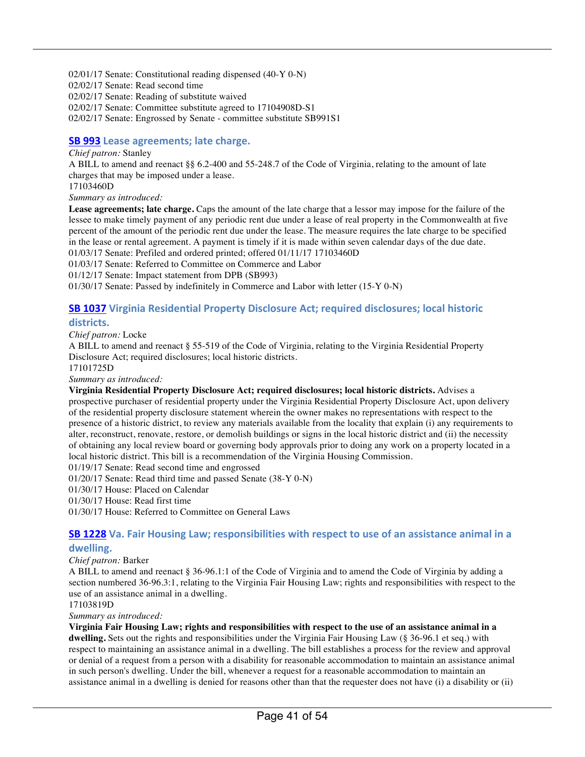02/01/17 Senate: Constitutional reading dispensed (40-Y 0-N)
02/02/17 Senate: Read second time
02/02/17 Senate: Reading of substitute waived
02/02/17 Senate: Committee substitute agreed to 17104908D-S1
02/02/17 Senate: Engrossed by Senate - committee substitute SB991S1

### SB 993 Lease agreements; late charge.

*Chief patron:* Stanley
A BILL to amend and reenact §§ 6.2-400 and 55-248.7 of the Code of Virginia, relating to the amount of late charges that may be imposed under a lease.
17103460D
*Summary as introduced:*
**Lease agreements; late charge.** Caps the amount of the late charge that a lessor may impose for the failure of the lessee to make timely payment of any periodic rent due under a lease of real property in the Commonwealth at five percent of the amount of the periodic rent due under the lease. The measure requires the late charge to be specified in the lease or rental agreement. A payment is timely if it is made within seven calendar days of the due date.
01/03/17 Senate: Prefiled and ordered printed; offered 01/11/17 17103460D
01/03/17 Senate: Referred to Committee on Commerce and Labor
01/12/17 Senate: Impact statement from DPB (SB993)
01/30/17 Senate: Passed by indefinitely in Commerce and Labor with letter (15-Y 0-N)

### SB 1037 Virginia Residential Property Disclosure Act; required disclosures; local historic districts.

*Chief patron:* Locke
A BILL to amend and reenact § 55-519 of the Code of Virginia, relating to the Virginia Residential Property Disclosure Act; required disclosures; local historic districts.
17101725D
*Summary as introduced:*
**Virginia Residential Property Disclosure Act; required disclosures; local historic districts.** Advises a prospective purchaser of residential property under the Virginia Residential Property Disclosure Act, upon delivery of the residential property disclosure statement wherein the owner makes no representations with respect to the presence of a historic district, to review any materials available from the locality that explain (i) any requirements to alter, reconstruct, renovate, restore, or demolish buildings or signs in the local historic district and (ii) the necessity of obtaining any local review board or governing body approvals prior to doing any work on a property located in a local historic district. This bill is a recommendation of the Virginia Housing Commission.
01/19/17 Senate: Read second time and engrossed
01/20/17 Senate: Read third time and passed Senate (38-Y 0-N)
01/30/17 House: Placed on Calendar
01/30/17 House: Read first time
01/30/17 House: Referred to Committee on General Laws

### SB 1228 Va. Fair Housing Law; responsibilities with respect to use of an assistance animal in a dwelling.

*Chief patron:* Barker
A BILL to amend and reenact § 36-96.1:1 of the Code of Virginia and to amend the Code of Virginia by adding a section numbered 36-96.3:1, relating to the Virginia Fair Housing Law; rights and responsibilities with respect to the use of an assistance animal in a dwelling.
17103819D
*Summary as introduced:*
**Virginia Fair Housing Law; rights and responsibilities with respect to the use of an assistance animal in a dwelling.** Sets out the rights and responsibilities under the Virginia Fair Housing Law (§ 36-96.1 et seq.) with respect to maintaining an assistance animal in a dwelling. The bill establishes a process for the review and approval or denial of a request from a person with a disability for reasonable accommodation to maintain an assistance animal in such person's dwelling. Under the bill, whenever a request for a reasonable accommodation to maintain an assistance animal in a dwelling is denied for reasons other than that the requester does not have (i) a disability or (ii)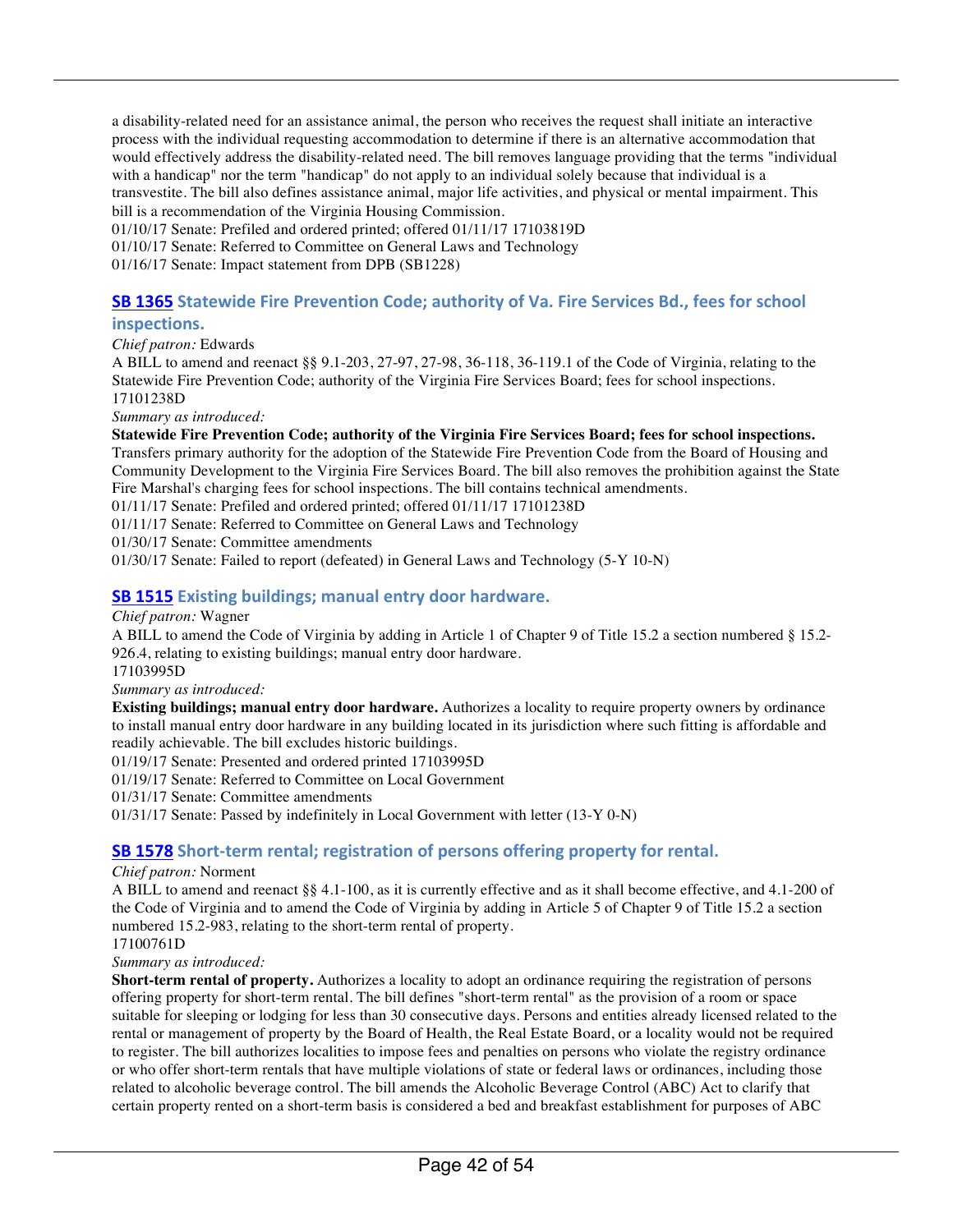a disability-related need for an assistance animal, the person who receives the request shall initiate an interactive process with the individual requesting accommodation to determine if there is an alternative accommodation that would effectively address the disability-related need. The bill removes language providing that the terms "individual with a handicap" nor the term "handicap" do not apply to an individual solely because that individual is a transvestite. The bill also defines assistance animal, major life activities, and physical or mental impairment. This bill is a recommendation of the Virginia Housing Commission.
01/10/17 Senate: Prefiled and ordered printed; offered 01/11/17 17103819D
01/10/17 Senate: Referred to Committee on General Laws and Technology
01/16/17 Senate: Impact statement from DPB (SB1228)

### SB 1365 Statewide Fire Prevention Code; authority of Va. Fire Services Bd., fees for school inspections.

*Chief patron:* Edwards
A BILL to amend and reenact §§ 9.1-203, 27-97, 27-98, 36-118, 36-119.1 of the Code of Virginia, relating to the Statewide Fire Prevention Code; authority of the Virginia Fire Services Board; fees for school inspections.
17101238D
*Summary as introduced:*
**Statewide Fire Prevention Code; authority of the Virginia Fire Services Board; fees for school inspections.** Transfers primary authority for the adoption of the Statewide Fire Prevention Code from the Board of Housing and Community Development to the Virginia Fire Services Board. The bill also removes the prohibition against the State Fire Marshal's charging fees for school inspections. The bill contains technical amendments.
01/11/17 Senate: Prefiled and ordered printed; offered 01/11/17 17101238D
01/11/17 Senate: Referred to Committee on General Laws and Technology
01/30/17 Senate: Committee amendments
01/30/17 Senate: Failed to report (defeated) in General Laws and Technology (5-Y 10-N)

### SB 1515 Existing buildings; manual entry door hardware.

*Chief patron:* Wagner
A BILL to amend the Code of Virginia by adding in Article 1 of Chapter 9 of Title 15.2 a section numbered § 15.2-926.4, relating to existing buildings; manual entry door hardware.
17103995D
*Summary as introduced:*
**Existing buildings; manual entry door hardware.** Authorizes a locality to require property owners by ordinance to install manual entry door hardware in any building located in its jurisdiction where such fitting is affordable and readily achievable. The bill excludes historic buildings.
01/19/17 Senate: Presented and ordered printed 17103995D
01/19/17 Senate: Referred to Committee on Local Government
01/31/17 Senate: Committee amendments
01/31/17 Senate: Passed by indefinitely in Local Government with letter (13-Y 0-N)

### SB 1578 Short-term rental; registration of persons offering property for rental.

*Chief patron:* Norment
A BILL to amend and reenact §§ 4.1-100, as it is currently effective and as it shall become effective, and 4.1-200 of the Code of Virginia and to amend the Code of Virginia by adding in Article 5 of Chapter 9 of Title 15.2 a section numbered 15.2-983, relating to the short-term rental of property.
17100761D
*Summary as introduced:*
**Short-term rental of property.** Authorizes a locality to adopt an ordinance requiring the registration of persons offering property for short-term rental. The bill defines "short-term rental" as the provision of a room or space suitable for sleeping or lodging for less than 30 consecutive days. Persons and entities already licensed related to the rental or management of property by the Board of Health, the Real Estate Board, or a locality would not be required to register. The bill authorizes localities to impose fees and penalties on persons who violate the registry ordinance or who offer short-term rentals that have multiple violations of state or federal laws or ordinances, including those related to alcoholic beverage control. The bill amends the Alcoholic Beverage Control (ABC) Act to clarify that certain property rented on a short-term basis is considered a bed and breakfast establishment for purposes of ABC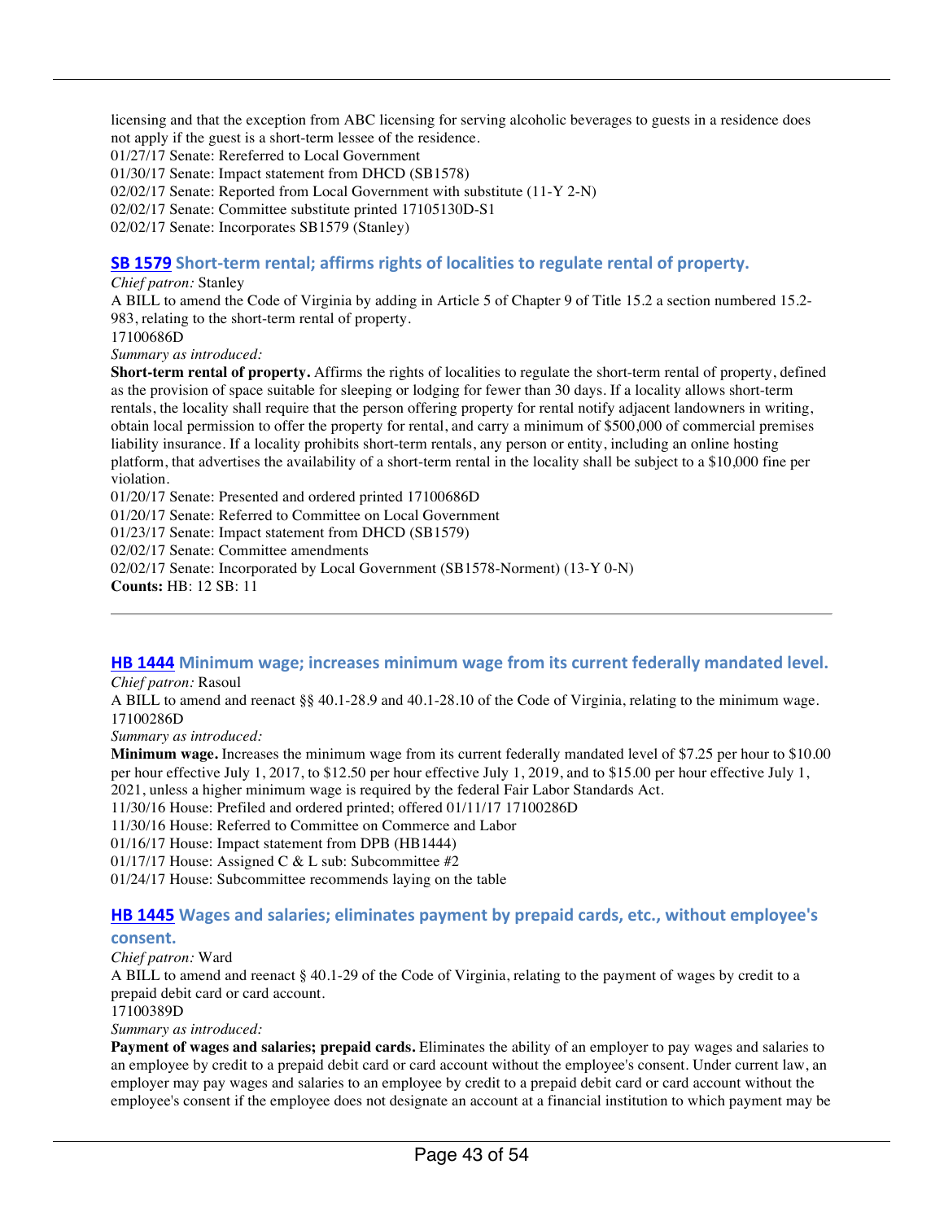licensing and that the exception from ABC licensing for serving alcoholic beverages to guests in a residence does not apply if the guest is a short-term lessee of the residence.
01/27/17 Senate: Rereferred to Local Government
01/30/17 Senate: Impact statement from DHCD (SB1578)
02/02/17 Senate: Reported from Local Government with substitute (11-Y 2-N)
02/02/17 Senate: Committee substitute printed 17105130D-S1
02/02/17 Senate: Incorporates SB1579 (Stanley)

### SB 1579 Short-term rental; affirms rights of localities to regulate rental of property.

*Chief patron:* Stanley
A BILL to amend the Code of Virginia by adding in Article 5 of Chapter 9 of Title 15.2 a section numbered 15.2-983, relating to the short-term rental of property.
17100686D
*Summary as introduced:*
**Short-term rental of property.** Affirms the rights of localities to regulate the short-term rental of property, defined as the provision of space suitable for sleeping or lodging for fewer than 30 days. If a locality allows short-term rentals, the locality shall require that the person offering property for rental notify adjacent landowners in writing, obtain local permission to offer the property for rental, and carry a minimum of $500,000 of commercial premises liability insurance. If a locality prohibits short-term rentals, any person or entity, including an online hosting platform, that advertises the availability of a short-term rental in the locality shall be subject to a $10,000 fine per violation.
01/20/17 Senate: Presented and ordered printed 17100686D
01/20/17 Senate: Referred to Committee on Local Government
01/23/17 Senate: Impact statement from DHCD (SB1579)
02/02/17 Senate: Committee amendments
02/02/17 Senate: Incorporated by Local Government (SB1578-Norment) (13-Y 0-N)
**Counts:** HB: 12 SB: 11

---

### HB 1444 Minimum wage; increases minimum wage from its current federally mandated level.

*Chief patron:* Rasoul
A BILL to amend and reenact §§ 40.1-28.9 and 40.1-28.10 of the Code of Virginia, relating to the minimum wage.
17100286D
*Summary as introduced:*
**Minimum wage.** Increases the minimum wage from its current federally mandated level of $7.25 per hour to $10.00 per hour effective July 1, 2017, to $12.50 per hour effective July 1, 2019, and to $15.00 per hour effective July 1, 2021, unless a higher minimum wage is required by the federal Fair Labor Standards Act.
11/30/16 House: Prefiled and ordered printed; offered 01/11/17 17100286D
11/30/16 House: Referred to Committee on Commerce and Labor
01/16/17 House: Impact statement from DPB (HB1444)
01/17/17 House: Assigned C & L sub: Subcommittee #2
01/24/17 House: Subcommittee recommends laying on the table

### HB 1445 Wages and salaries; eliminates payment by prepaid cards, etc., without employee's consent.

*Chief patron:* Ward
A BILL to amend and reenact § 40.1-29 of the Code of Virginia, relating to the payment of wages by credit to a prepaid debit card or card account.
17100389D
*Summary as introduced:*
**Payment of wages and salaries; prepaid cards.** Eliminates the ability of an employer to pay wages and salaries to an employee by credit to a prepaid debit card or card account without the employee's consent. Under current law, an employer may pay wages and salaries to an employee by credit to a prepaid debit card or card account without the employee's consent if the employee does not designate an account at a financial institution to which payment may be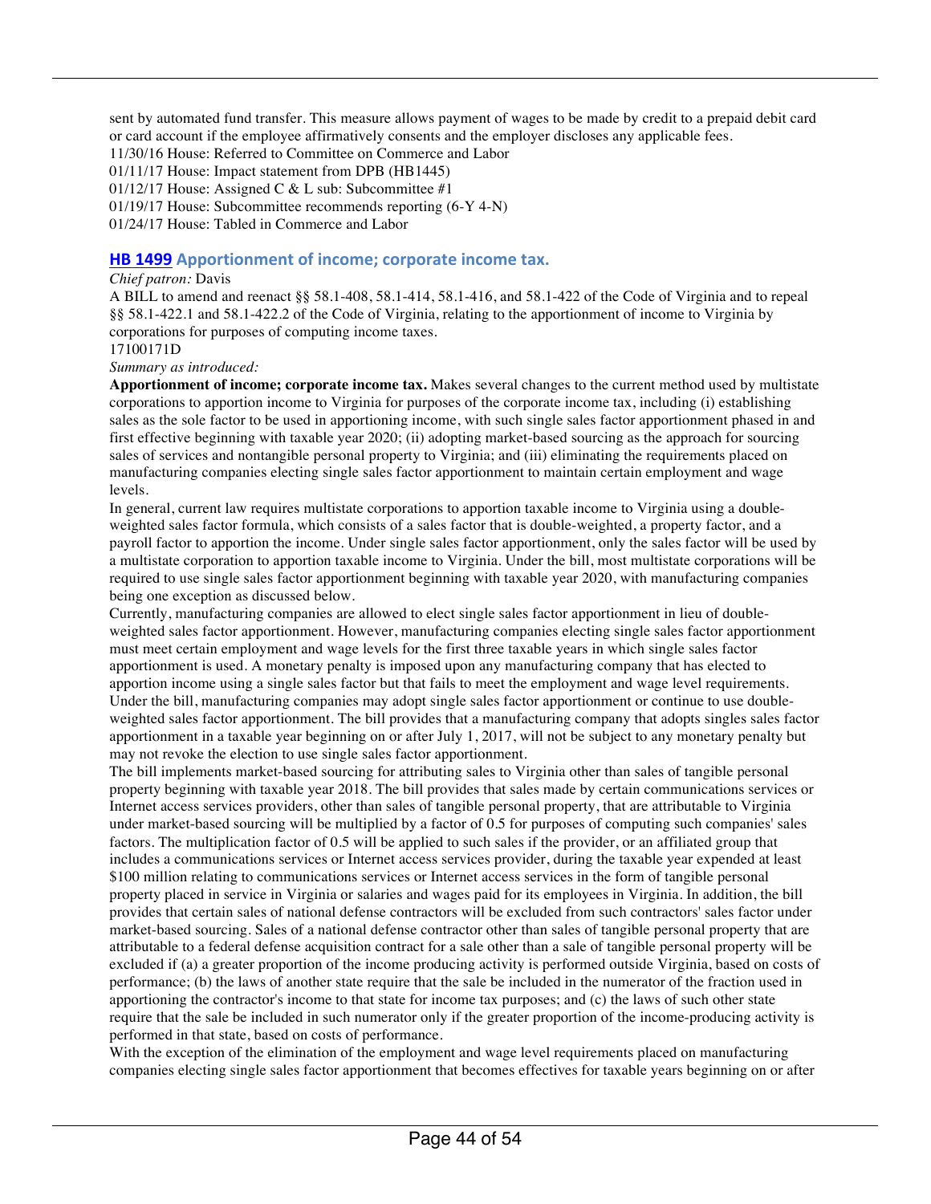sent by automated fund transfer. This measure allows payment of wages to be made by credit to a prepaid debit card or card account if the employee affirmatively consents and the employer discloses any applicable fees.

11/30/16 House: Referred to Committee on Commerce and Labor
01/11/17 House: Impact statement from DPB (HB1445)
01/12/17 House: Assigned C & L sub: Subcommittee #1
01/19/17 House: Subcommittee recommends reporting (6-Y 4-N)
01/24/17 House: Tabled in Commerce and Labor

### HB 1499 Apportionment of income; corporate income tax.

*Chief patron:* Davis

A BILL to amend and reenact §§ 58.1-408, 58.1-414, 58.1-416, and 58.1-422 of the Code of Virginia and to repeal §§ 58.1-422.1 and 58.1-422.2 of the Code of Virginia, relating to the apportionment of income to Virginia by corporations for purposes of computing income taxes.

17100171D

*Summary as introduced:*

**Apportionment of income; corporate income tax.** Makes several changes to the current method used by multistate corporations to apportion income to Virginia for purposes of the corporate income tax, including (i) establishing sales as the sole factor to be used in apportioning income, with such single sales factor apportionment phased in and first effective beginning with taxable year 2020; (ii) adopting market-based sourcing as the approach for sourcing sales of services and nontangible personal property to Virginia; and (iii) eliminating the requirements placed on manufacturing companies electing single sales factor apportionment to maintain certain employment and wage levels.

In general, current law requires multistate corporations to apportion taxable income to Virginia using a double-weighted sales factor formula, which consists of a sales factor that is double-weighted, a property factor, and a payroll factor to apportion the income. Under single sales factor apportionment, only the sales factor will be used by a multistate corporation to apportion taxable income to Virginia. Under the bill, most multistate corporations will be required to use single sales factor apportionment beginning with taxable year 2020, with manufacturing companies being one exception as discussed below.

Currently, manufacturing companies are allowed to elect single sales factor apportionment in lieu of double-weighted sales factor apportionment. However, manufacturing companies electing single sales factor apportionment must meet certain employment and wage levels for the first three taxable years in which single sales factor apportionment is used. A monetary penalty is imposed upon any manufacturing company that has elected to apportion income using a single sales factor but that fails to meet the employment and wage level requirements. Under the bill, manufacturing companies may adopt single sales factor apportionment or continue to use double-weighted sales factor apportionment. The bill provides that a manufacturing company that adopts singles sales factor apportionment in a taxable year beginning on or after July 1, 2017, will not be subject to any monetary penalty but may not revoke the election to use single sales factor apportionment.

The bill implements market-based sourcing for attributing sales to Virginia other than sales of tangible personal property beginning with taxable year 2018. The bill provides that sales made by certain communications services or Internet access services providers, other than sales of tangible personal property, that are attributable to Virginia under market-based sourcing will be multiplied by a factor of 0.5 for purposes of computing such companies' sales factors. The multiplication factor of 0.5 will be applied to such sales if the provider, or an affiliated group that includes a communications services or Internet access services provider, during the taxable year expended at least $100 million relating to communications services or Internet access services in the form of tangible personal property placed in service in Virginia or salaries and wages paid for its employees in Virginia. In addition, the bill provides that certain sales of national defense contractors will be excluded from such contractors' sales factor under market-based sourcing. Sales of a national defense contractor other than sales of tangible personal property that are attributable to a federal defense acquisition contract for a sale other than a sale of tangible personal property will be excluded if (a) a greater proportion of the income producing activity is performed outside Virginia, based on costs of performance; (b) the laws of another state require that the sale be included in the numerator of the fraction used in apportioning the contractor's income to that state for income tax purposes; and (c) the laws of such other state require that the sale be included in such numerator only if the greater proportion of the income-producing activity is performed in that state, based on costs of performance.

With the exception of the elimination of the employment and wage level requirements placed on manufacturing companies electing single sales factor apportionment that becomes effectives for taxable years beginning on or after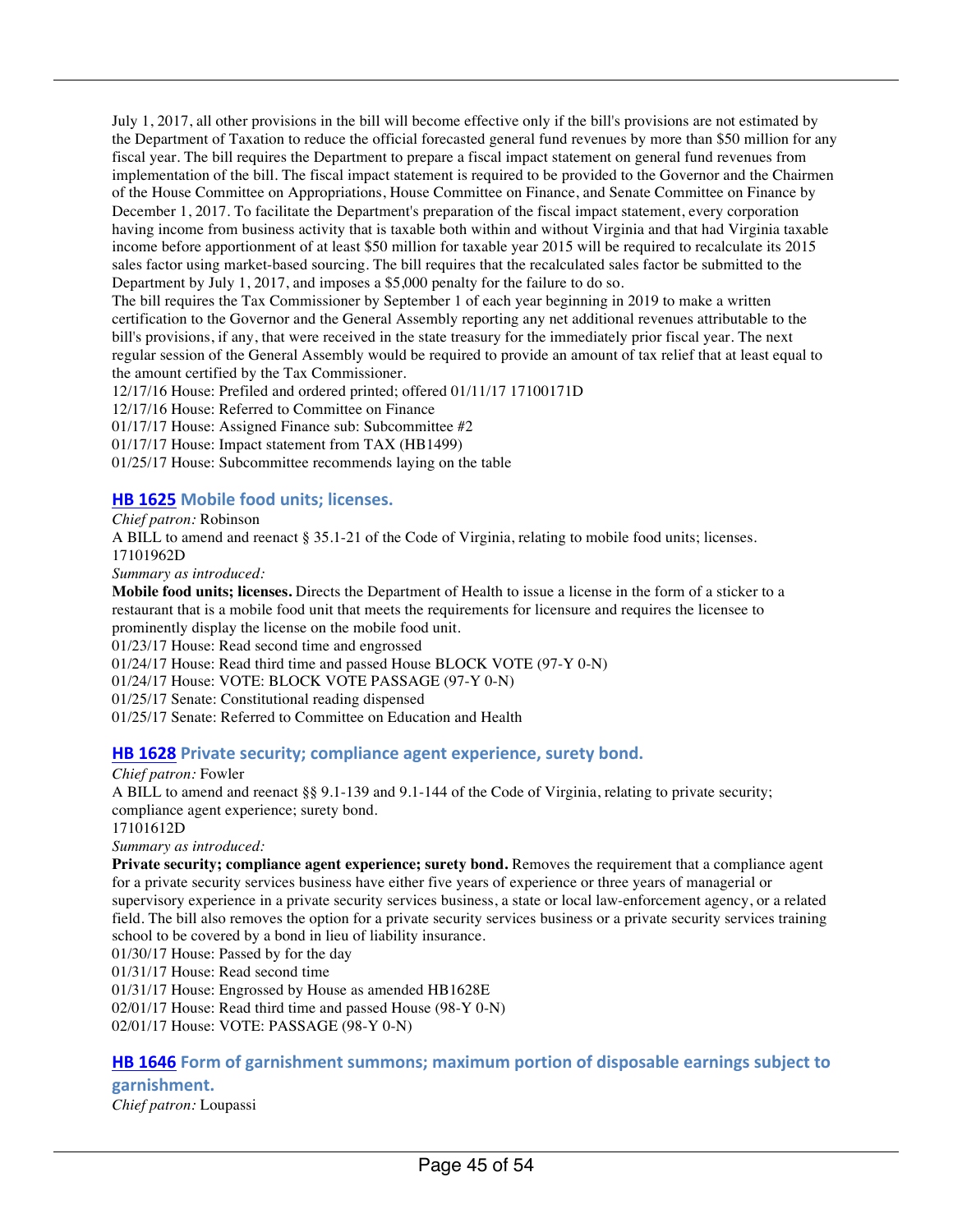July 1, 2017, all other provisions in the bill will become effective only if the bill's provisions are not estimated by the Department of Taxation to reduce the official forecasted general fund revenues by more than $50 million for any fiscal year. The bill requires the Department to prepare a fiscal impact statement on general fund revenues from implementation of the bill. The fiscal impact statement is required to be provided to the Governor and the Chairmen of the House Committee on Appropriations, House Committee on Finance, and Senate Committee on Finance by December 1, 2017. To facilitate the Department's preparation of the fiscal impact statement, every corporation having income from business activity that is taxable both within and without Virginia and that had Virginia taxable income before apportionment of at least $50 million for taxable year 2015 will be required to recalculate its 2015 sales factor using market-based sourcing. The bill requires that the recalculated sales factor be submitted to the Department by July 1, 2017, and imposes a $5,000 penalty for the failure to do so.
The bill requires the Tax Commissioner by September 1 of each year beginning in 2019 to make a written certification to the Governor and the General Assembly reporting any net additional revenues attributable to the bill's provisions, if any, that were received in the state treasury for the immediately prior fiscal year. The next regular session of the General Assembly would be required to provide an amount of tax relief that at least equal to the amount certified by the Tax Commissioner.
12/17/16 House: Prefiled and ordered printed; offered 01/11/17 17100171D
12/17/16 House: Referred to Committee on Finance
01/17/17 House: Assigned Finance sub: Subcommittee #2
01/17/17 House: Impact statement from TAX (HB1499)
01/25/17 House: Subcommittee recommends laying on the table

### HB 1625 Mobile food units; licenses.

*Chief patron:* Robinson
A BILL to amend and reenact § 35.1-21 of the Code of Virginia, relating to mobile food units; licenses.
17101962D
*Summary as introduced:*
**Mobile food units; licenses.** Directs the Department of Health to issue a license in the form of a sticker to a restaurant that is a mobile food unit that meets the requirements for licensure and requires the licensee to prominently display the license on the mobile food unit.
01/23/17 House: Read second time and engrossed
01/24/17 House: Read third time and passed House BLOCK VOTE (97-Y 0-N)
01/24/17 House: VOTE: BLOCK VOTE PASSAGE (97-Y 0-N)
01/25/17 Senate: Constitutional reading dispensed
01/25/17 Senate: Referred to Committee on Education and Health

### HB 1628 Private security; compliance agent experience, surety bond.

*Chief patron:* Fowler
A BILL to amend and reenact §§ 9.1-139 and 9.1-144 of the Code of Virginia, relating to private security; compliance agent experience; surety bond.
17101612D
*Summary as introduced:*
**Private security; compliance agent experience; surety bond.** Removes the requirement that a compliance agent for a private security services business have either five years of experience or three years of managerial or supervisory experience in a private security services business, a state or local law-enforcement agency, or a related field. The bill also removes the option for a private security services business or a private security services training school to be covered by a bond in lieu of liability insurance.
01/30/17 House: Passed by for the day
01/31/17 House: Read second time
01/31/17 House: Engrossed by House as amended HB1628E
02/01/17 House: Read third time and passed House (98-Y 0-N)
02/01/17 House: VOTE: PASSAGE (98-Y 0-N)

### HB 1646 Form of garnishment summons; maximum portion of disposable earnings subject to garnishment.

*Chief patron:* Loupassi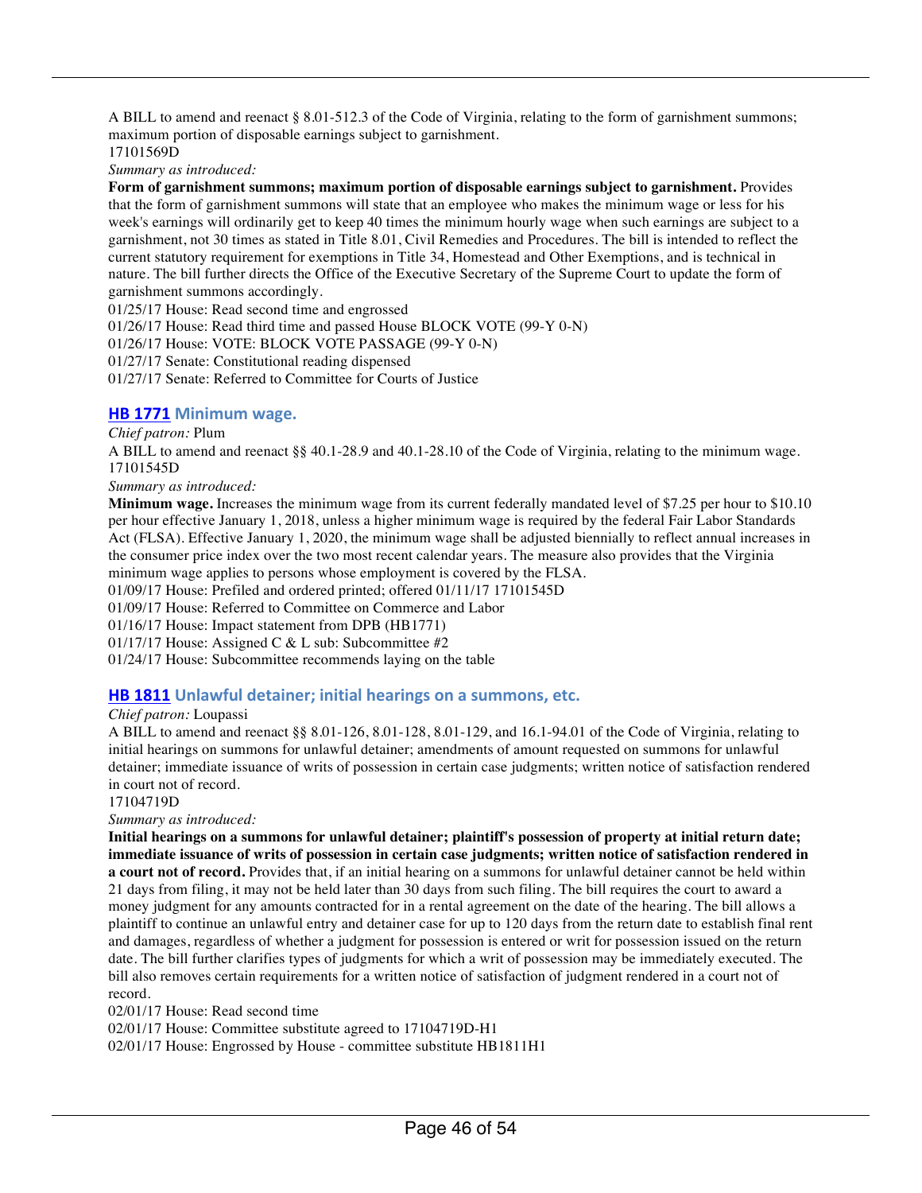A BILL to amend and reenact § 8.01-512.3 of the Code of Virginia, relating to the form of garnishment summons; maximum portion of disposable earnings subject to garnishment.
17101569D

*Summary as introduced:*

**Form of garnishment summons; maximum portion of disposable earnings subject to garnishment.** Provides that the form of garnishment summons will state that an employee who makes the minimum wage or less for his week's earnings will ordinarily get to keep 40 times the minimum hourly wage when such earnings are subject to a garnishment, not 30 times as stated in Title 8.01, Civil Remedies and Procedures. The bill is intended to reflect the current statutory requirement for exemptions in Title 34, Homestead and Other Exemptions, and is technical in nature. The bill further directs the Office of the Executive Secretary of the Supreme Court to update the form of garnishment summons accordingly.

01/25/17 House: Read second time and engrossed
01/26/17 House: Read third time and passed House BLOCK VOTE (99-Y 0-N)
01/26/17 House: VOTE: BLOCK VOTE PASSAGE (99-Y 0-N)
01/27/17 Senate: Constitutional reading dispensed
01/27/17 Senate: Referred to Committee for Courts of Justice

### HB 1771 Minimum wage.

*Chief patron:* Plum

A BILL to amend and reenact §§ 40.1-28.9 and 40.1-28.10 of the Code of Virginia, relating to the minimum wage.
17101545D

*Summary as introduced:*

**Minimum wage.** Increases the minimum wage from its current federally mandated level of $7.25 per hour to $10.10 per hour effective January 1, 2018, unless a higher minimum wage is required by the federal Fair Labor Standards Act (FLSA). Effective January 1, 2020, the minimum wage shall be adjusted biennially to reflect annual increases in the consumer price index over the two most recent calendar years. The measure also provides that the Virginia minimum wage applies to persons whose employment is covered by the FLSA.

01/09/17 House: Prefiled and ordered printed; offered 01/11/17 17101545D
01/09/17 House: Referred to Committee on Commerce and Labor
01/16/17 House: Impact statement from DPB (HB1771)
01/17/17 House: Assigned C & L sub: Subcommittee #2
01/24/17 House: Subcommittee recommends laying on the table

### HB 1811 Unlawful detainer; initial hearings on a summons, etc.

*Chief patron:* Loupassi

A BILL to amend and reenact §§ 8.01-126, 8.01-128, 8.01-129, and 16.1-94.01 of the Code of Virginia, relating to initial hearings on summons for unlawful detainer; amendments of amount requested on summons for unlawful detainer; immediate issuance of writs of possession in certain case judgments; written notice of satisfaction rendered in court not of record.
17104719D

*Summary as introduced:*

**Initial hearings on a summons for unlawful detainer; plaintiff's possession of property at initial return date; immediate issuance of writs of possession in certain case judgments; written notice of satisfaction rendered in a court not of record.** Provides that, if an initial hearing on a summons for unlawful detainer cannot be held within 21 days from filing, it may not be held later than 30 days from such filing. The bill requires the court to award a money judgment for any amounts contracted for in a rental agreement on the date of the hearing. The bill allows a plaintiff to continue an unlawful entry and detainer case for up to 120 days from the return date to establish final rent and damages, regardless of whether a judgment for possession is entered or writ for possession issued on the return date. The bill further clarifies types of judgments for which a writ of possession may be immediately executed. The bill also removes certain requirements for a written notice of satisfaction of judgment rendered in a court not of record.

02/01/17 House: Read second time
02/01/17 House: Committee substitute agreed to 17104719D-H1
02/01/17 House: Engrossed by House - committee substitute HB1811H1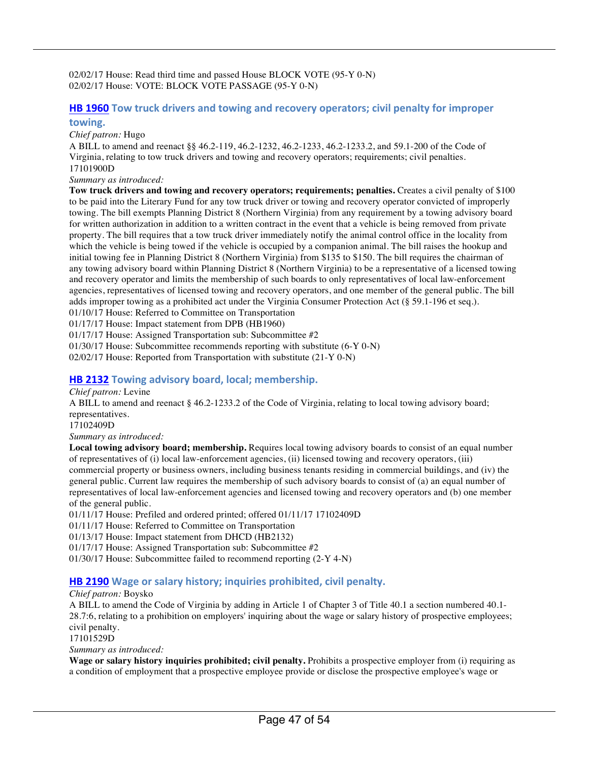02/02/17 House: Read third time and passed House BLOCK VOTE (95-Y 0-N)
02/02/17 House: VOTE: BLOCK VOTE PASSAGE (95-Y 0-N)

### HB 1960 Tow truck drivers and towing and recovery operators; civil penalty for improper towing.

*Chief patron:* Hugo

A BILL to amend and reenact §§ 46.2-119, 46.2-1232, 46.2-1233, 46.2-1233.2, and 59.1-200 of the Code of Virginia, relating to tow truck drivers and towing and recovery operators; requirements; civil penalties.
17101900D

*Summary as introduced:*

**Tow truck drivers and towing and recovery operators; requirements; penalties.** Creates a civil penalty of $100 to be paid into the Literary Fund for any tow truck driver or towing and recovery operator convicted of improperly towing. The bill exempts Planning District 8 (Northern Virginia) from any requirement by a towing advisory board for written authorization in addition to a written contract in the event that a vehicle is being removed from private property. The bill requires that a tow truck driver immediately notify the animal control office in the locality from which the vehicle is being towed if the vehicle is occupied by a companion animal. The bill raises the hookup and initial towing fee in Planning District 8 (Northern Virginia) from $135 to $150. The bill requires the chairman of any towing advisory board within Planning District 8 (Northern Virginia) to be a representative of a licensed towing and recovery operator and limits the membership of such boards to only representatives of local law-enforcement agencies, representatives of licensed towing and recovery operators, and one member of the general public. The bill adds improper towing as a prohibited act under the Virginia Consumer Protection Act (§ 59.1-196 et seq.).

01/10/17 House: Referred to Committee on Transportation
01/17/17 House: Impact statement from DPB (HB1960)
01/17/17 House: Assigned Transportation sub: Subcommittee #2
01/30/17 House: Subcommittee recommends reporting with substitute (6-Y 0-N)
02/02/17 House: Reported from Transportation with substitute (21-Y 0-N)

### HB 2132 Towing advisory board, local; membership.

*Chief patron:* Levine

A BILL to amend and reenact § 46.2-1233.2 of the Code of Virginia, relating to local towing advisory board; representatives.
17102409D

*Summary as introduced:*

**Local towing advisory board; membership.** Requires local towing advisory boards to consist of an equal number of representatives of (i) local law-enforcement agencies, (ii) licensed towing and recovery operators, (iii) commercial property or business owners, including business tenants residing in commercial buildings, and (iv) the general public. Current law requires the membership of such advisory boards to consist of (a) an equal number of representatives of local law-enforcement agencies and licensed towing and recovery operators and (b) one member of the general public.

01/11/17 House: Prefiled and ordered printed; offered 01/11/17 17102409D
01/11/17 House: Referred to Committee on Transportation
01/13/17 House: Impact statement from DHCD (HB2132)
01/17/17 House: Assigned Transportation sub: Subcommittee #2
01/30/17 House: Subcommittee failed to recommend reporting (2-Y 4-N)

### HB 2190 Wage or salary history; inquiries prohibited, civil penalty.

*Chief patron:* Boysko

A BILL to amend the Code of Virginia by adding in Article 1 of Chapter 3 of Title 40.1 a section numbered 40.1-28.7:6, relating to a prohibition on employers' inquiring about the wage or salary history of prospective employees; civil penalty.
17101529D

*Summary as introduced:*

**Wage or salary history inquiries prohibited; civil penalty.** Prohibits a prospective employer from (i) requiring as a condition of employment that a prospective employee provide or disclose the prospective employee's wage or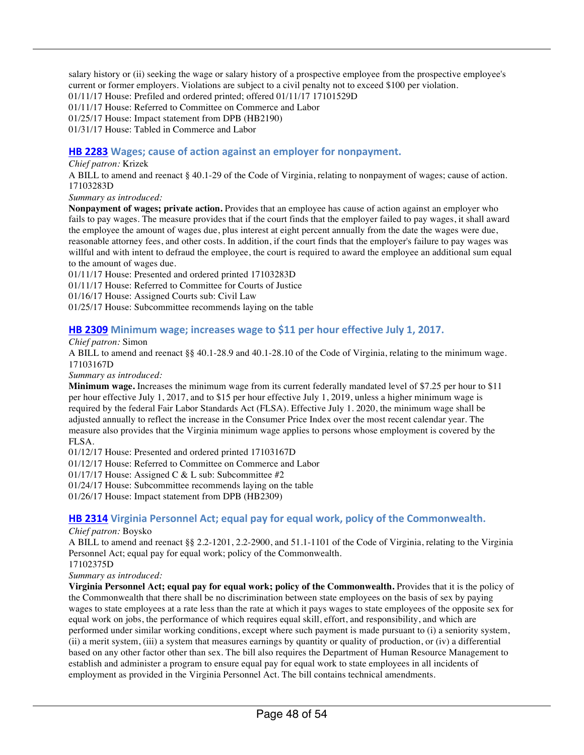salary history or (ii) seeking the wage or salary history of a prospective employee from the prospective employee's current or former employers. Violations are subject to a civil penalty not to exceed $100 per violation.
01/11/17 House: Prefiled and ordered printed; offered 01/11/17 17101529D
01/11/17 House: Referred to Committee on Commerce and Labor
01/25/17 House: Impact statement from DPB (HB2190)
01/31/17 House: Tabled in Commerce and Labor

### HB 2283 Wages; cause of action against an employer for nonpayment.

*Chief patron:* Krizek
A BILL to amend and reenact § 40.1-29 of the Code of Virginia, relating to nonpayment of wages; cause of action. 17103283D
*Summary as introduced:*
**Nonpayment of wages; private action.** Provides that an employee has cause of action against an employer who fails to pay wages. The measure provides that if the court finds that the employer failed to pay wages, it shall award the employee the amount of wages due, plus interest at eight percent annually from the date the wages were due, reasonable attorney fees, and other costs. In addition, if the court finds that the employer's failure to pay wages was willful and with intent to defraud the employee, the court is required to award the employee an additional sum equal to the amount of wages due.
01/11/17 House: Presented and ordered printed 17103283D
01/11/17 House: Referred to Committee for Courts of Justice
01/16/17 House: Assigned Courts sub: Civil Law
01/25/17 House: Subcommittee recommends laying on the table

### HB 2309 Minimum wage; increases wage to $11 per hour effective July 1, 2017.

*Chief patron:* Simon
A BILL to amend and reenact §§ 40.1-28.9 and 40.1-28.10 of the Code of Virginia, relating to the minimum wage. 17103167D
*Summary as introduced:*
**Minimum wage.** Increases the minimum wage from its current federally mandated level of $7.25 per hour to $11 per hour effective July 1, 2017, and to $15 per hour effective July 1, 2019, unless a higher minimum wage is required by the federal Fair Labor Standards Act (FLSA). Effective July 1. 2020, the minimum wage shall be adjusted annually to reflect the increase in the Consumer Price Index over the most recent calendar year. The measure also provides that the Virginia minimum wage applies to persons whose employment is covered by the FLSA.
01/12/17 House: Presented and ordered printed 17103167D
01/12/17 House: Referred to Committee on Commerce and Labor
01/17/17 House: Assigned C & L sub: Subcommittee #2
01/24/17 House: Subcommittee recommends laying on the table
01/26/17 House: Impact statement from DPB (HB2309)

### HB 2314 Virginia Personnel Act; equal pay for equal work, policy of the Commonwealth.

*Chief patron:* Boysko
A BILL to amend and reenact §§ 2.2-1201, 2.2-2900, and 51.1-1101 of the Code of Virginia, relating to the Virginia Personnel Act; equal pay for equal work; policy of the Commonwealth.
17102375D
*Summary as introduced:*
**Virginia Personnel Act; equal pay for equal work; policy of the Commonwealth.** Provides that it is the policy of the Commonwealth that there shall be no discrimination between state employees on the basis of sex by paying wages to state employees at a rate less than the rate at which it pays wages to state employees of the opposite sex for equal work on jobs, the performance of which requires equal skill, effort, and responsibility, and which are performed under similar working conditions, except where such payment is made pursuant to (i) a seniority system, (ii) a merit system, (iii) a system that measures earnings by quantity or quality of production, or (iv) a differential based on any other factor other than sex. The bill also requires the Department of Human Resource Management to establish and administer a program to ensure equal pay for equal work to state employees in all incidents of employment as provided in the Virginia Personnel Act. The bill contains technical amendments.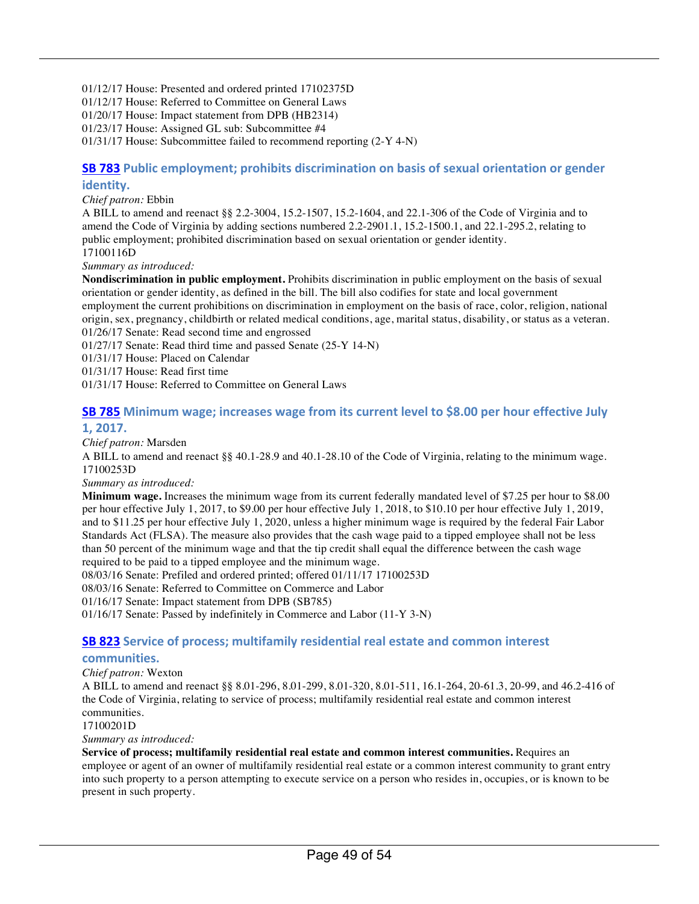01/12/17 House: Presented and ordered printed 17102375D
01/12/17 House: Referred to Committee on General Laws
01/20/17 House: Impact statement from DPB (HB2314)
01/23/17 House: Assigned GL sub: Subcommittee #4
01/31/17 House: Subcommittee failed to recommend reporting (2-Y 4-N)

### SB 783 Public employment; prohibits discrimination on basis of sexual orientation or gender identity.

*Chief patron:* Ebbin

A BILL to amend and reenact §§ 2.2-3004, 15.2-1507, 15.2-1604, and 22.1-306 of the Code of Virginia and to amend the Code of Virginia by adding sections numbered 2.2-2901.1, 15.2-1500.1, and 22.1-295.2, relating to public employment; prohibited discrimination based on sexual orientation or gender identity.
17100116D

*Summary as introduced:*

**Nondiscrimination in public employment.** Prohibits discrimination in public employment on the basis of sexual orientation or gender identity, as defined in the bill. The bill also codifies for state and local government employment the current prohibitions on discrimination in employment on the basis of race, color, religion, national origin, sex, pregnancy, childbirth or related medical conditions, age, marital status, disability, or status as a veteran.
01/26/17 Senate: Read second time and engrossed
01/27/17 Senate: Read third time and passed Senate (25-Y 14-N)
01/31/17 House: Placed on Calendar
01/31/17 House: Read first time
01/31/17 House: Referred to Committee on General Laws

### SB 785 Minimum wage; increases wage from its current level to $8.00 per hour effective July 1, 2017.

*Chief patron:* Marsden

A BILL to amend and reenact §§ 40.1-28.9 and 40.1-28.10 of the Code of Virginia, relating to the minimum wage.
17100253D

*Summary as introduced:*

**Minimum wage.** Increases the minimum wage from its current federally mandated level of $7.25 per hour to $8.00 per hour effective July 1, 2017, to $9.00 per hour effective July 1, 2018, to $10.10 per hour effective July 1, 2019, and to $11.25 per hour effective July 1, 2020, unless a higher minimum wage is required by the federal Fair Labor Standards Act (FLSA). The measure also provides that the cash wage paid to a tipped employee shall not be less than 50 percent of the minimum wage and that the tip credit shall equal the difference between the cash wage required to be paid to a tipped employee and the minimum wage.
08/03/16 Senate: Prefiled and ordered printed; offered 01/11/17 17100253D
08/03/16 Senate: Referred to Committee on Commerce and Labor
01/16/17 Senate: Impact statement from DPB (SB785)
01/16/17 Senate: Passed by indefinitely in Commerce and Labor (11-Y 3-N)

### SB 823 Service of process; multifamily residential real estate and common interest communities.

*Chief patron:* Wexton

A BILL to amend and reenact §§ 8.01-296, 8.01-299, 8.01-320, 8.01-511, 16.1-264, 20-61.3, 20-99, and 46.2-416 of the Code of Virginia, relating to service of process; multifamily residential real estate and common interest communities.
17100201D

*Summary as introduced:*

**Service of process; multifamily residential real estate and common interest communities.** Requires an employee or agent of an owner of multifamily residential real estate or a common interest community to grant entry into such property to a person attempting to execute service on a person who resides in, occupies, or is known to be present in such property.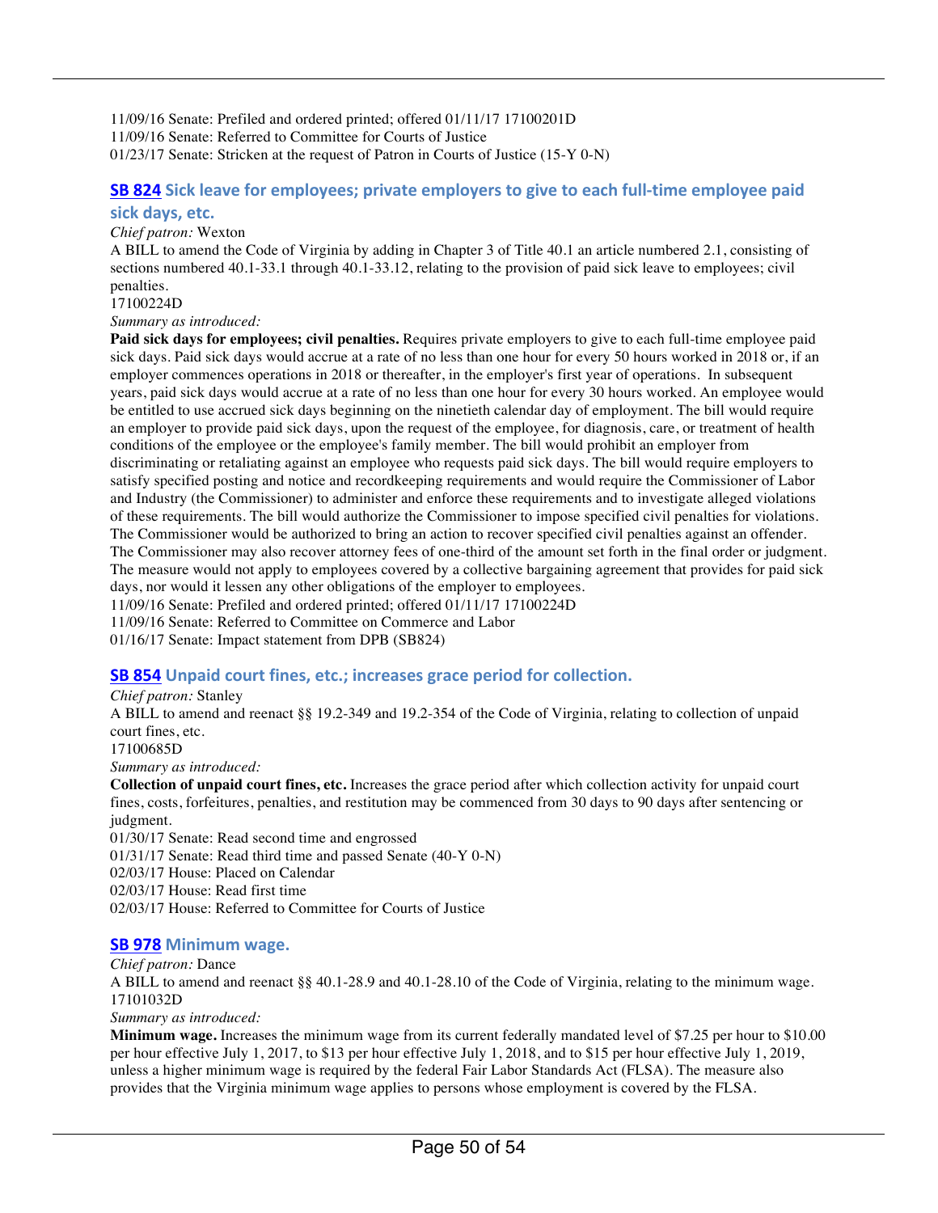11/09/16 Senate: Prefiled and ordered printed; offered 01/11/17 17100201D
11/09/16 Senate: Referred to Committee for Courts of Justice
01/23/17 Senate: Stricken at the request of Patron in Courts of Justice (15-Y 0-N)

### SB 824 Sick leave for employees; private employers to give to each full-time employee paid sick days, etc.

*Chief patron:* Wexton

A BILL to amend the Code of Virginia by adding in Chapter 3 of Title 40.1 an article numbered 2.1, consisting of sections numbered 40.1-33.1 through 40.1-33.12, relating to the provision of paid sick leave to employees; civil penalties.

17100224D

*Summary as introduced:*

**Paid sick days for employees; civil penalties.** Requires private employers to give to each full-time employee paid sick days. Paid sick days would accrue at a rate of no less than one hour for every 50 hours worked in 2018 or, if an employer commences operations in 2018 or thereafter, in the employer's first year of operations. In subsequent years, paid sick days would accrue at a rate of no less than one hour for every 30 hours worked. An employee would be entitled to use accrued sick days beginning on the ninetieth calendar day of employment. The bill would require an employer to provide paid sick days, upon the request of the employee, for diagnosis, care, or treatment of health conditions of the employee or the employee's family member. The bill would prohibit an employer from discriminating or retaliating against an employee who requests paid sick days. The bill would require employers to satisfy specified posting and notice and recordkeeping requirements and would require the Commissioner of Labor and Industry (the Commissioner) to administer and enforce these requirements and to investigate alleged violations of these requirements. The bill would authorize the Commissioner to impose specified civil penalties for violations. The Commissioner would be authorized to bring an action to recover specified civil penalties against an offender. The Commissioner may also recover attorney fees of one-third of the amount set forth in the final order or judgment. The measure would not apply to employees covered by a collective bargaining agreement that provides for paid sick days, nor would it lessen any other obligations of the employer to employees.

11/09/16 Senate: Prefiled and ordered printed; offered 01/11/17 17100224D
11/09/16 Senate: Referred to Committee on Commerce and Labor
01/16/17 Senate: Impact statement from DPB (SB824)

### SB 854 Unpaid court fines, etc.; increases grace period for collection.

*Chief patron:* Stanley

A BILL to amend and reenact §§ 19.2-349 and 19.2-354 of the Code of Virginia, relating to collection of unpaid court fines, etc.

17100685D

*Summary as introduced:*

**Collection of unpaid court fines, etc.** Increases the grace period after which collection activity for unpaid court fines, costs, forfeitures, penalties, and restitution may be commenced from 30 days to 90 days after sentencing or judgment.

01/30/17 Senate: Read second time and engrossed
01/31/17 Senate: Read third time and passed Senate (40-Y 0-N)
02/03/17 House: Placed on Calendar
02/03/17 House: Read first time
02/03/17 House: Referred to Committee for Courts of Justice

### SB 978 Minimum wage.

*Chief patron:* Dance

A BILL to amend and reenact §§ 40.1-28.9 and 40.1-28.10 of the Code of Virginia, relating to the minimum wage.

17101032D

*Summary as introduced:*

**Minimum wage.** Increases the minimum wage from its current federally mandated level of $7.25 per hour to $10.00 per hour effective July 1, 2017, to $13 per hour effective July 1, 2018, and to $15 per hour effective July 1, 2019, unless a higher minimum wage is required by the federal Fair Labor Standards Act (FLSA). The measure also provides that the Virginia minimum wage applies to persons whose employment is covered by the FLSA.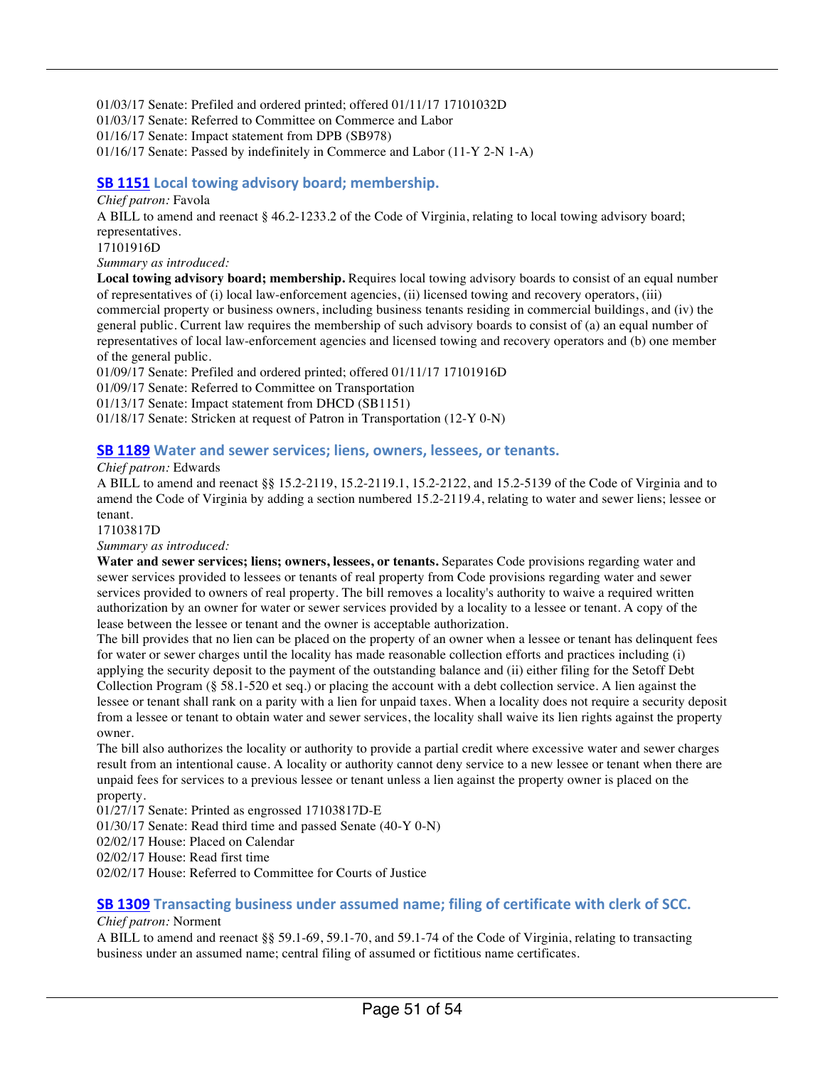01/03/17 Senate: Prefiled and ordered printed; offered 01/11/17 17101032D
01/03/17 Senate: Referred to Committee on Commerce and Labor
01/16/17 Senate: Impact statement from DPB (SB978)
01/16/17 Senate: Passed by indefinitely in Commerce and Labor (11-Y 2-N 1-A)

### SB 1151 Local towing advisory board; membership.

*Chief patron:* Favola

A BILL to amend and reenact § 46.2-1233.2 of the Code of Virginia, relating to local towing advisory board; representatives.

17101916D

*Summary as introduced:*

**Local towing advisory board; membership.** Requires local towing advisory boards to consist of an equal number of representatives of (i) local law-enforcement agencies, (ii) licensed towing and recovery operators, (iii) commercial property or business owners, including business tenants residing in commercial buildings, and (iv) the general public. Current law requires the membership of such advisory boards to consist of (a) an equal number of representatives of local law-enforcement agencies and licensed towing and recovery operators and (b) one member of the general public.

01/09/17 Senate: Prefiled and ordered printed; offered 01/11/17 17101916D
01/09/17 Senate: Referred to Committee on Transportation
01/13/17 Senate: Impact statement from DHCD (SB1151)
01/18/17 Senate: Stricken at request of Patron in Transportation (12-Y 0-N)

### SB 1189 Water and sewer services; liens, owners, lessees, or tenants.

*Chief patron:* Edwards

A BILL to amend and reenact §§ 15.2-2119, 15.2-2119.1, 15.2-2122, and 15.2-5139 of the Code of Virginia and to amend the Code of Virginia by adding a section numbered 15.2-2119.4, relating to water and sewer liens; lessee or tenant.

17103817D

*Summary as introduced:*

**Water and sewer services; liens; owners, lessees, or tenants.** Separates Code provisions regarding water and sewer services provided to lessees or tenants of real property from Code provisions regarding water and sewer services provided to owners of real property. The bill removes a locality's authority to waive a required written authorization by an owner for water or sewer services provided by a locality to a lessee or tenant. A copy of the lease between the lessee or tenant and the owner is acceptable authorization.

The bill provides that no lien can be placed on the property of an owner when a lessee or tenant has delinquent fees for water or sewer charges until the locality has made reasonable collection efforts and practices including (i) applying the security deposit to the payment of the outstanding balance and (ii) either filing for the Setoff Debt Collection Program (§ 58.1-520 et seq.) or placing the account with a debt collection service. A lien against the lessee or tenant shall rank on a parity with a lien for unpaid taxes. When a locality does not require a security deposit from a lessee or tenant to obtain water and sewer services, the locality shall waive its lien rights against the property owner.

The bill also authorizes the locality or authority to provide a partial credit where excessive water and sewer charges result from an intentional cause. A locality or authority cannot deny service to a new lessee or tenant when there are unpaid fees for services to a previous lessee or tenant unless a lien against the property owner is placed on the property.

01/27/17 Senate: Printed as engrossed 17103817D-E
01/30/17 Senate: Read third time and passed Senate (40-Y 0-N)
02/02/17 House: Placed on Calendar
02/02/17 House: Read first time
02/02/17 House: Referred to Committee for Courts of Justice

### SB 1309 Transacting business under assumed name; filing of certificate with clerk of SCC.

*Chief patron:* Norment

A BILL to amend and reenact §§ 59.1-69, 59.1-70, and 59.1-74 of the Code of Virginia, relating to transacting business under an assumed name; central filing of assumed or fictitious name certificates.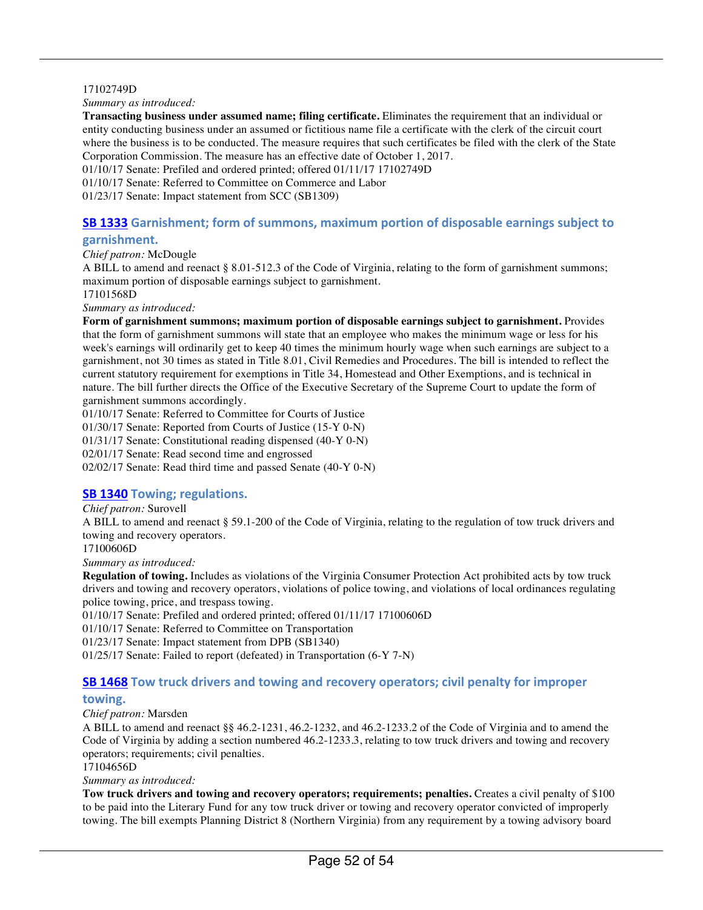17102749D

*Summary as introduced:*

**Transacting business under assumed name; filing certificate.** Eliminates the requirement that an individual or entity conducting business under an assumed or fictitious name file a certificate with the clerk of the circuit court where the business is to be conducted. The measure requires that such certificates be filed with the clerk of the State Corporation Commission. The measure has an effective date of October 1, 2017.

01/10/17 Senate: Prefiled and ordered printed; offered 01/11/17 17102749D

01/10/17 Senate: Referred to Committee on Commerce and Labor

01/23/17 Senate: Impact statement from SCC (SB1309)

### SB 1333 Garnishment; form of summons, maximum portion of disposable earnings subject to garnishment.

*Chief patron:* McDougle

A BILL to amend and reenact § 8.01-512.3 of the Code of Virginia, relating to the form of garnishment summons; maximum portion of disposable earnings subject to garnishment.

17101568D

*Summary as introduced:*

**Form of garnishment summons; maximum portion of disposable earnings subject to garnishment.** Provides that the form of garnishment summons will state that an employee who makes the minimum wage or less for his week's earnings will ordinarily get to keep 40 times the minimum hourly wage when such earnings are subject to a garnishment, not 30 times as stated in Title 8.01, Civil Remedies and Procedures. The bill is intended to reflect the current statutory requirement for exemptions in Title 34, Homestead and Other Exemptions, and is technical in nature. The bill further directs the Office of the Executive Secretary of the Supreme Court to update the form of garnishment summons accordingly.

01/10/17 Senate: Referred to Committee for Courts of Justice

01/30/17 Senate: Reported from Courts of Justice (15-Y 0-N)

01/31/17 Senate: Constitutional reading dispensed (40-Y 0-N)

02/01/17 Senate: Read second time and engrossed

02/02/17 Senate: Read third time and passed Senate (40-Y 0-N)

### SB 1340 Towing; regulations.

*Chief patron:* Surovell

A BILL to amend and reenact § 59.1-200 of the Code of Virginia, relating to the regulation of tow truck drivers and towing and recovery operators.

17100606D

*Summary as introduced:*

**Regulation of towing.** Includes as violations of the Virginia Consumer Protection Act prohibited acts by tow truck drivers and towing and recovery operators, violations of police towing, and violations of local ordinances regulating police towing, price, and trespass towing.

01/10/17 Senate: Prefiled and ordered printed; offered 01/11/17 17100606D

01/10/17 Senate: Referred to Committee on Transportation

01/23/17 Senate: Impact statement from DPB (SB1340)

01/25/17 Senate: Failed to report (defeated) in Transportation (6-Y 7-N)

### SB 1468 Tow truck drivers and towing and recovery operators; civil penalty for improper towing.

*Chief patron:* Marsden

A BILL to amend and reenact §§ 46.2-1231, 46.2-1232, and 46.2-1233.2 of the Code of Virginia and to amend the Code of Virginia by adding a section numbered 46.2-1233.3, relating to tow truck drivers and towing and recovery operators; requirements; civil penalties.

17104656D

*Summary as introduced:*

**Tow truck drivers and towing and recovery operators; requirements; penalties.** Creates a civil penalty of $100 to be paid into the Literary Fund for any tow truck driver or towing and recovery operator convicted of improperly towing. The bill exempts Planning District 8 (Northern Virginia) from any requirement by a towing advisory board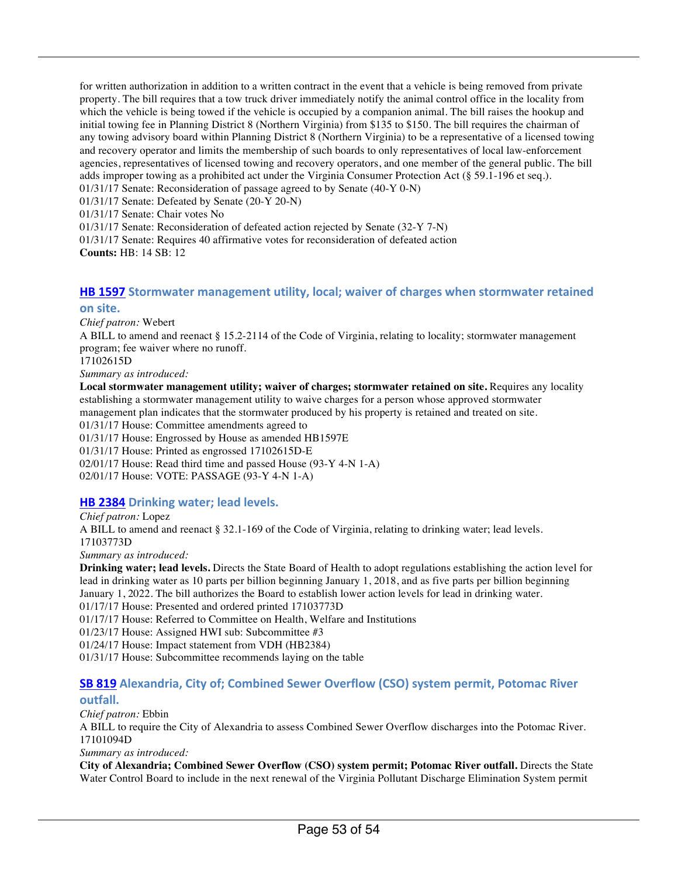for written authorization in addition to a written contract in the event that a vehicle is being removed from private property. The bill requires that a tow truck driver immediately notify the animal control office in the locality from which the vehicle is being towed if the vehicle is occupied by a companion animal. The bill raises the hookup and initial towing fee in Planning District 8 (Northern Virginia) from $135 to $150. The bill requires the chairman of any towing advisory board within Planning District 8 (Northern Virginia) to be a representative of a licensed towing and recovery operator and limits the membership of such boards to only representatives of local law-enforcement agencies, representatives of licensed towing and recovery operators, and one member of the general public. The bill adds improper towing as a prohibited act under the Virginia Consumer Protection Act (§ 59.1-196 et seq.).
01/31/17 Senate: Reconsideration of passage agreed to by Senate (40-Y 0-N)
01/31/17 Senate: Defeated by Senate (20-Y 20-N)
01/31/17 Senate: Chair votes No
01/31/17 Senate: Reconsideration of defeated action rejected by Senate (32-Y 7-N)
01/31/17 Senate: Requires 40 affirmative votes for reconsideration of defeated action
**Counts:** HB: 14 SB: 12

### HB 1597 Stormwater management utility, local; waiver of charges when stormwater retained on site.

*Chief patron:* Webert
A BILL to amend and reenact § 15.2-2114 of the Code of Virginia, relating to locality; stormwater management program; fee waiver where no runoff.
17102615D
*Summary as introduced:*
**Local stormwater management utility; waiver of charges; stormwater retained on site.** Requires any locality establishing a stormwater management utility to waive charges for a person whose approved stormwater management plan indicates that the stormwater produced by his property is retained and treated on site.
01/31/17 House: Committee amendments agreed to
01/31/17 House: Engrossed by House as amended HB1597E
01/31/17 House: Printed as engrossed 17102615D-E
02/01/17 House: Read third time and passed House (93-Y 4-N 1-A)
02/01/17 House: VOTE: PASSAGE (93-Y 4-N 1-A)

### HB 2384 Drinking water; lead levels.

*Chief patron:* Lopez
A BILL to amend and reenact § 32.1-169 of the Code of Virginia, relating to drinking water; lead levels.
17103773D
*Summary as introduced:*
**Drinking water; lead levels.** Directs the State Board of Health to adopt regulations establishing the action level for lead in drinking water as 10 parts per billion beginning January 1, 2018, and as five parts per billion beginning January 1, 2022. The bill authorizes the Board to establish lower action levels for lead in drinking water.
01/17/17 House: Presented and ordered printed 17103773D
01/17/17 House: Referred to Committee on Health, Welfare and Institutions
01/23/17 House: Assigned HWI sub: Subcommittee #3
01/24/17 House: Impact statement from VDH (HB2384)
01/31/17 House: Subcommittee recommends laying on the table

### SB 819 Alexandria, City of; Combined Sewer Overflow (CSO) system permit, Potomac River outfall.

*Chief patron:* Ebbin
A BILL to require the City of Alexandria to assess Combined Sewer Overflow discharges into the Potomac River.
17101094D
*Summary as introduced:*
**City of Alexandria; Combined Sewer Overflow (CSO) system permit; Potomac River outfall.** Directs the State Water Control Board to include in the next renewal of the Virginia Pollutant Discharge Elimination System permit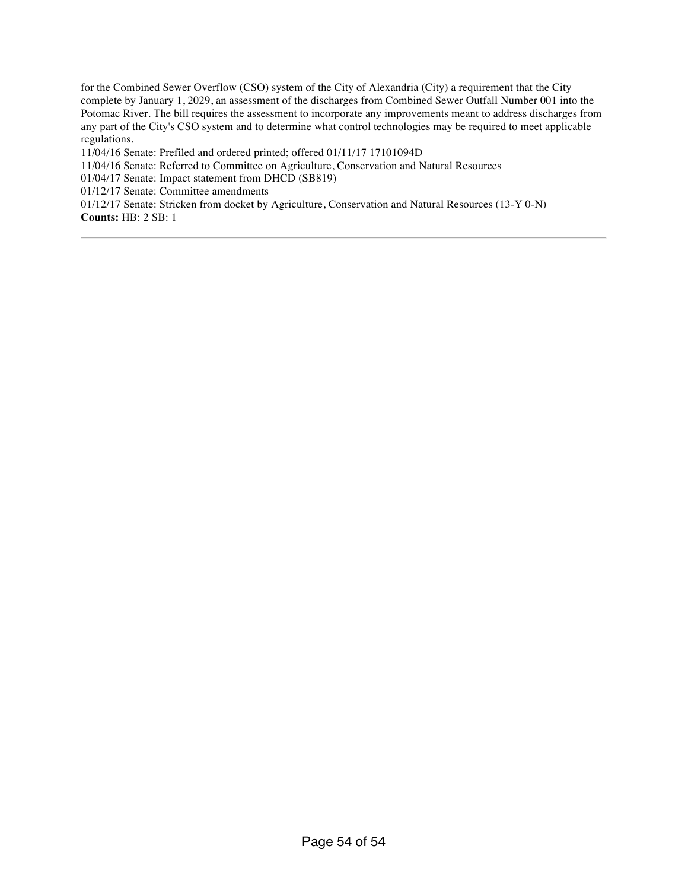for the Combined Sewer Overflow (CSO) system of the City of Alexandria (City) a requirement that the City complete by January 1, 2029, an assessment of the discharges from Combined Sewer Outfall Number 001 into the Potomac River. The bill requires the assessment to incorporate any improvements meant to address discharges from any part of the City's CSO system and to determine what control technologies may be required to meet applicable regulations.

11/04/16 Senate: Prefiled and ordered printed; offered 01/11/17 17101094D  
11/04/16 Senate: Referred to Committee on Agriculture, Conservation and Natural Resources  
01/04/17 Senate: Impact statement from DHCD (SB819)  
01/12/17 Senate: Committee amendments  
01/12/17 Senate: Stricken from docket by Agriculture, Conservation and Natural Resources (13-Y 0-N)  
**Counts:** HB: 2 SB: 1

---